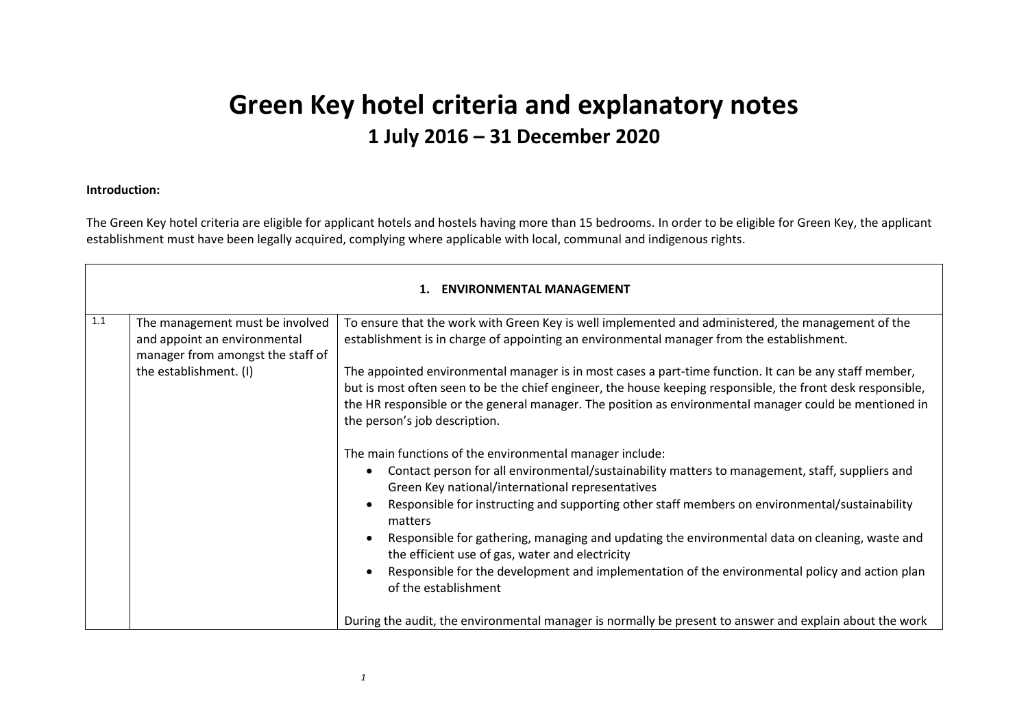# Green Key hotel criteria and explanatory notes

## 1 July 2016 – 31 December 2020

**Introduction:**

The Green Key hotel criteria are eligible for applicant hotels and hostels having more than 15 bedrooms. In order to be eligible for Green Key, the applicant establishment must have been legally acquired, complying where applicable with local, communal and indigenous rights.

| **1. ENVIRONMENTAL MANAGEMENT** | | |
|---|---|---|
| 1.1 | The management must be involved and appoint an environmental manager from amongst the staff of the establishment. (I) | To ensure that the work with Green Key is well implemented and administered, the management of the establishment is in charge of appointing an environmental manager from the establishment.<br><br>The appointed environmental manager is in most cases a part-time function. It can be any staff member, but is most often seen to be the chief engineer, the house keeping responsible, the front desk responsible, the HR responsible or the general manager. The position as environmental manager could be mentioned in the person's job description.<br><br>The main functions of the environmental manager include:<br>• Contact person for all environmental/sustainability matters to management, staff, suppliers and Green Key national/international representatives<br>• Responsible for instructing and supporting other staff members on environmental/sustainability matters<br>• Responsible for gathering, managing and updating the environmental data on cleaning, waste and the efficient use of gas, water and electricity<br>• Responsible for the development and implementation of the environmental policy and action plan of the establishment<br><br>During the audit, the environmental manager is normally be present to answer and explain about the work |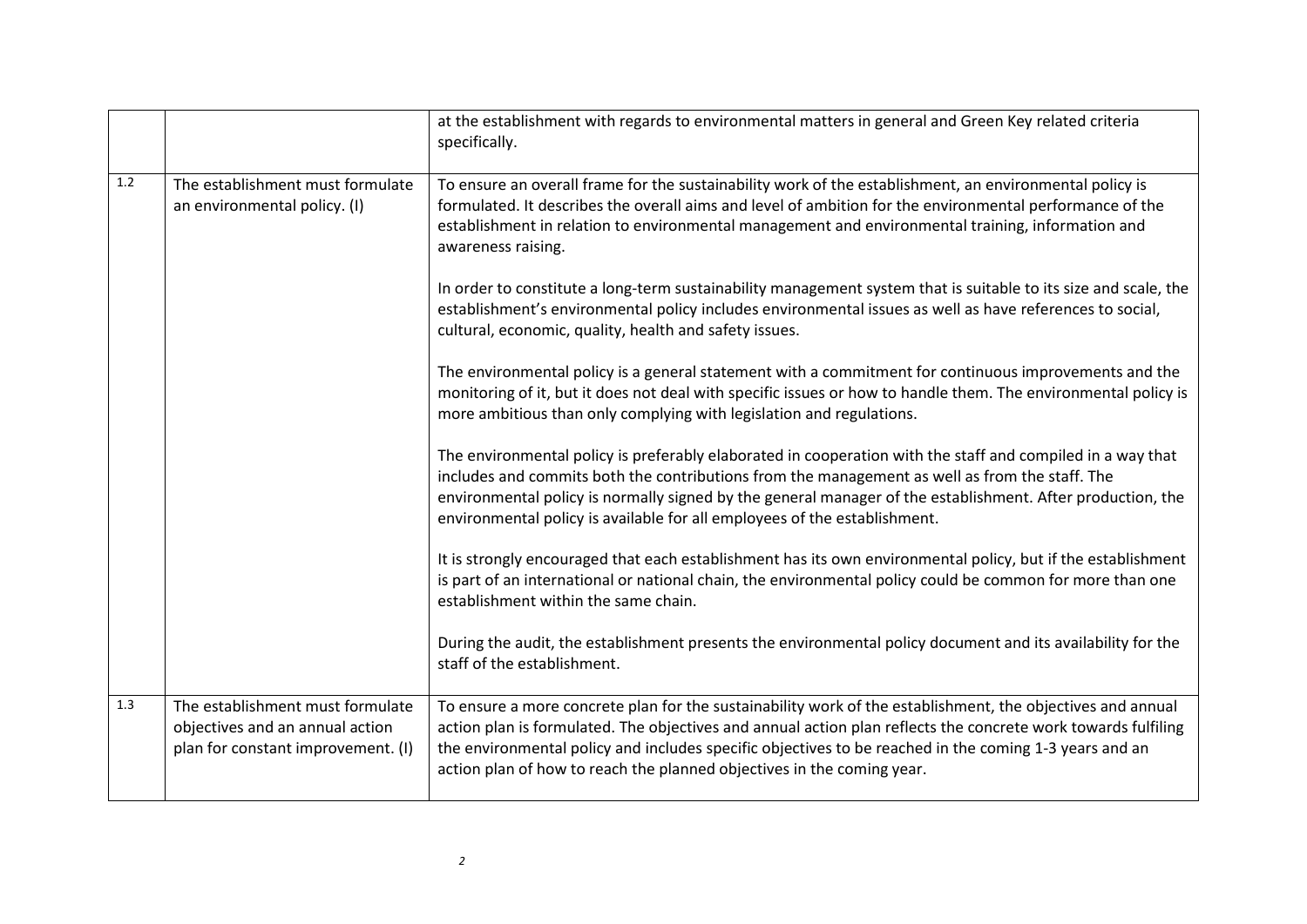| | | |
|---|---|---|
| | | at the establishment with regards to environmental matters in general and Green Key related criteria specifically. |
| 1.2 | The establishment must formulate an environmental policy. (I) | To ensure an overall frame for the sustainability work of the establishment, an environmental policy is formulated. It describes the overall aims and level of ambition for the environmental performance of the establishment in relation to environmental management and environmental training, information and awareness raising.<br><br>In order to constitute a long-term sustainability management system that is suitable to its size and scale, the establishment's environmental policy includes environmental issues as well as have references to social, cultural, economic, quality, health and safety issues.<br><br>The environmental policy is a general statement with a commitment for continuous improvements and the monitoring of it, but it does not deal with specific issues or how to handle them. The environmental policy is more ambitious than only complying with legislation and regulations.<br><br>The environmental policy is preferably elaborated in cooperation with the staff and compiled in a way that includes and commits both the contributions from the management as well as from the staff. The environmental policy is normally signed by the general manager of the establishment. After production, the environmental policy is available for all employees of the establishment.<br><br>It is strongly encouraged that each establishment has its own environmental policy, but if the establishment is part of an international or national chain, the environmental policy could be common for more than one establishment within the same chain.<br><br>During the audit, the establishment presents the environmental policy document and its availability for the staff of the establishment. |
| 1.3 | The establishment must formulate objectives and an annual action plan for constant improvement. (I) | To ensure a more concrete plan for the sustainability work of the establishment, the objectives and annual action plan is formulated. The objectives and annual action plan reflects the concrete work towards fulfiling the environmental policy and includes specific objectives to be reached in the coming 1-3 years and an action plan of how to reach the planned objectives in the coming year. |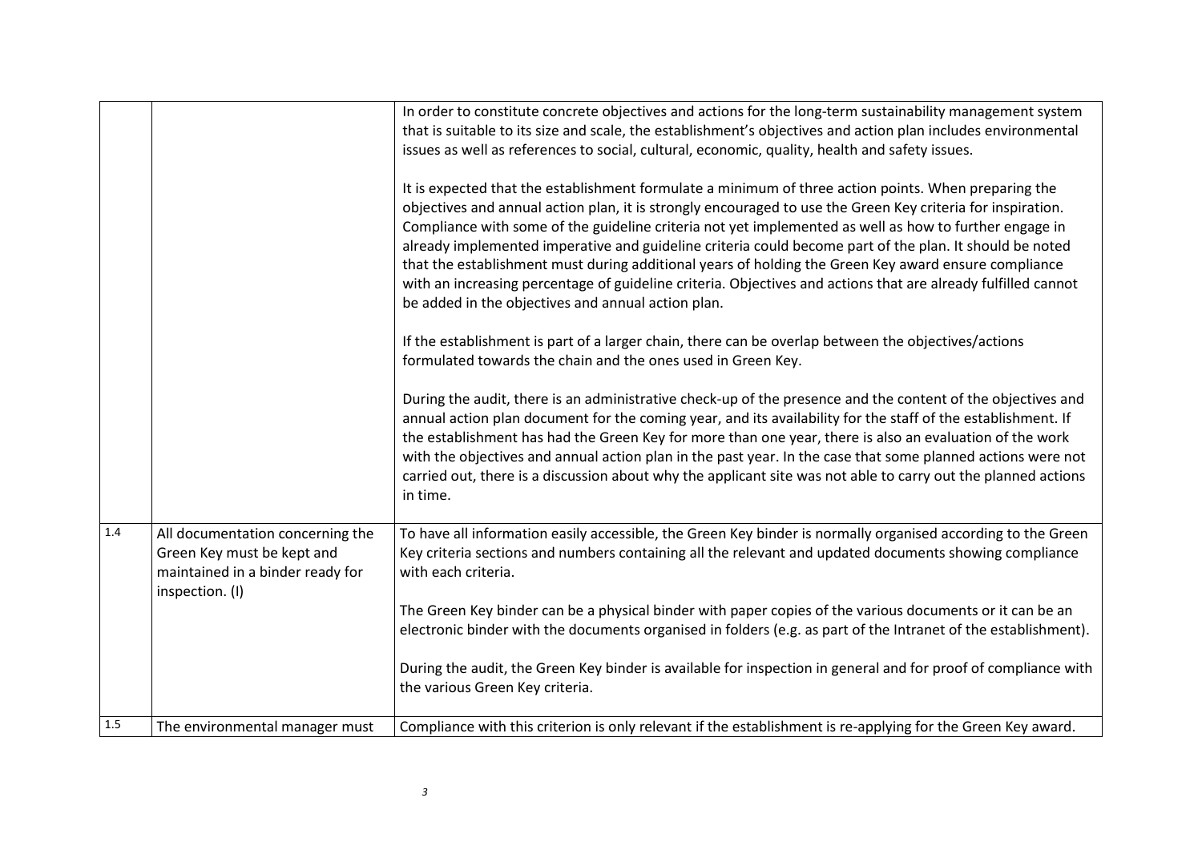| | | |
|---|---|---|
| | | In order to constitute concrete objectives and actions for the long-term sustainability management system that is suitable to its size and scale, the establishment's objectives and action plan includes environmental issues as well as references to social, cultural, economic, quality, health and safety issues.<br><br>It is expected that the establishment formulate a minimum of three action points. When preparing the objectives and annual action plan, it is strongly encouraged to use the Green Key criteria for inspiration. Compliance with some of the guideline criteria not yet implemented as well as how to further engage in already implemented imperative and guideline criteria could become part of the plan. It should be noted that the establishment must during additional years of holding the Green Key award ensure compliance with an increasing percentage of guideline criteria. Objectives and actions that are already fulfilled cannot be added in the objectives and annual action plan.<br><br>If the establishment is part of a larger chain, there can be overlap between the objectives/actions formulated towards the chain and the ones used in Green Key.<br><br>During the audit, there is an administrative check-up of the presence and the content of the objectives and annual action plan document for the coming year, and its availability for the staff of the establishment. If the establishment has had the Green Key for more than one year, there is also an evaluation of the work with the objectives and annual action plan in the past year. In the case that some planned actions were not carried out, there is a discussion about why the applicant site was not able to carry out the planned actions in time. |
| 1.4 | All documentation concerning the Green Key must be kept and maintained in a binder ready for inspection. (I) | To have all information easily accessible, the Green Key binder is normally organised according to the Green Key criteria sections and numbers containing all the relevant and updated documents showing compliance with each criteria.<br><br>The Green Key binder can be a physical binder with paper copies of the various documents or it can be an electronic binder with the documents organised in folders (e.g. as part of the Intranet of the establishment).<br><br>During the audit, the Green Key binder is available for inspection in general and for proof of compliance with the various Green Key criteria. |
| 1.5 | The environmental manager must | Compliance with this criterion is only relevant if the establishment is re-applying for the Green Key award. |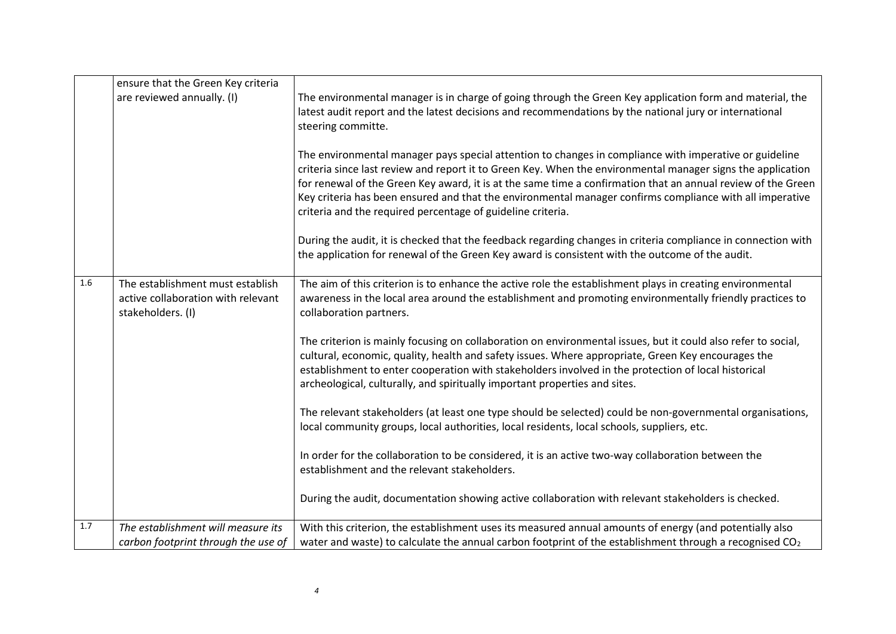|  |  |  |
|---|---|---|
|  | ensure that the Green Key criteria are reviewed annually. (I) | The environmental manager is in charge of going through the Green Key application form and material, the latest audit report and the latest decisions and recommendations by the national jury or international steering committe.<br><br>The environmental manager pays special attention to changes in compliance with imperative or guideline criteria since last review and report it to Green Key. When the environmental manager signs the application for renewal of the Green Key award, it is at the same time a confirmation that an annual review of the Green Key criteria has been ensured and that the environmental manager confirms compliance with all imperative criteria and the required percentage of guideline criteria.<br><br>During the audit, it is checked that the feedback regarding changes in criteria compliance in connection with the application for renewal of the Green Key award is consistent with the outcome of the audit. |
| 1.6 | The establishment must establish active collaboration with relevant stakeholders. (I) | The aim of this criterion is to enhance the active role the establishment plays in creating environmental awareness in the local area around the establishment and promoting environmentally friendly practices to collaboration partners.<br><br>The criterion is mainly focusing on collaboration on environmental issues, but it could also refer to social, cultural, economic, quality, health and safety issues. Where appropriate, Green Key encourages the establishment to enter cooperation with stakeholders involved in the protection of local historical archeological, culturally, and spiritually important properties and sites.<br><br>The relevant stakeholders (at least one type should be selected) could be non-governmental organisations, local community groups, local authorities, local residents, local schools, suppliers, etc.<br><br>In order for the collaboration to be considered, it is an active two-way collaboration between the establishment and the relevant stakeholders.<br><br>During the audit, documentation showing active collaboration with relevant stakeholders is checked. |
| 1.7 | *The establishment will measure its carbon footprint through the use of* | With this criterion, the establishment uses its measured annual amounts of energy (and potentially also water and waste) to calculate the annual carbon footprint of the establishment through a recognised $CO_2$ |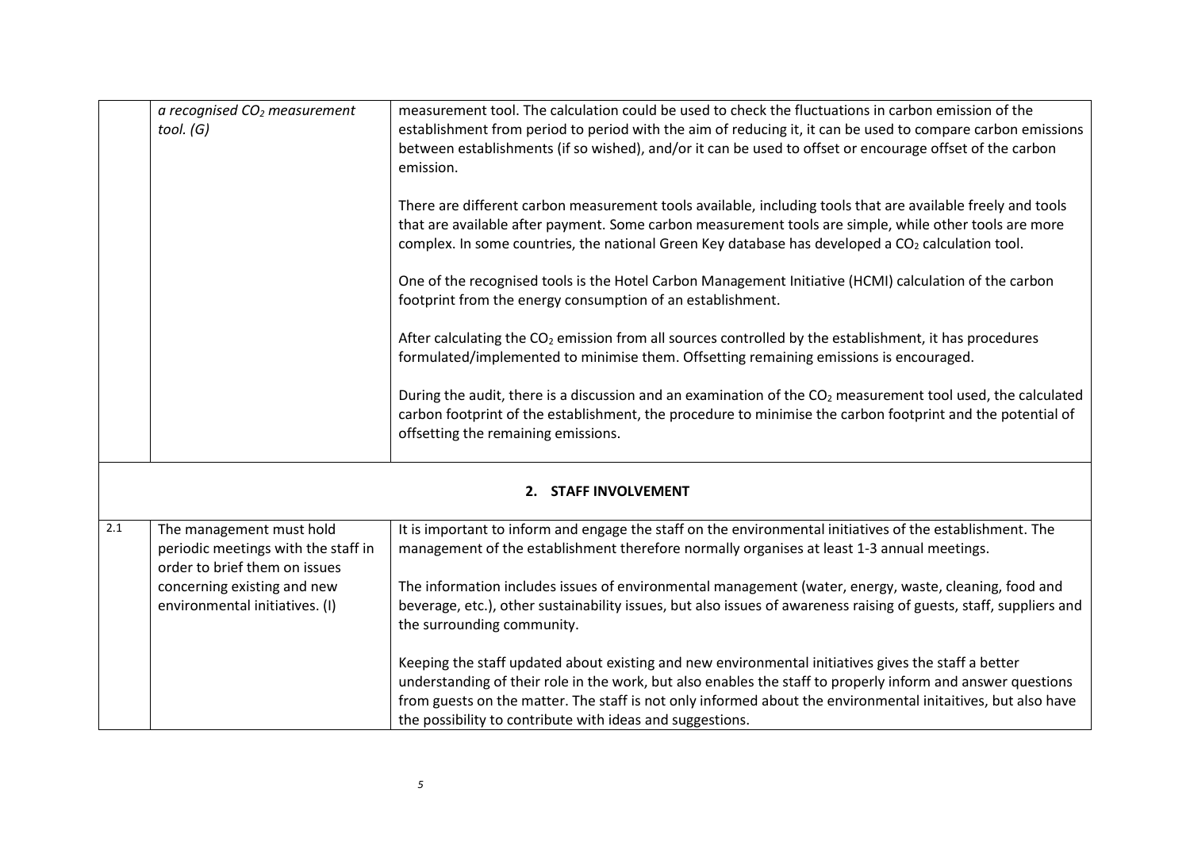| | | |
|---|---|---|
| | *a recognised $CO_2$ measurement tool. (G)* | measurement tool. The calculation could be used to check the fluctuations in carbon emission of the establishment from period to period with the aim of reducing it, it can be used to compare carbon emissions between establishments (if so wished), and/or it can be used to offset or encourage offset of the carbon emission.<br><br>There are different carbon measurement tools available, including tools that are available freely and tools that are available after payment. Some carbon measurement tools are simple, while other tools are more complex. In some countries, the national Green Key database has developed a $CO_2$ calculation tool.<br><br>One of the recognised tools is the Hotel Carbon Management Initiative (HCMI) calculation of the carbon footprint from the energy consumption of an establishment.<br><br>After calculating the $CO_2$ emission from all sources controlled by the establishment, it has procedures formulated/implemented to minimise them. Offsetting remaining emissions is encouraged.<br><br>During the audit, there is a discussion and an examination of the $CO_2$ measurement tool used, the calculated carbon footprint of the establishment, the procedure to minimise the carbon footprint and the potential of offsetting the remaining emissions. |
| | | **2. STAFF INVOLVEMENT** |
| 2.1 | The management must hold periodic meetings with the staff in order to brief them on issues concerning existing and new environmental initiatives. (I) | It is important to inform and engage the staff on the environmental initiatives of the establishment. The management of the establishment therefore normally organises at least 1-3 annual meetings.<br><br>The information includes issues of environmental management (water, energy, waste, cleaning, food and beverage, etc.), other sustainability issues, but also issues of awareness raising of guests, staff, suppliers and the surrounding community.<br><br>Keeping the staff updated about existing and new environmental initiatives gives the staff a better understanding of their role in the work, but also enables the staff to properly inform and answer questions from guests on the matter. The staff is not only informed about the environmental initaitives, but also have the possibility to contribute with ideas and suggestions. |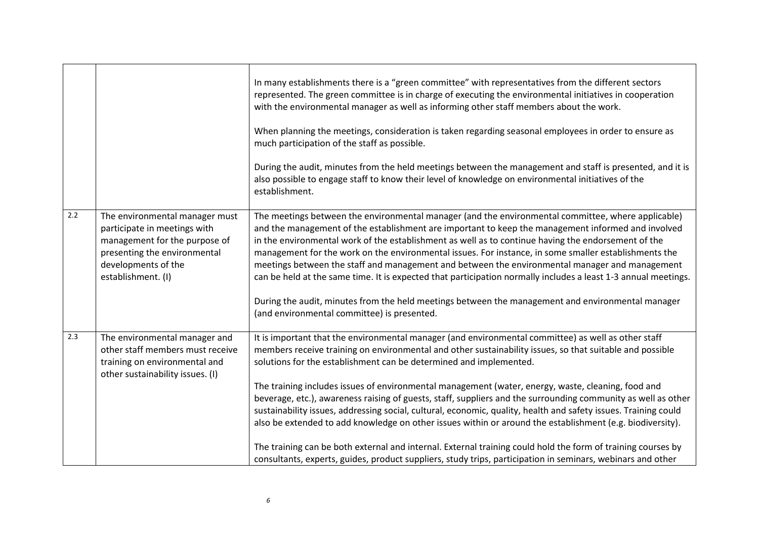| | | |
|---|---|---|
| | | In many establishments there is a "green committee" with representatives from the different sectors represented. The green committee is in charge of executing the environmental initiatives in cooperation with the environmental manager as well as informing other staff members about the work.<br><br>When planning the meetings, consideration is taken regarding seasonal employees in order to ensure as much participation of the staff as possible.<br><br>During the audit, minutes from the held meetings between the management and staff is presented, and it is also possible to engage staff to know their level of knowledge on environmental initiatives of the establishment. |
| 2.2 | The environmental manager must participate in meetings with management for the purpose of presenting the environmental developments of the establishment. (I) | The meetings between the environmental manager (and the environmental committee, where applicable) and the management of the establishment are important to keep the management informed and involved in the environmental work of the establishment as well as to continue having the endorsement of the management for the work on the environmental issues. For instance, in some smaller establishments the meetings between the staff and management and between the environmental manager and management can be held at the same time. It is expected that participation normally includes a least 1-3 annual meetings.<br><br>During the audit, minutes from the held meetings between the management and environmental manager (and environmental committee) is presented. |
| 2.3 | The environmental manager and other staff members must receive training on environmental and other sustainability issues. (I) | It is important that the environmental manager (and environmental committee) as well as other staff members receive training on environmental and other sustainability issues, so that suitable and possible solutions for the establishment can be determined and implemented.<br><br>The training includes issues of environmental management (water, energy, waste, cleaning, food and beverage, etc.), awareness raising of guests, staff, suppliers and the surrounding community as well as other sustainability issues, addressing social, cultural, economic, quality, health and safety issues. Training could also be extended to add knowledge on other issues within or around the establishment (e.g. biodiversity).<br><br>The training can be both external and internal. External training could hold the form of training courses by consultants, experts, guides, product suppliers, study trips, participation in seminars, webinars and other |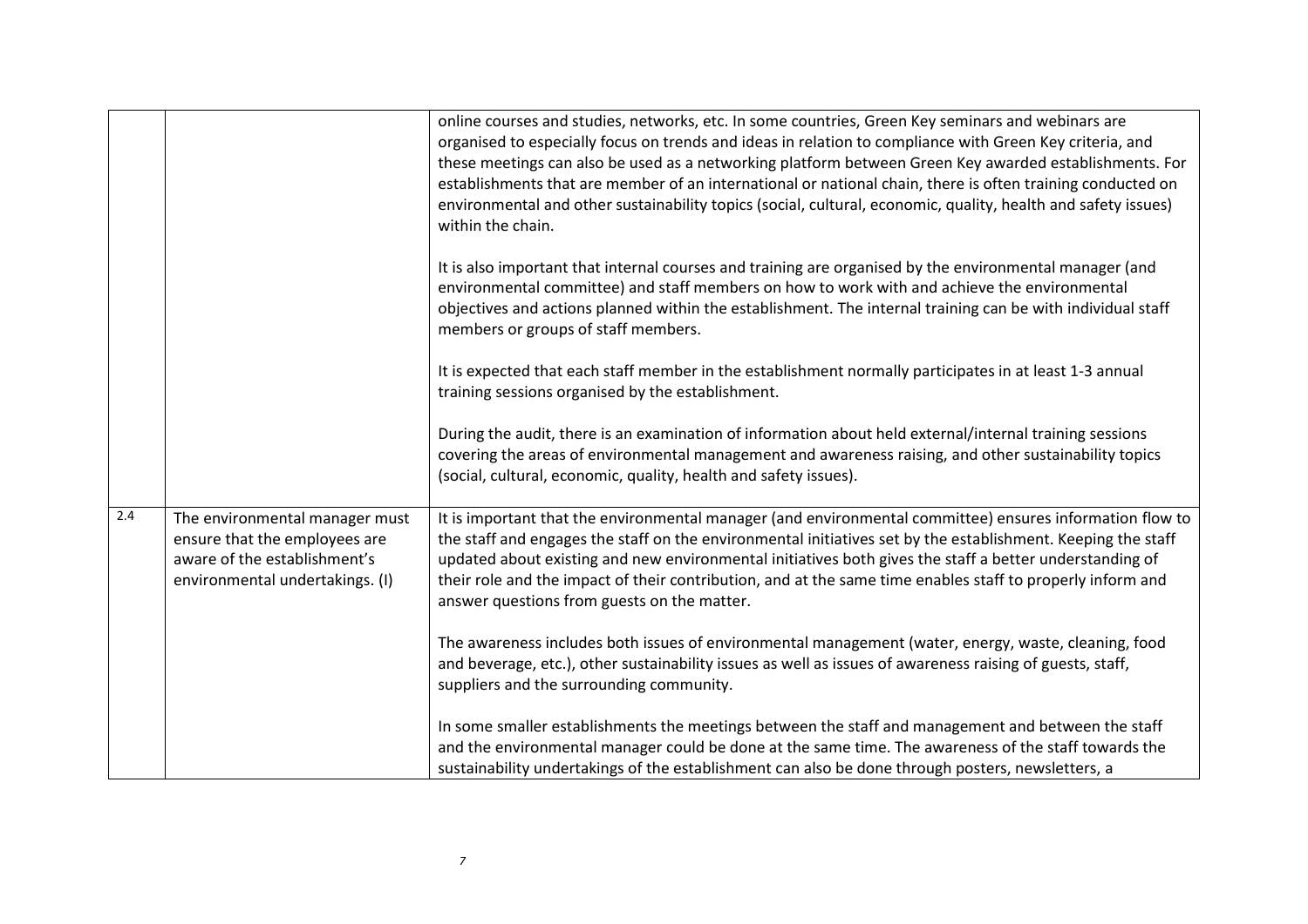| | | |
|---|---|---|
| | | online courses and studies, networks, etc. In some countries, Green Key seminars and webinars are organised to especially focus on trends and ideas in relation to compliance with Green Key criteria, and these meetings can also be used as a networking platform between Green Key awarded establishments. For establishments that are member of an international or national chain, there is often training conducted on environmental and other sustainability topics (social, cultural, economic, quality, health and safety issues) within the chain.<br><br>It is also important that internal courses and training are organised by the environmental manager (and environmental committee) and staff members on how to work with and achieve the environmental objectives and actions planned within the establishment. The internal training can be with individual staff members or groups of staff members.<br><br>It is expected that each staff member in the establishment normally participates in at least 1-3 annual training sessions organised by the establishment.<br><br>During the audit, there is an examination of information about held external/internal training sessions covering the areas of environmental management and awareness raising, and other sustainability topics (social, cultural, economic, quality, health and safety issues). |
| 2.4 | The environmental manager must ensure that the employees are aware of the establishment's environmental undertakings. (I) | It is important that the environmental manager (and environmental committee) ensures information flow to the staff and engages the staff on the environmental initiatives set by the establishment. Keeping the staff updated about existing and new environmental initiatives both gives the staff a better understanding of their role and the impact of their contribution, and at the same time enables staff to properly inform and answer questions from guests on the matter.<br><br>The awareness includes both issues of environmental management (water, energy, waste, cleaning, food and beverage, etc.), other sustainability issues as well as issues of awareness raising of guests, staff, suppliers and the surrounding community.<br><br>In some smaller establishments the meetings between the staff and management and between the staff and the environmental manager could be done at the same time. The awareness of the staff towards the sustainability undertakings of the establishment can also be done through posters, newsletters, a |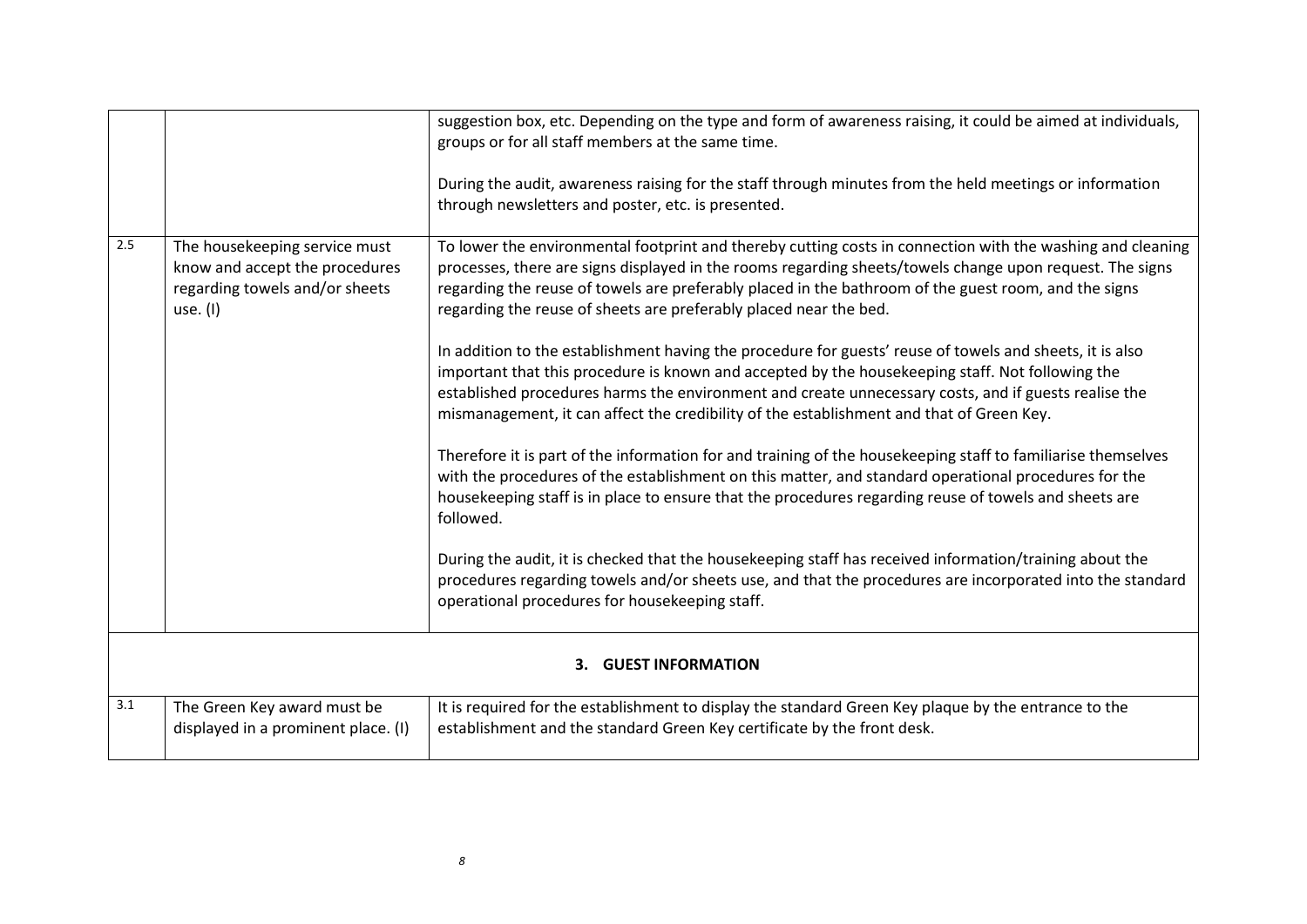|  |  |  |
|---|---|---|
|  |  | suggestion box, etc. Depending on the type and form of awareness raising, it could be aimed at individuals, groups or for all staff members at the same time.<br><br>During the audit, awareness raising for the staff through minutes from the held meetings or information through newsletters and poster, etc. is presented. |
| 2.5 | The housekeeping service must know and accept the procedures regarding towels and/or sheets use. (I) | To lower the environmental footprint and thereby cutting costs in connection with the washing and cleaning processes, there are signs displayed in the rooms regarding sheets/towels change upon request. The signs regarding the reuse of towels are preferably placed in the bathroom of the guest room, and the signs regarding the reuse of sheets are preferably placed near the bed.<br><br>In addition to the establishment having the procedure for guests' reuse of towels and sheets, it is also important that this procedure is known and accepted by the housekeeping staff. Not following the established procedures harms the environment and create unnecessary costs, and if guests realise the mismanagement, it can affect the credibility of the establishment and that of Green Key.<br><br>Therefore it is part of the information for and training of the housekeeping staff to familiarise themselves with the procedures of the establishment on this matter, and standard operational procedures for the housekeeping staff is in place to ensure that the procedures regarding reuse of towels and sheets are followed.<br><br>During the audit, it is checked that the housekeeping staff has received information/training about the procedures regarding towels and/or sheets use, and that the procedures are incorporated into the standard operational procedures for housekeeping staff. |
| **3. GUEST INFORMATION** | | |
| 3.1 | The Green Key award must be displayed in a prominent place. (I) | It is required for the establishment to display the standard Green Key plaque by the entrance to the establishment and the standard Green Key certificate by the front desk. |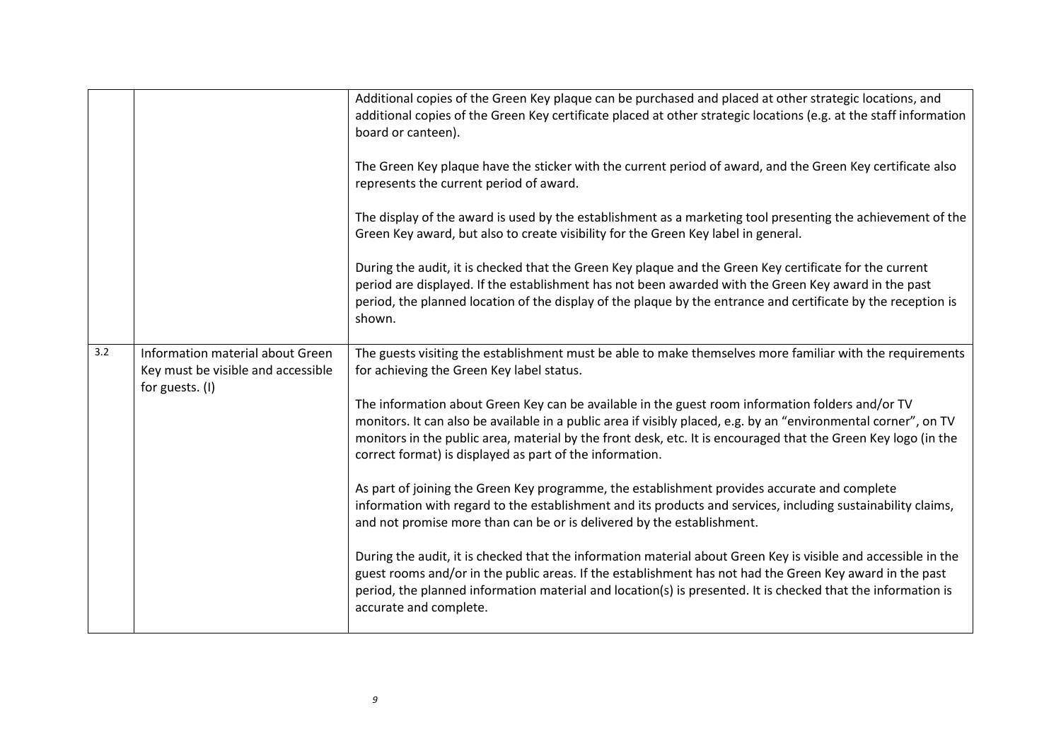|  |  |  |
|---|---|---|
|  |  | Additional copies of the Green Key plaque can be purchased and placed at other strategic locations, and additional copies of the Green Key certificate placed at other strategic locations (e.g. at the staff information board or canteen).<br><br>The Green Key plaque have the sticker with the current period of award, and the Green Key certificate also represents the current period of award.<br><br>The display of the award is used by the establishment as a marketing tool presenting the achievement of the Green Key award, but also to create visibility for the Green Key label in general.<br><br>During the audit, it is checked that the Green Key plaque and the Green Key certificate for the current period are displayed. If the establishment has not been awarded with the Green Key award in the past period, the planned location of the display of the plaque by the entrance and certificate by the reception is shown. |
| 3.2 | Information material about Green Key must be visible and accessible for guests. (I) | The guests visiting the establishment must be able to make themselves more familiar with the requirements for achieving the Green Key label status.<br><br>The information about Green Key can be available in the guest room information folders and/or TV monitors. It can also be available in a public area if visibly placed, e.g. by an "environmental corner", on TV monitors in the public area, material by the front desk, etc. It is encouraged that the Green Key logo (in the correct format) is displayed as part of the information.<br><br>As part of joining the Green Key programme, the establishment provides accurate and complete information with regard to the establishment and its products and services, including sustainability claims, and not promise more than can be or is delivered by the establishment.<br><br>During the audit, it is checked that the information material about Green Key is visible and accessible in the guest rooms and/or in the public areas. If the establishment has not had the Green Key award in the past period, the planned information material and location(s) is presented. It is checked that the information is accurate and complete. |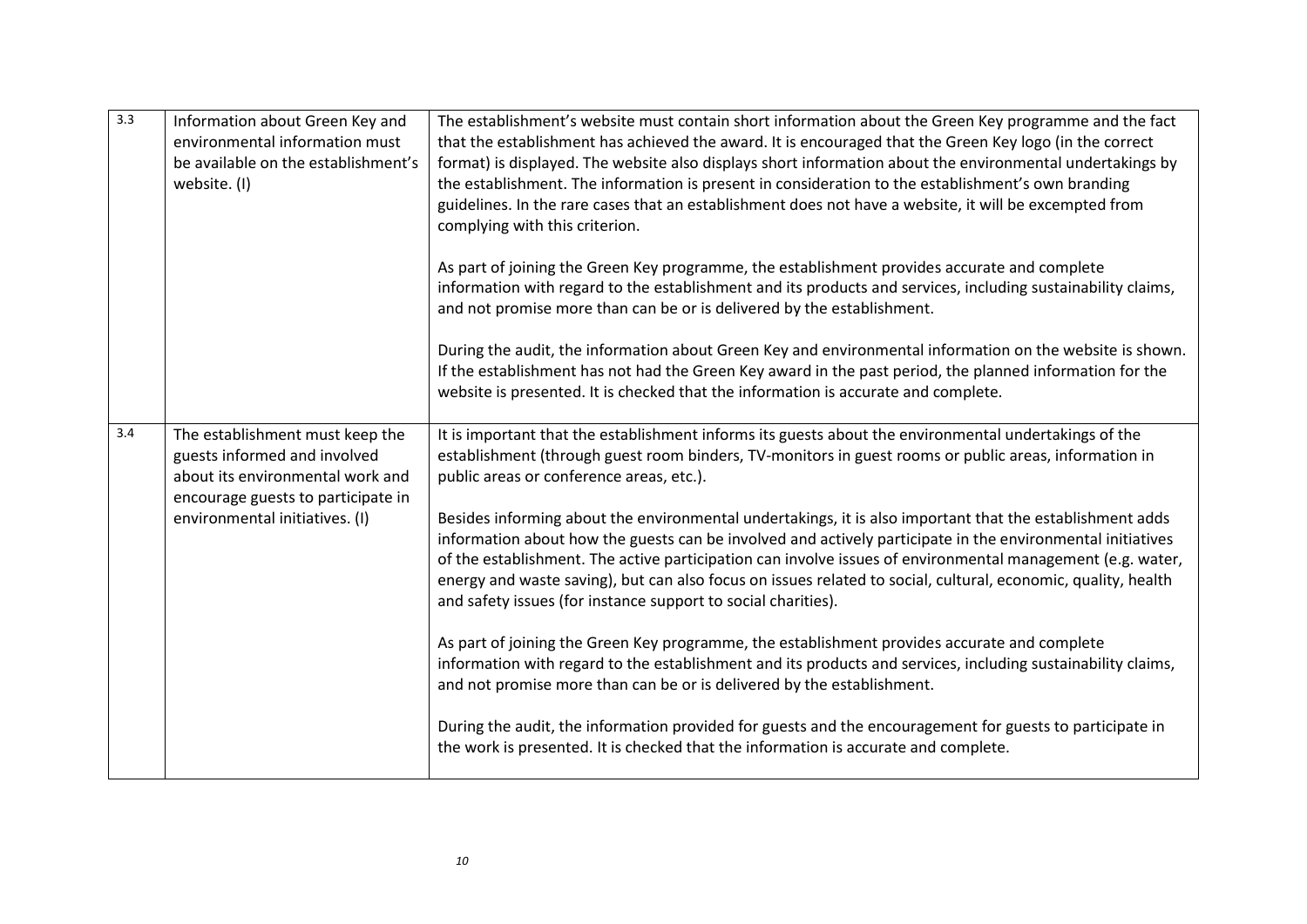| | | |
|---|---|---|
| 3.3 | Information about Green Key and environmental information must be available on the establishment's website. (I) | The establishment's website must contain short information about the Green Key programme and the fact that the establishment has achieved the award. It is encouraged that the Green Key logo (in the correct format) is displayed. The website also displays short information about the environmental undertakings by the establishment. The information is present in consideration to the establishment's own branding guidelines. In the rare cases that an establishment does not have a website, it will be excempted from complying with this criterion.<br><br>As part of joining the Green Key programme, the establishment provides accurate and complete information with regard to the establishment and its products and services, including sustainability claims, and not promise more than can be or is delivered by the establishment.<br><br>During the audit, the information about Green Key and environmental information on the website is shown. If the establishment has not had the Green Key award in the past period, the planned information for the website is presented. It is checked that the information is accurate and complete. |
| 3.4 | The establishment must keep the guests informed and involved about its environmental work and encourage guests to participate in environmental initiatives. (I) | It is important that the establishment informs its guests about the environmental undertakings of the establishment (through guest room binders, TV-monitors in guest rooms or public areas, information in public areas or conference areas, etc.).<br><br>Besides informing about the environmental undertakings, it is also important that the establishment adds information about how the guests can be involved and actively participate in the environmental initiatives of the establishment. The active participation can involve issues of environmental management (e.g. water, energy and waste saving), but can also focus on issues related to social, cultural, economic, quality, health and safety issues (for instance support to social charities).<br><br>As part of joining the Green Key programme, the establishment provides accurate and complete information with regard to the establishment and its products and services, including sustainability claims, and not promise more than can be or is delivered by the establishment.<br><br>During the audit, the information provided for guests and the encouragement for guests to participate in the work is presented. It is checked that the information is accurate and complete. |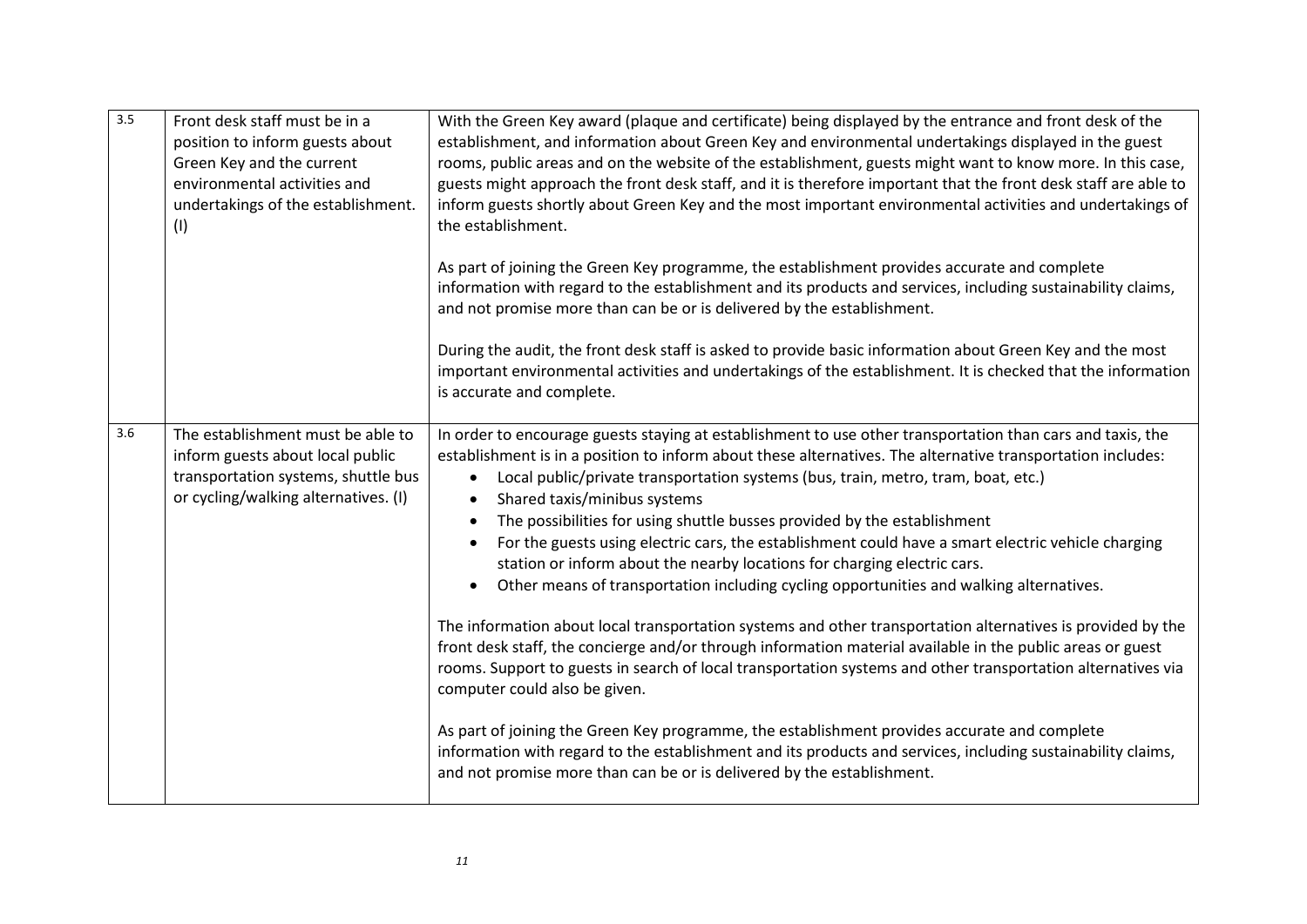| | | |
|---|---|---|
| 3.5 | Front desk staff must be in a position to inform guests about Green Key and the current environmental activities and undertakings of the establishment. (I) | With the Green Key award (plaque and certificate) being displayed by the entrance and front desk of the establishment, and information about Green Key and environmental undertakings displayed in the guest rooms, public areas and on the website of the establishment, guests might want to know more. In this case, guests might approach the front desk staff, and it is therefore important that the front desk staff are able to inform guests shortly about Green Key and the most important environmental activities and undertakings of the establishment.<br><br>As part of joining the Green Key programme, the establishment provides accurate and complete information with regard to the establishment and its products and services, including sustainability claims, and not promise more than can be or is delivered by the establishment.<br><br>During the audit, the front desk staff is asked to provide basic information about Green Key and the most important environmental activities and undertakings of the establishment. It is checked that the information is accurate and complete. |
| 3.6 | The establishment must be able to inform guests about local public transportation systems, shuttle bus or cycling/walking alternatives. (I) | In order to encourage guests staying at establishment to use other transportation than cars and taxis, the establishment is in a position to inform about these alternatives. The alternative transportation includes:<br>• Local public/private transportation systems (bus, train, metro, tram, boat, etc.)<br>• Shared taxis/minibus systems<br>• The possibilities for using shuttle busses provided by the establishment<br>• For the guests using electric cars, the establishment could have a smart electric vehicle charging station or inform about the nearby locations for charging electric cars.<br>• Other means of transportation including cycling opportunities and walking alternatives.<br><br>The information about local transportation systems and other transportation alternatives is provided by the front desk staff, the concierge and/or through information material available in the public areas or guest rooms. Support to guests in search of local transportation systems and other transportation alternatives via computer could also be given.<br><br>As part of joining the Green Key programme, the establishment provides accurate and complete information with regard to the establishment and its products and services, including sustainability claims, and not promise more than can be or is delivered by the establishment. |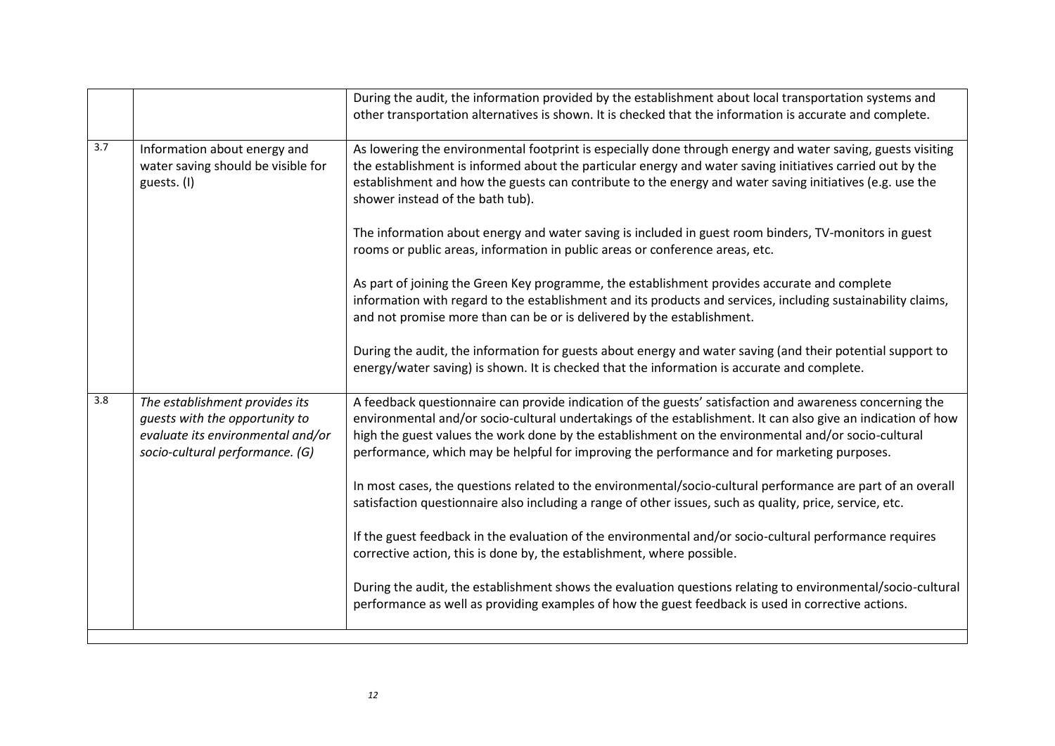|  |  |  |
| --- | --- | --- |
|  |  | During the audit, the information provided by the establishment about local transportation systems and other transportation alternatives is shown. It is checked that the information is accurate and complete. |
| 3.7 | Information about energy and water saving should be visible for guests. (I) | As lowering the environmental footprint is especially done through energy and water saving, guests visiting the establishment is informed about the particular energy and water saving initiatives carried out by the establishment and how the guests can contribute to the energy and water saving initiatives (e.g. use the shower instead of the bath tub).<br><br>The information about energy and water saving is included in guest room binders, TV-monitors in guest rooms or public areas, information in public areas or conference areas, etc.<br><br>As part of joining the Green Key programme, the establishment provides accurate and complete information with regard to the establishment and its products and services, including sustainability claims, and not promise more than can be or is delivered by the establishment.<br><br>During the audit, the information for guests about energy and water saving (and their potential support to energy/water saving) is shown. It is checked that the information is accurate and complete. |
| 3.8 | *The establishment provides its guests with the opportunity to evaluate its environmental and/or socio-cultural performance. (G)* | A feedback questionnaire can provide indication of the guests' satisfaction and awareness concerning the environmental and/or socio-cultural undertakings of the establishment. It can also give an indication of how high the guest values the work done by the establishment on the environmental and/or socio-cultural performance, which may be helpful for improving the performance and for marketing purposes.<br><br>In most cases, the questions related to the environmental/socio-cultural performance are part of an overall satisfaction questionnaire also including a range of other issues, such as quality, price, service, etc.<br><br>If the guest feedback in the evaluation of the environmental and/or socio-cultural performance requires corrective action, this is done by, the establishment, where possible.<br><br>During the audit, the establishment shows the evaluation questions relating to environmental/socio-cultural performance as well as providing examples of how the guest feedback is used in corrective actions. |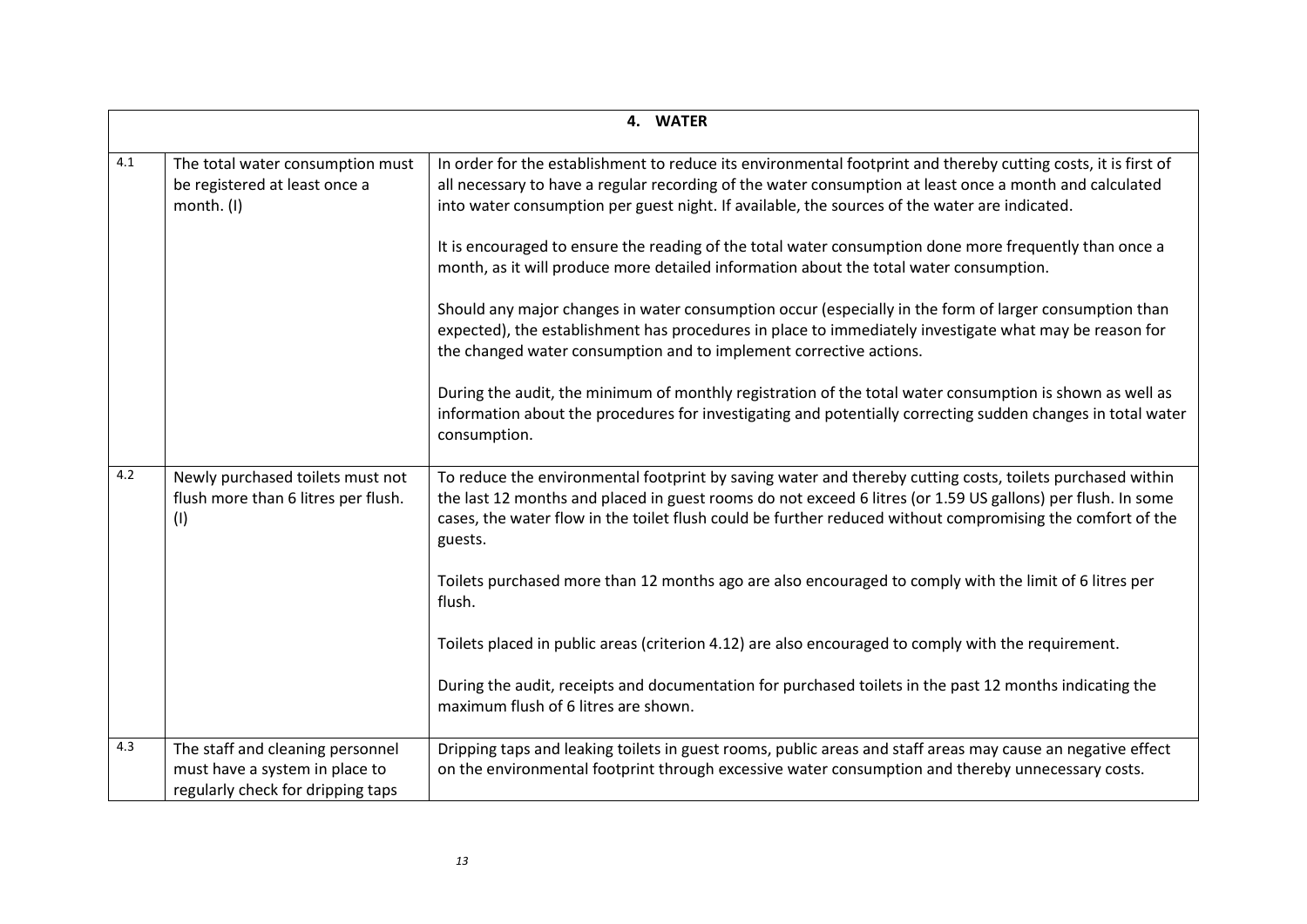| 4. WATER | | |
|---|---|---|
| 4.1 | The total water consumption must be registered at least once a month. (I) | In order for the establishment to reduce its environmental footprint and thereby cutting costs, it is first of all necessary to have a regular recording of the water consumption at least once a month and calculated into water consumption per guest night. If available, the sources of the water are indicated.<br><br>It is encouraged to ensure the reading of the total water consumption done more frequently than once a month, as it will produce more detailed information about the total water consumption.<br><br>Should any major changes in water consumption occur (especially in the form of larger consumption than expected), the establishment has procedures in place to immediately investigate what may be reason for the changed water consumption and to implement corrective actions.<br><br>During the audit, the minimum of monthly registration of the total water consumption is shown as well as information about the procedures for investigating and potentially correcting sudden changes in total water consumption. |
| 4.2 | Newly purchased toilets must not flush more than 6 litres per flush. (I) | To reduce the environmental footprint by saving water and thereby cutting costs, toilets purchased within the last 12 months and placed in guest rooms do not exceed 6 litres (or 1.59 US gallons) per flush. In some cases, the water flow in the toilet flush could be further reduced without compromising the comfort of the guests.<br><br>Toilets purchased more than 12 months ago are also encouraged to comply with the limit of 6 litres per flush.<br><br>Toilets placed in public areas (criterion 4.12) are also encouraged to comply with the requirement.<br><br>During the audit, receipts and documentation for purchased toilets in the past 12 months indicating the maximum flush of 6 litres are shown. |
| 4.3 | The staff and cleaning personnel must have a system in place to regularly check for dripping taps | Dripping taps and leaking toilets in guest rooms, public areas and staff areas may cause an negative effect on the environmental footprint through excessive water consumption and thereby unnecessary costs. |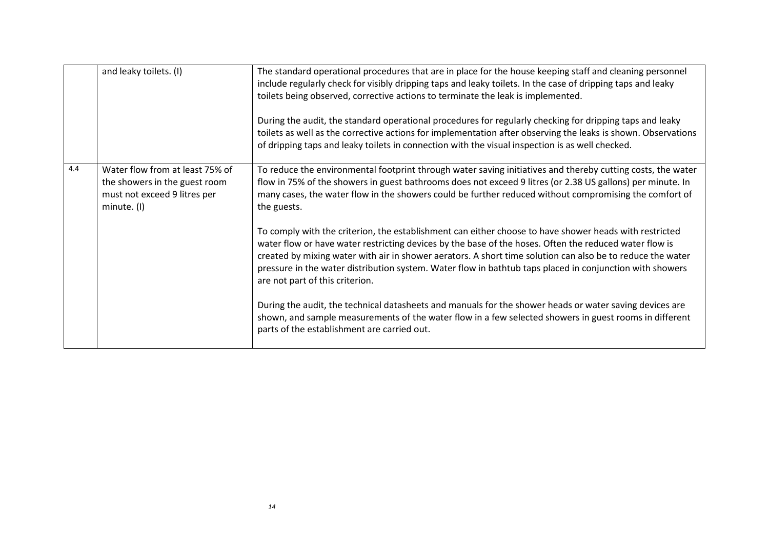|  |  |  |
|---|---|---|
|  | and leaky toilets. (I) | The standard operational procedures that are in place for the house keeping staff and cleaning personnel include regularly check for visibly dripping taps and leaky toilets. In the case of dripping taps and leaky toilets being observed, corrective actions to terminate the leak is implemented.<br><br>During the audit, the standard operational procedures for regularly checking for dripping taps and leaky toilets as well as the corrective actions for implementation after observing the leaks is shown. Observations of dripping taps and leaky toilets in connection with the visual inspection is as well checked. |
| 4.4 | Water flow from at least 75% of the showers in the guest room must not exceed 9 litres per minute. (I) | To reduce the environmental footprint through water saving initiatives and thereby cutting costs, the water flow in 75% of the showers in guest bathrooms does not exceed 9 litres (or 2.38 US gallons) per minute. In many cases, the water flow in the showers could be further reduced without compromising the comfort of the guests.<br><br>To comply with the criterion, the establishment can either choose to have shower heads with restricted water flow or have water restricting devices by the base of the hoses. Often the reduced water flow is created by mixing water with air in shower aerators. A short time solution can also be to reduce the water pressure in the water distribution system. Water flow in bathtub taps placed in conjunction with showers are not part of this criterion.<br><br>During the audit, the technical datasheets and manuals for the shower heads or water saving devices are shown, and sample measurements of the water flow in a few selected showers in guest rooms in different parts of the establishment are carried out. |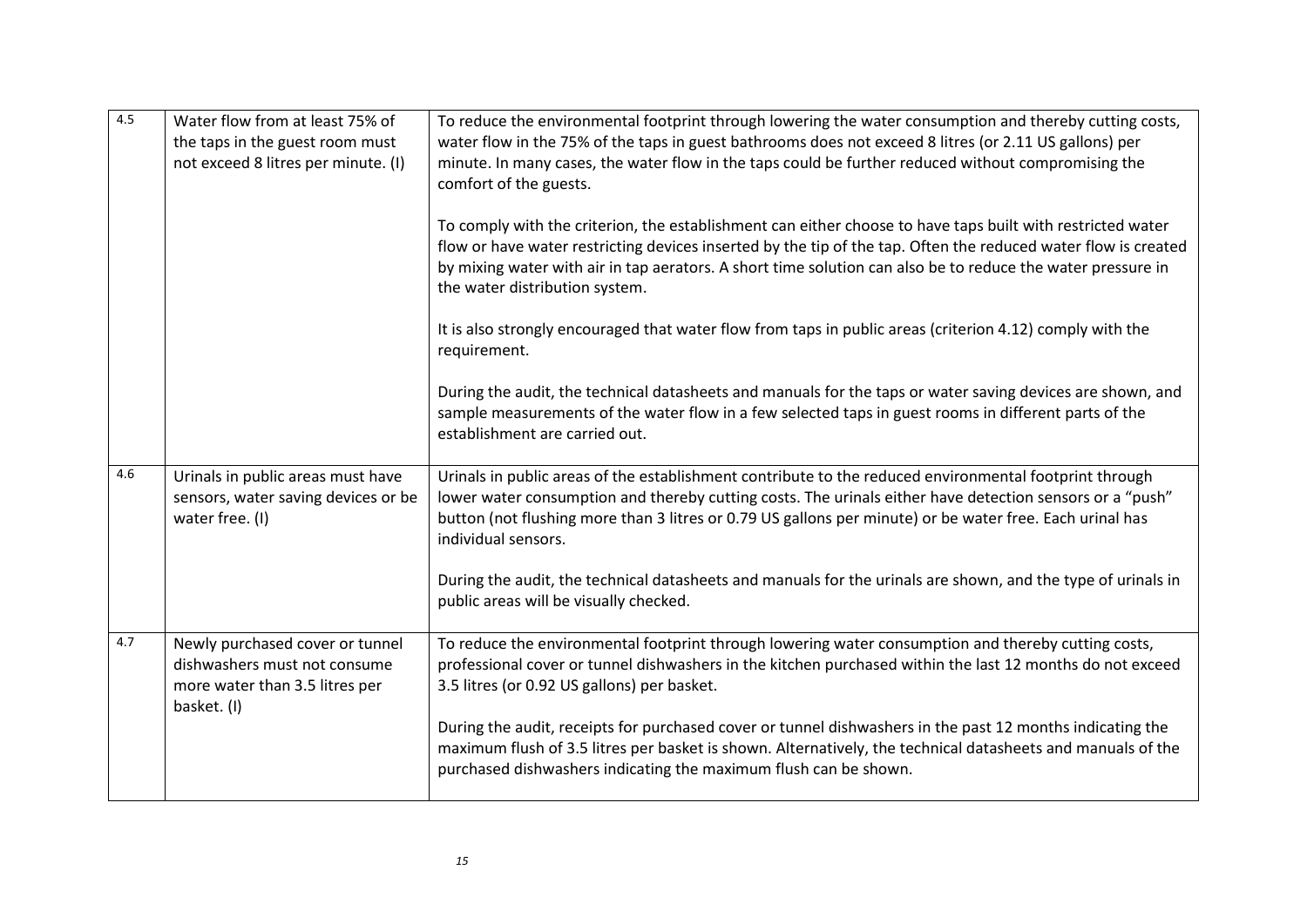| 4.5 | Water flow from at least 75% of the taps in the guest room must not exceed 8 litres per minute. (I) | To reduce the environmental footprint through lowering the water consumption and thereby cutting costs, water flow in the 75% of the taps in guest bathrooms does not exceed 8 litres (or 2.11 US gallons) per minute. In many cases, the water flow in the taps could be further reduced without compromising the comfort of the guests.<br><br>To comply with the criterion, the establishment can either choose to have taps built with restricted water flow or have water restricting devices inserted by the tip of the tap. Often the reduced water flow is created by mixing water with air in tap aerators. A short time solution can also be to reduce the water pressure in the water distribution system.<br><br>It is also strongly encouraged that water flow from taps in public areas (criterion 4.12) comply with the requirement.<br><br>During the audit, the technical datasheets and manuals for the taps or water saving devices are shown, and sample measurements of the water flow in a few selected taps in guest rooms in different parts of the establishment are carried out. |
|---|---|---|
| 4.6 | Urinals in public areas must have sensors, water saving devices or be water free. (I) | Urinals in public areas of the establishment contribute to the reduced environmental footprint through lower water consumption and thereby cutting costs. The urinals either have detection sensors or a "push" button (not flushing more than 3 litres or 0.79 US gallons per minute) or be water free. Each urinal has individual sensors.<br><br>During the audit, the technical datasheets and manuals for the urinals are shown, and the type of urinals in public areas will be visually checked. |
| 4.7 | Newly purchased cover or tunnel dishwashers must not consume more water than 3.5 litres per basket. (I) | To reduce the environmental footprint through lowering water consumption and thereby cutting costs, professional cover or tunnel dishwashers in the kitchen purchased within the last 12 months do not exceed 3.5 litres (or 0.92 US gallons) per basket.<br><br>During the audit, receipts for purchased cover or tunnel dishwashers in the past 12 months indicating the maximum flush of 3.5 litres per basket is shown. Alternatively, the technical datasheets and manuals of the purchased dishwashers indicating the maximum flush can be shown. |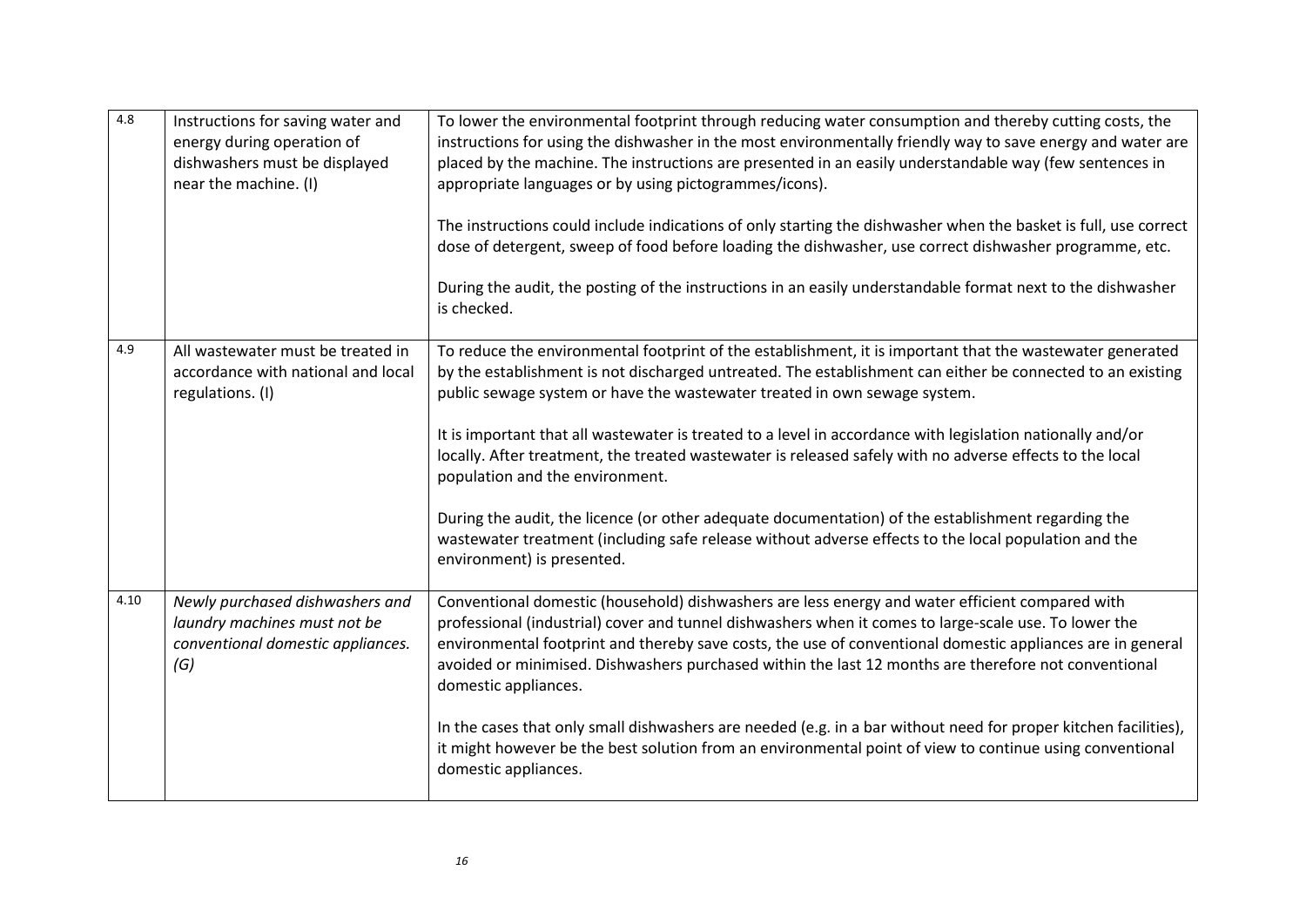| | | |
|---|---|---|
| 4.8 | Instructions for saving water and energy during operation of dishwashers must be displayed near the machine. (I) | To lower the environmental footprint through reducing water consumption and thereby cutting costs, the instructions for using the dishwasher in the most environmentally friendly way to save energy and water are placed by the machine. The instructions are presented in an easily understandable way (few sentences in appropriate languages or by using pictogrammes/icons).<br><br>The instructions could include indications of only starting the dishwasher when the basket is full, use correct dose of detergent, sweep of food before loading the dishwasher, use correct dishwasher programme, etc.<br><br>During the audit, the posting of the instructions in an easily understandable format next to the dishwasher is checked. |
| 4.9 | All wastewater must be treated in accordance with national and local regulations. (I) | To reduce the environmental footprint of the establishment, it is important that the wastewater generated by the establishment is not discharged untreated. The establishment can either be connected to an existing public sewage system or have the wastewater treated in own sewage system.<br><br>It is important that all wastewater is treated to a level in accordance with legislation nationally and/or locally. After treatment, the treated wastewater is released safely with no adverse effects to the local population and the environment.<br><br>During the audit, the licence (or other adequate documentation) of the establishment regarding the wastewater treatment (including safe release without adverse effects to the local population and the environment) is presented. |
| 4.10 | *Newly purchased dishwashers and laundry machines must not be conventional domestic appliances. (G)* | Conventional domestic (household) dishwashers are less energy and water efficient compared with professional (industrial) cover and tunnel dishwashers when it comes to large-scale use. To lower the environmental footprint and thereby save costs, the use of conventional domestic appliances are in general avoided or minimised. Dishwashers purchased within the last 12 months are therefore not conventional domestic appliances.<br><br>In the cases that only small dishwashers are needed (e.g. in a bar without need for proper kitchen facilities), it might however be the best solution from an environmental point of view to continue using conventional domestic appliances. |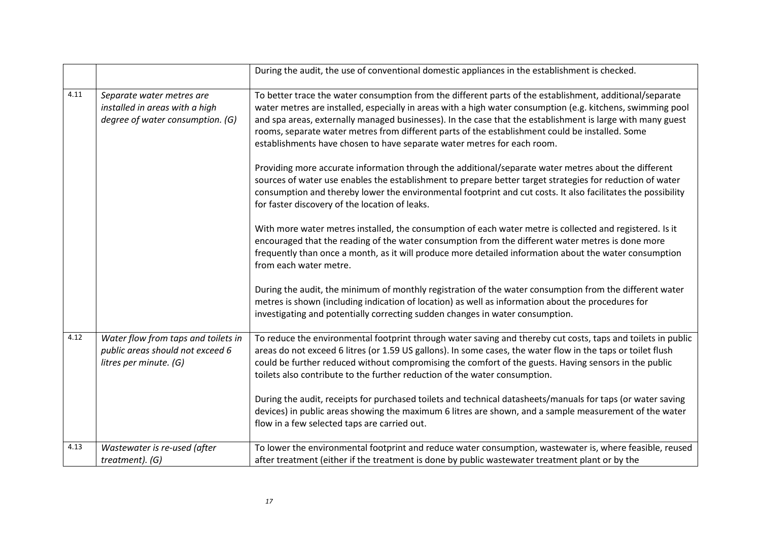| | | |
|---|---|---|
| | | During the audit, the use of conventional domestic appliances in the establishment is checked. |
| 4.11 | *Separate water metres are installed in areas with a high degree of water consumption. (G)* | To better trace the water consumption from the different parts of the establishment, additional/separate water metres are installed, especially in areas with a high water consumption (e.g. kitchens, swimming pool and spa areas, externally managed businesses). In the case that the establishment is large with many guest rooms, separate water metres from different parts of the establishment could be installed. Some establishments have chosen to have separate water metres for each room.<br><br>Providing more accurate information through the additional/separate water metres about the different sources of water use enables the establishment to prepare better target strategies for reduction of water consumption and thereby lower the environmental footprint and cut costs. It also facilitates the possibility for faster discovery of the location of leaks.<br><br>With more water metres installed, the consumption of each water metre is collected and registered. Is it encouraged that the reading of the water consumption from the different water metres is done more frequently than once a month, as it will produce more detailed information about the water consumption from each water metre.<br><br>During the audit, the minimum of monthly registration of the water consumption from the different water metres is shown (including indication of location) as well as information about the procedures for investigating and potentially correcting sudden changes in water consumption. |
| 4.12 | *Water flow from taps and toilets in public areas should not exceed 6 litres per minute. (G)* | To reduce the environmental footprint through water saving and thereby cut costs, taps and toilets in public areas do not exceed 6 litres (or 1.59 US gallons). In some cases, the water flow in the taps or toilet flush could be further reduced without compromising the comfort of the guests. Having sensors in the public toilets also contribute to the further reduction of the water consumption.<br><br>During the audit, receipts for purchased toilets and technical datasheets/manuals for taps (or water saving devices) in public areas showing the maximum 6 litres are shown, and a sample measurement of the water flow in a few selected taps are carried out. |
| 4.13 | *Wastewater is re-used (after treatment). (G)* | To lower the environmental footprint and reduce water consumption, wastewater is, where feasible, reused after treatment (either if the treatment is done by public wastewater treatment plant or by the |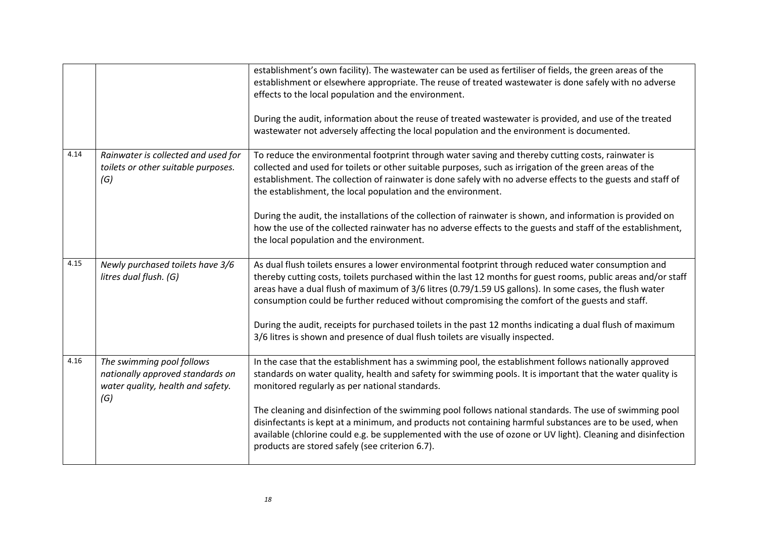|  |  |  |
|---|---|---|
|  |  | establishment's own facility). The wastewater can be used as fertiliser of fields, the green areas of the establishment or elsewhere appropriate. The reuse of treated wastewater is done safely with no adverse effects to the local population and the environment.<br><br>During the audit, information about the reuse of treated wastewater is provided, and use of the treated wastewater not adversely affecting the local population and the environment is documented. |
| 4.14 | *Rainwater is collected and used for toilets or other suitable purposes. (G)* | To reduce the environmental footprint through water saving and thereby cutting costs, rainwater is collected and used for toilets or other suitable purposes, such as irrigation of the green areas of the establishment. The collection of rainwater is done safely with no adverse effects to the guests and staff of the establishment, the local population and the environment.<br><br>During the audit, the installations of the collection of rainwater is shown, and information is provided on how the use of the collected rainwater has no adverse effects to the guests and staff of the establishment, the local population and the environment. |
| 4.15 | *Newly purchased toilets have 3/6 litres dual flush. (G)* | As dual flush toilets ensures a lower environmental footprint through reduced water consumption and thereby cutting costs, toilets purchased within the last 12 months for guest rooms, public areas and/or staff areas have a dual flush of maximum of 3/6 litres (0.79/1.59 US gallons). In some cases, the flush water consumption could be further reduced without compromising the comfort of the guests and staff.<br><br>During the audit, receipts for purchased toilets in the past 12 months indicating a dual flush of maximum 3/6 litres is shown and presence of dual flush toilets are visually inspected. |
| 4.16 | *The swimming pool follows nationally approved standards on water quality, health and safety. (G)* | In the case that the establishment has a swimming pool, the establishment follows nationally approved standards on water quality, health and safety for swimming pools. It is important that the water quality is monitored regularly as per national standards.<br><br>The cleaning and disinfection of the swimming pool follows national standards. The use of swimming pool disinfectants is kept at a minimum, and products not containing harmful substances are to be used, when available (chlorine could e.g. be supplemented with the use of ozone or UV light). Cleaning and disinfection products are stored safely (see criterion 6.7). |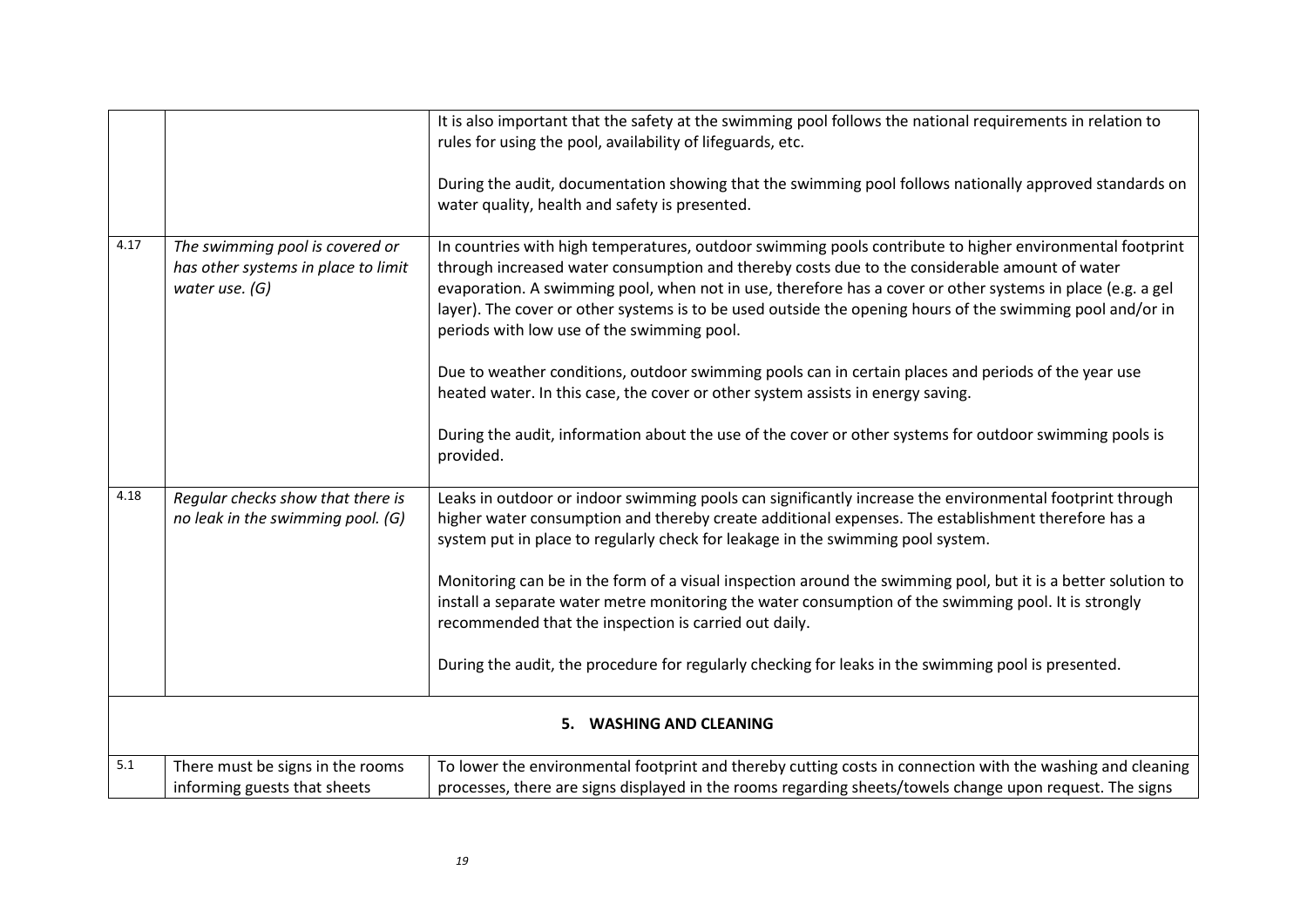| | | |
|---|---|---|
| | | It is also important that the safety at the swimming pool follows the national requirements in relation to rules for using the pool, availability of lifeguards, etc.<br><br>During the audit, documentation showing that the swimming pool follows nationally approved standards on water quality, health and safety is presented. |
| 4.17 | *The swimming pool is covered or has other systems in place to limit water use. (G)* | In countries with high temperatures, outdoor swimming pools contribute to higher environmental footprint through increased water consumption and thereby costs due to the considerable amount of water evaporation. A swimming pool, when not in use, therefore has a cover or other systems in place (e.g. a gel layer). The cover or other systems is to be used outside the opening hours of the swimming pool and/or in periods with low use of the swimming pool.<br><br>Due to weather conditions, outdoor swimming pools can in certain places and periods of the year use heated water. In this case, the cover or other system assists in energy saving.<br><br>During the audit, information about the use of the cover or other systems for outdoor swimming pools is provided. |
| 4.18 | *Regular checks show that there is no leak in the swimming pool. (G)* | Leaks in outdoor or indoor swimming pools can significantly increase the environmental footprint through higher water consumption and thereby create additional expenses. The establishment therefore has a system put in place to regularly check for leakage in the swimming pool system.<br><br>Monitoring can be in the form of a visual inspection around the swimming pool, but it is a better solution to install a separate water metre monitoring the water consumption of the swimming pool. It is strongly recommended that the inspection is carried out daily.<br><br>During the audit, the procedure for regularly checking for leaks in the swimming pool is presented. |
| | **5. WASHING AND CLEANING** | |
| 5.1 | There must be signs in the rooms informing guests that sheets | To lower the environmental footprint and thereby cutting costs in connection with the washing and cleaning processes, there are signs displayed in the rooms regarding sheets/towels change upon request. The signs |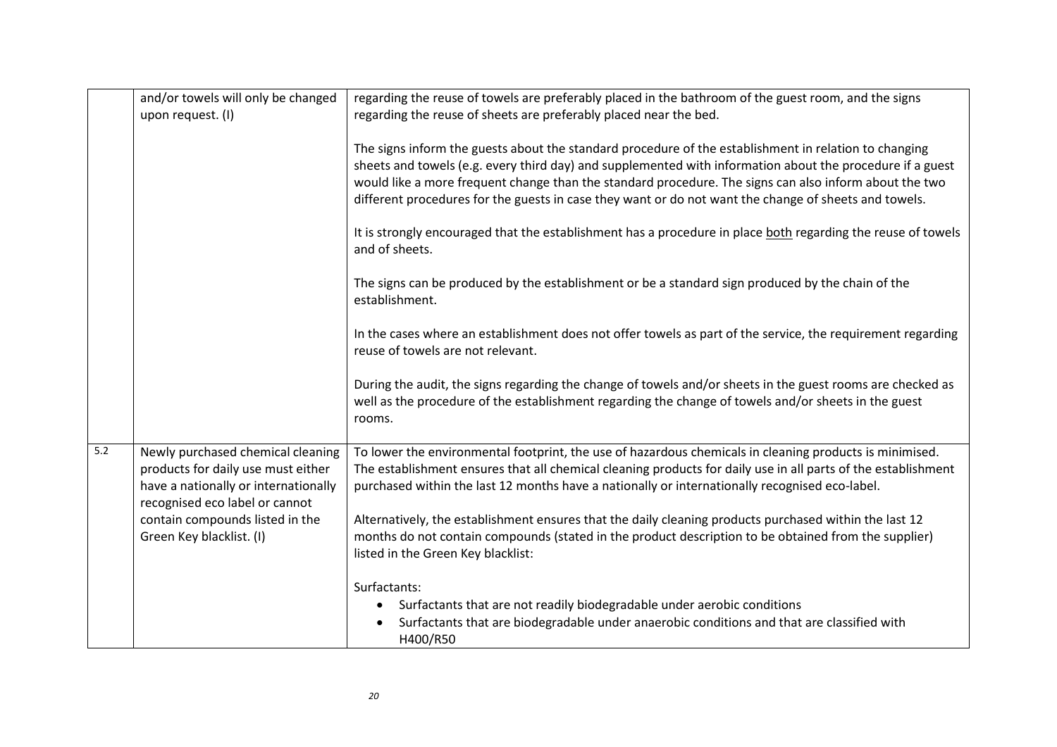| | | |
|---|---|---|
| | and/or towels will only be changed upon request. (I) | regarding the reuse of towels are preferably placed in the bathroom of the guest room, and the signs regarding the reuse of sheets are preferably placed near the bed.<br><br>The signs inform the guests about the standard procedure of the establishment in relation to changing sheets and towels (e.g. every third day) and supplemented with information about the procedure if a guest would like a more frequent change than the standard procedure. The signs can also inform about the two different procedures for the guests in case they want or do not want the change of sheets and towels.<br><br>It is strongly encouraged that the establishment has a procedure in place both regarding the reuse of towels and of sheets.<br><br>The signs can be produced by the establishment or be a standard sign produced by the chain of the establishment.<br><br>In the cases where an establishment does not offer towels as part of the service, the requirement regarding reuse of towels are not relevant.<br><br>During the audit, the signs regarding the change of towels and/or sheets in the guest rooms are checked as well as the procedure of the establishment regarding the change of towels and/or sheets in the guest rooms. |
| 5.2 | Newly purchased chemical cleaning products for daily use must either have a nationally or internationally recognised eco label or cannot contain compounds listed in the Green Key blacklist. (I) | To lower the environmental footprint, the use of hazardous chemicals in cleaning products is minimised. The establishment ensures that all chemical cleaning products for daily use in all parts of the establishment purchased within the last 12 months have a nationally or internationally recognised eco-label.<br><br>Alternatively, the establishment ensures that the daily cleaning products purchased within the last 12 months do not contain compounds (stated in the product description to be obtained from the supplier) listed in the Green Key blacklist:<br><br>Surfactants:<br>• Surfactants that are not readily biodegradable under aerobic conditions<br>• Surfactants that are biodegradable under anaerobic conditions and that are classified with H400/R50 |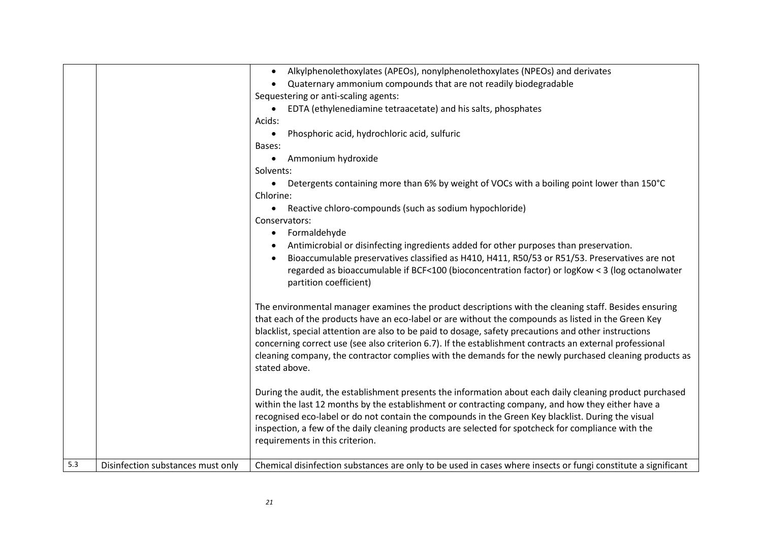| | | |
|---|---|---|
| | | • Alkylphenolethoxylates (APEOs), nonylphenolethoxylates (NPEOs) and derivates<br>• Quaternary ammonium compounds that are not readily biodegradable<br>Sequestering or anti-scaling agents:<br>• EDTA (ethylenediamine tetraacetate) and his salts, phosphates<br>Acids:<br>• Phosphoric acid, hydrochloric acid, sulfuric<br>Bases:<br>• Ammonium hydroxide<br>Solvents:<br>• Detergents containing more than 6% by weight of VOCs with a boiling point lower than 150°C<br>Chlorine:<br>• Reactive chloro-compounds (such as sodium hypochloride)<br>Conservators:<br>• Formaldehyde<br>• Antimicrobial or disinfecting ingredients added for other purposes than preservation.<br>• Bioaccumulable preservatives classified as H410, H411, R50/53 or R51/53. Preservatives are not regarded as bioaccumulable if BCF<100 (bioconcentration factor) or logKow < 3 (log octanolwater partition coefficient)<br><br>The environmental manager examines the product descriptions with the cleaning staff. Besides ensuring that each of the products have an eco-label or are without the compounds as listed in the Green Key blacklist, special attention are also to be paid to dosage, safety precautions and other instructions concerning correct use (see also criterion 6.7). If the establishment contracts an external professional cleaning company, the contractor complies with the demands for the newly purchased cleaning products as stated above.<br><br>During the audit, the establishment presents the information about each daily cleaning product purchased within the last 12 months by the establishment or contracting company, and how they either have a recognised eco-label or do not contain the compounds in the Green Key blacklist. During the visual inspection, a few of the daily cleaning products are selected for spotcheck for compliance with the requirements in this criterion. |
| 5.3 | Disinfection substances must only | Chemical disinfection substances are only to be used in cases where insects or fungi constitute a significant |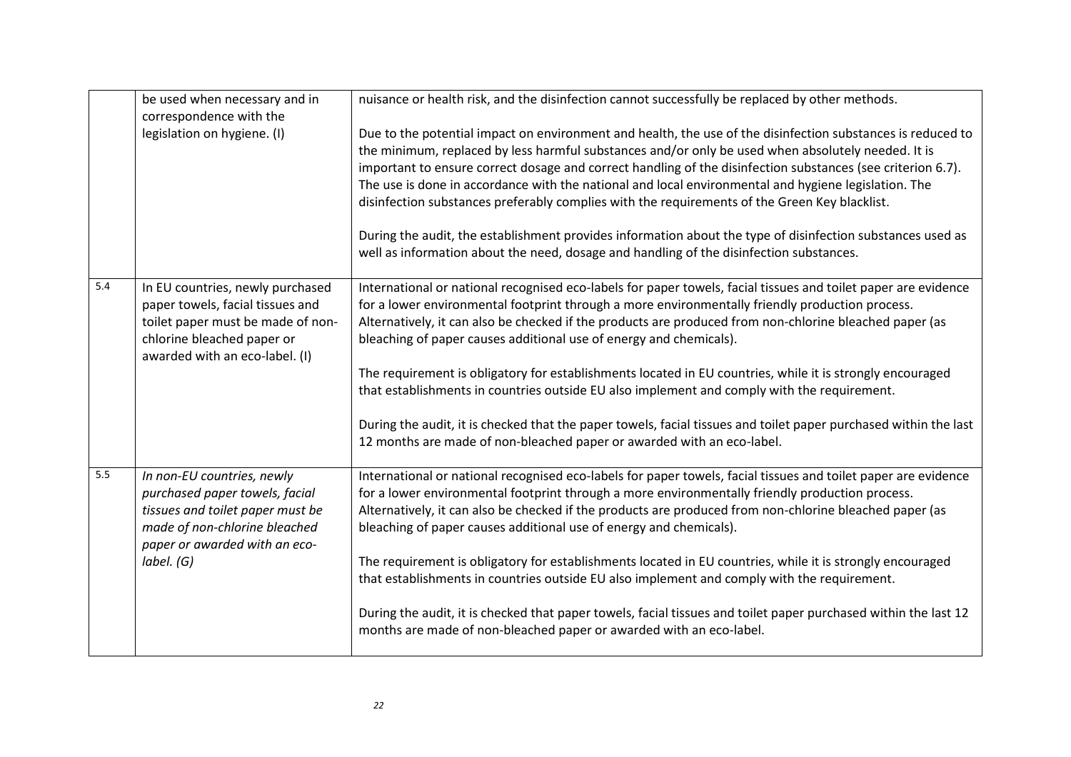| | | |
|---|---|---|
| | be used when necessary and in correspondence with the legislation on hygiene. (I) | nuisance or health risk, and the disinfection cannot successfully be replaced by other methods.<br><br>Due to the potential impact on environment and health, the use of the disinfection substances is reduced to the minimum, replaced by less harmful substances and/or only be used when absolutely needed. It is important to ensure correct dosage and correct handling of the disinfection substances (see criterion 6.7). The use is done in accordance with the national and local environmental and hygiene legislation. The disinfection substances preferably complies with the requirements of the Green Key blacklist.<br><br>During the audit, the establishment provides information about the type of disinfection substances used as well as information about the need, dosage and handling of the disinfection substances. |
| 5.4 | In EU countries, newly purchased paper towels, facial tissues and toilet paper must be made of non-chlorine bleached paper or awarded with an eco-label. (I) | International or national recognised eco-labels for paper towels, facial tissues and toilet paper are evidence for a lower environmental footprint through a more environmentally friendly production process. Alternatively, it can also be checked if the products are produced from non-chlorine bleached paper (as bleaching of paper causes additional use of energy and chemicals).<br><br>The requirement is obligatory for establishments located in EU countries, while it is strongly encouraged that establishments in countries outside EU also implement and comply with the requirement.<br><br>During the audit, it is checked that the paper towels, facial tissues and toilet paper purchased within the last 12 months are made of non-bleached paper or awarded with an eco-label. |
| 5.5 | *In non-EU countries, newly purchased paper towels, facial tissues and toilet paper must be made of non-chlorine bleached paper or awarded with an eco-label. (G)* | International or national recognised eco-labels for paper towels, facial tissues and toilet paper are evidence for a lower environmental footprint through a more environmentally friendly production process. Alternatively, it can also be checked if the products are produced from non-chlorine bleached paper (as bleaching of paper causes additional use of energy and chemicals).<br><br>The requirement is obligatory for establishments located in EU countries, while it is strongly encouraged that establishments in countries outside EU also implement and comply with the requirement.<br><br>During the audit, it is checked that paper towels, facial tissues and toilet paper purchased within the last 12 months are made of non-bleached paper or awarded with an eco-label. |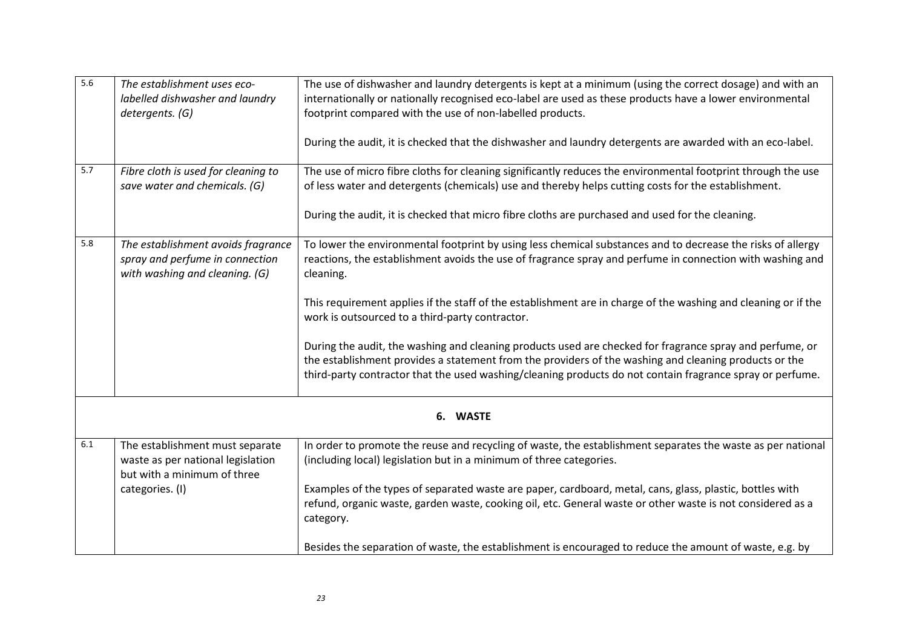| | | |
|---|---|---|
| 5.6 | *The establishment uses eco-labelled dishwasher and laundry detergents. (G)* | The use of dishwasher and laundry detergents is kept at a minimum (using the correct dosage) and with an internationally or nationally recognised eco-label are used as these products have a lower environmental footprint compared with the use of non-labelled products.<br><br>During the audit, it is checked that the dishwasher and laundry detergents are awarded with an eco-label. |
| 5.7 | *Fibre cloth is used for cleaning to save water and chemicals. (G)* | The use of micro fibre cloths for cleaning significantly reduces the environmental footprint through the use of less water and detergents (chemicals) use and thereby helps cutting costs for the establishment.<br><br>During the audit, it is checked that micro fibre cloths are purchased and used for the cleaning. |
| 5.8 | *The establishment avoids fragrance spray and perfume in connection with washing and cleaning. (G)* | To lower the environmental footprint by using less chemical substances and to decrease the risks of allergy reactions, the establishment avoids the use of fragrance spray and perfume in connection with washing and cleaning.<br><br>This requirement applies if the staff of the establishment are in charge of the washing and cleaning or if the work is outsourced to a third-party contractor.<br><br>During the audit, the washing and cleaning products used are checked for fragrance spray and perfume, or the establishment provides a statement from the providers of the washing and cleaning products or the third-party contractor that the used washing/cleaning products do not contain fragrance spray or perfume. |
| | **6. WASTE** | |
| 6.1 | The establishment must separate waste as per national legislation but with a minimum of three categories. (I) | In order to promote the reuse and recycling of waste, the establishment separates the waste as per national (including local) legislation but in a minimum of three categories.<br><br>Examples of the types of separated waste are paper, cardboard, metal, cans, glass, plastic, bottles with refund, organic waste, garden waste, cooking oil, etc. General waste or other waste is not considered as a category.<br><br>Besides the separation of waste, the establishment is encouraged to reduce the amount of waste, e.g. by |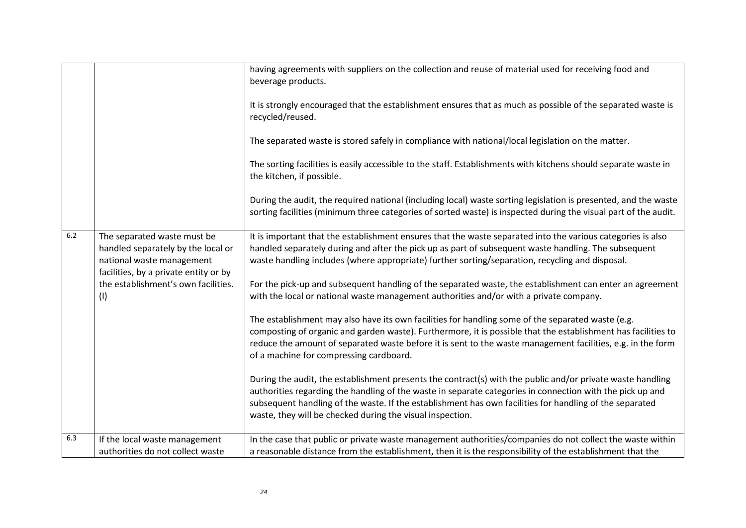| | | |
|---|---|---|
| | | having agreements with suppliers on the collection and reuse of material used for receiving food and beverage products.<br><br>It is strongly encouraged that the establishment ensures that as much as possible of the separated waste is recycled/reused.<br><br>The separated waste is stored safely in compliance with national/local legislation on the matter.<br><br>The sorting facilities is easily accessible to the staff. Establishments with kitchens should separate waste in the kitchen, if possible.<br><br>During the audit, the required national (including local) waste sorting legislation is presented, and the waste sorting facilities (minimum three categories of sorted waste) is inspected during the visual part of the audit. |
| 6.2 | The separated waste must be handled separately by the local or national waste management facilities, by a private entity or by the establishment's own facilities. (I) | It is important that the establishment ensures that the waste separated into the various categories is also handled separately during and after the pick up as part of subsequent waste handling. The subsequent waste handling includes (where appropriate) further sorting/separation, recycling and disposal.<br><br>For the pick-up and subsequent handling of the separated waste, the establishment can enter an agreement with the local or national waste management authorities and/or with a private company.<br><br>The establishment may also have its own facilities for handling some of the separated waste (e.g. composting of organic and garden waste). Furthermore, it is possible that the establishment has facilities to reduce the amount of separated waste before it is sent to the waste management facilities, e.g. in the form of a machine for compressing cardboard.<br><br>During the audit, the establishment presents the contract(s) with the public and/or private waste handling authorities regarding the handling of the waste in separate categories in connection with the pick up and subsequent handling of the waste. If the establishment has own facilities for handling of the separated waste, they will be checked during the visual inspection. |
| 6.3 | If the local waste management authorities do not collect waste | In the case that public or private waste management authorities/companies do not collect the waste within a reasonable distance from the establishment, then it is the responsibility of the establishment that the |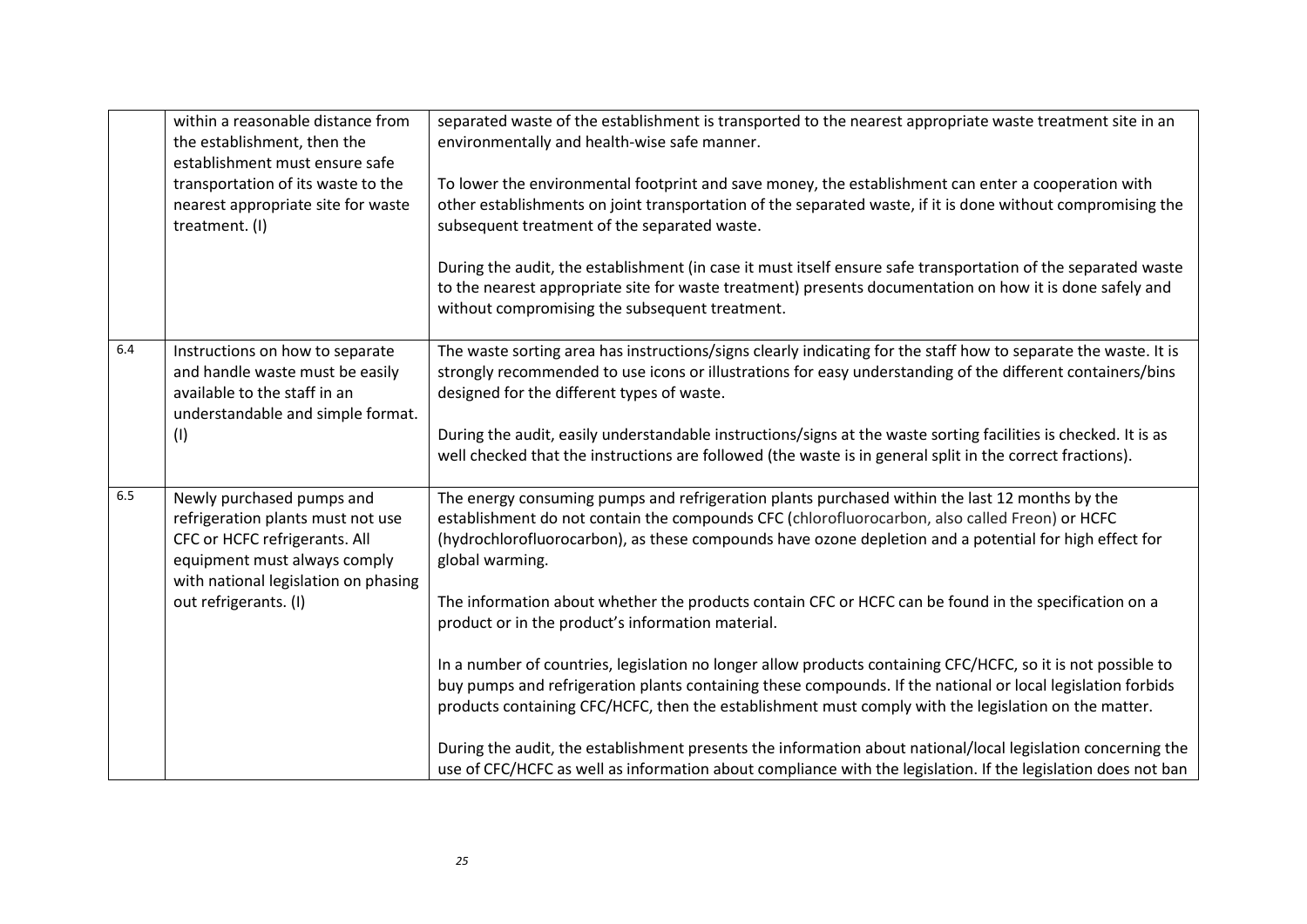|  |  |  |
|---|---|---|
|  | within a reasonable distance from the establishment, then the establishment must ensure safe transportation of its waste to the nearest appropriate site for waste treatment. (I) | separated waste of the establishment is transported to the nearest appropriate waste treatment site in an environmentally and health-wise safe manner.<br><br>To lower the environmental footprint and save money, the establishment can enter a cooperation with other establishments on joint transportation of the separated waste, if it is done without compromising the subsequent treatment of the separated waste.<br><br>During the audit, the establishment (in case it must itself ensure safe transportation of the separated waste to the nearest appropriate site for waste treatment) presents documentation on how it is done safely and without compromising the subsequent treatment. |
| 6.4 | Instructions on how to separate and handle waste must be easily available to the staff in an understandable and simple format. (I) | The waste sorting area has instructions/signs clearly indicating for the staff how to separate the waste. It is strongly recommended to use icons or illustrations for easy understanding of the different containers/bins designed for the different types of waste.<br><br>During the audit, easily understandable instructions/signs at the waste sorting facilities is checked. It is as well checked that the instructions are followed (the waste is in general split in the correct fractions). |
| 6.5 | Newly purchased pumps and refrigeration plants must not use CFC or HCFC refrigerants. All equipment must always comply with national legislation on phasing out refrigerants. (I) | The energy consuming pumps and refrigeration plants purchased within the last 12 months by the establishment do not contain the compounds CFC (chlorofluorocarbon, also called Freon) or HCFC (hydrochlorofluorocarbon), as these compounds have ozone depletion and a potential for high effect for global warming.<br><br>The information about whether the products contain CFC or HCFC can be found in the specification on a product or in the product's information material.<br><br>In a number of countries, legislation no longer allow products containing CFC/HCFC, so it is not possible to buy pumps and refrigeration plants containing these compounds. If the national or local legislation forbids products containing CFC/HCFC, then the establishment must comply with the legislation on the matter.<br><br>During the audit, the establishment presents the information about national/local legislation concerning the use of CFC/HCFC as well as information about compliance with the legislation. If the legislation does not ban |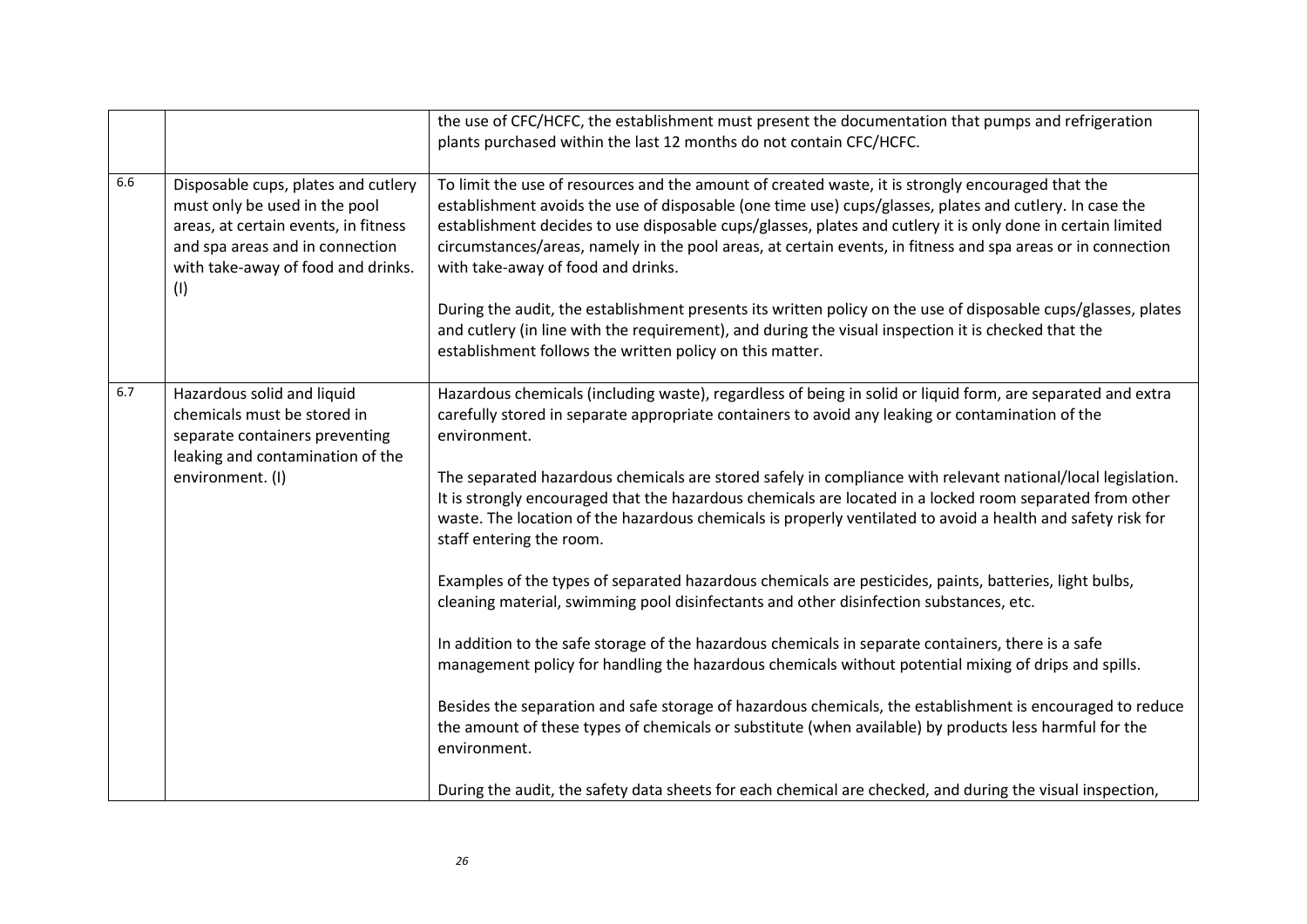|  |  |  |
|---|---|---|
|  |  | the use of CFC/HCFC, the establishment must present the documentation that pumps and refrigeration plants purchased within the last 12 months do not contain CFC/HCFC. |
| 6.6 | Disposable cups, plates and cutlery must only be used in the pool areas, at certain events, in fitness and spa areas and in connection with take-away of food and drinks. (I) | To limit the use of resources and the amount of created waste, it is strongly encouraged that the establishment avoids the use of disposable (one time use) cups/glasses, plates and cutlery. In case the establishment decides to use disposable cups/glasses, plates and cutlery it is only done in certain limited circumstances/areas, namely in the pool areas, at certain events, in fitness and spa areas or in connection with take-away of food and drinks.<br><br>During the audit, the establishment presents its written policy on the use of disposable cups/glasses, plates and cutlery (in line with the requirement), and during the visual inspection it is checked that the establishment follows the written policy on this matter. |
| 6.7 | Hazardous solid and liquid chemicals must be stored in separate containers preventing leaking and contamination of the environment. (I) | Hazardous chemicals (including waste), regardless of being in solid or liquid form, are separated and extra carefully stored in separate appropriate containers to avoid any leaking or contamination of the environment.<br><br>The separated hazardous chemicals are stored safely in compliance with relevant national/local legislation. It is strongly encouraged that the hazardous chemicals are located in a locked room separated from other waste. The location of the hazardous chemicals is properly ventilated to avoid a health and safety risk for staff entering the room.<br><br>Examples of the types of separated hazardous chemicals are pesticides, paints, batteries, light bulbs, cleaning material, swimming pool disinfectants and other disinfection substances, etc.<br><br>In addition to the safe storage of the hazardous chemicals in separate containers, there is a safe management policy for handling the hazardous chemicals without potential mixing of drips and spills.<br><br>Besides the separation and safe storage of hazardous chemicals, the establishment is encouraged to reduce the amount of these types of chemicals or substitute (when available) by products less harmful for the environment.<br><br>During the audit, the safety data sheets for each chemical are checked, and during the visual inspection, |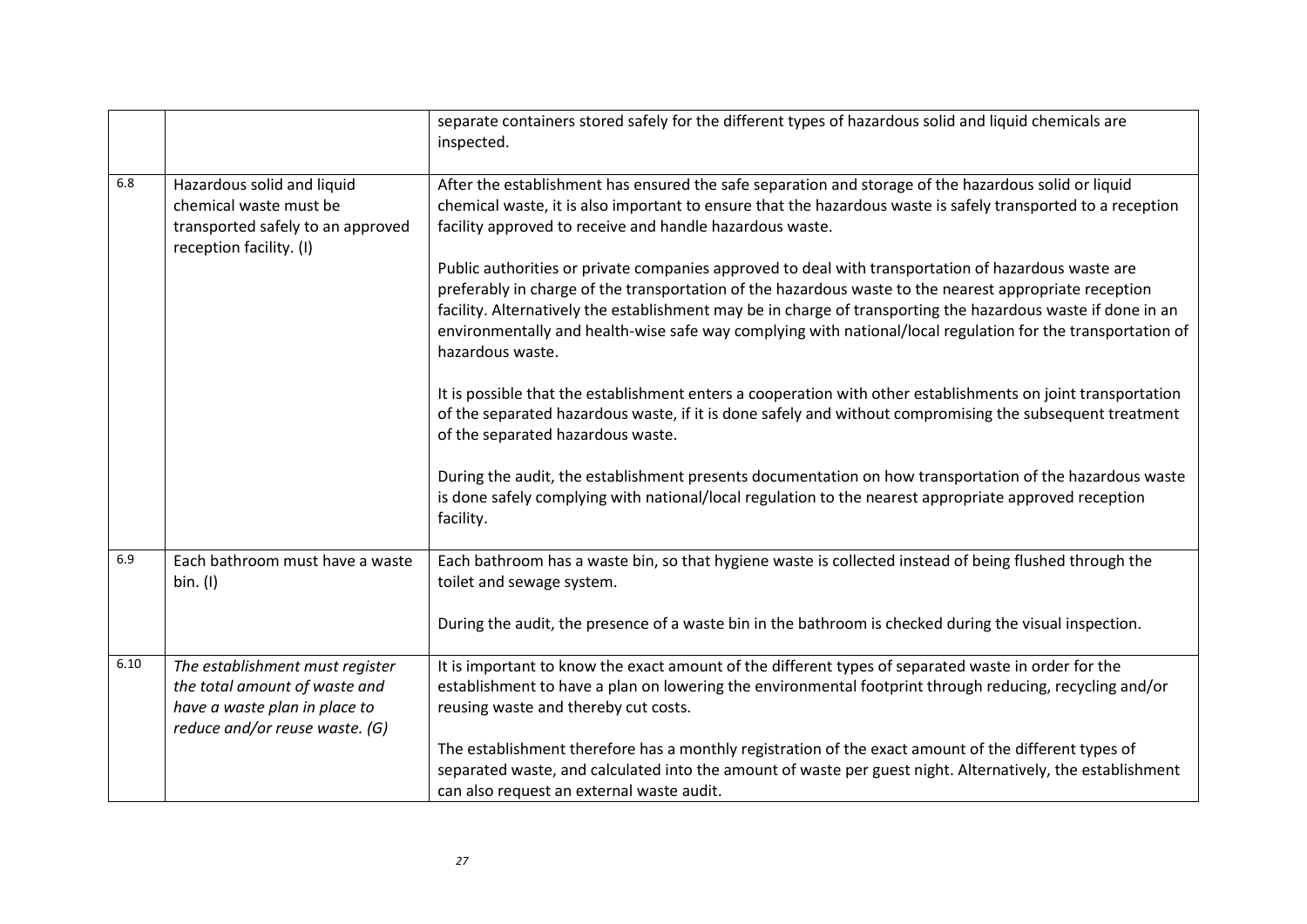| | | |
|---|---|---|
| | | separate containers stored safely for the different types of hazardous solid and liquid chemicals are inspected. |
| 6.8 | Hazardous solid and liquid chemical waste must be transported safely to an approved reception facility. (I) | After the establishment has ensured the safe separation and storage of the hazardous solid or liquid chemical waste, it is also important to ensure that the hazardous waste is safely transported to a reception facility approved to receive and handle hazardous waste.<br><br>Public authorities or private companies approved to deal with transportation of hazardous waste are preferably in charge of the transportation of the hazardous waste to the nearest appropriate reception facility. Alternatively the establishment may be in charge of transporting the hazardous waste if done in an environmentally and health-wise safe way complying with national/local regulation for the transportation of hazardous waste.<br><br>It is possible that the establishment enters a cooperation with other establishments on joint transportation of the separated hazardous waste, if it is done safely and without compromising the subsequent treatment of the separated hazardous waste.<br><br>During the audit, the establishment presents documentation on how transportation of the hazardous waste is done safely complying with national/local regulation to the nearest appropriate approved reception facility. |
| 6.9 | Each bathroom must have a waste bin. (I) | Each bathroom has a waste bin, so that hygiene waste is collected instead of being flushed through the toilet and sewage system.<br><br>During the audit, the presence of a waste bin in the bathroom is checked during the visual inspection. |
| 6.10 | *The establishment must register the total amount of waste and have a waste plan in place to reduce and/or reuse waste. (G)* | It is important to know the exact amount of the different types of separated waste in order for the establishment to have a plan on lowering the environmental footprint through reducing, recycling and/or reusing waste and thereby cut costs.<br><br>The establishment therefore has a monthly registration of the exact amount of the different types of separated waste, and calculated into the amount of waste per guest night. Alternatively, the establishment can also request an external waste audit. |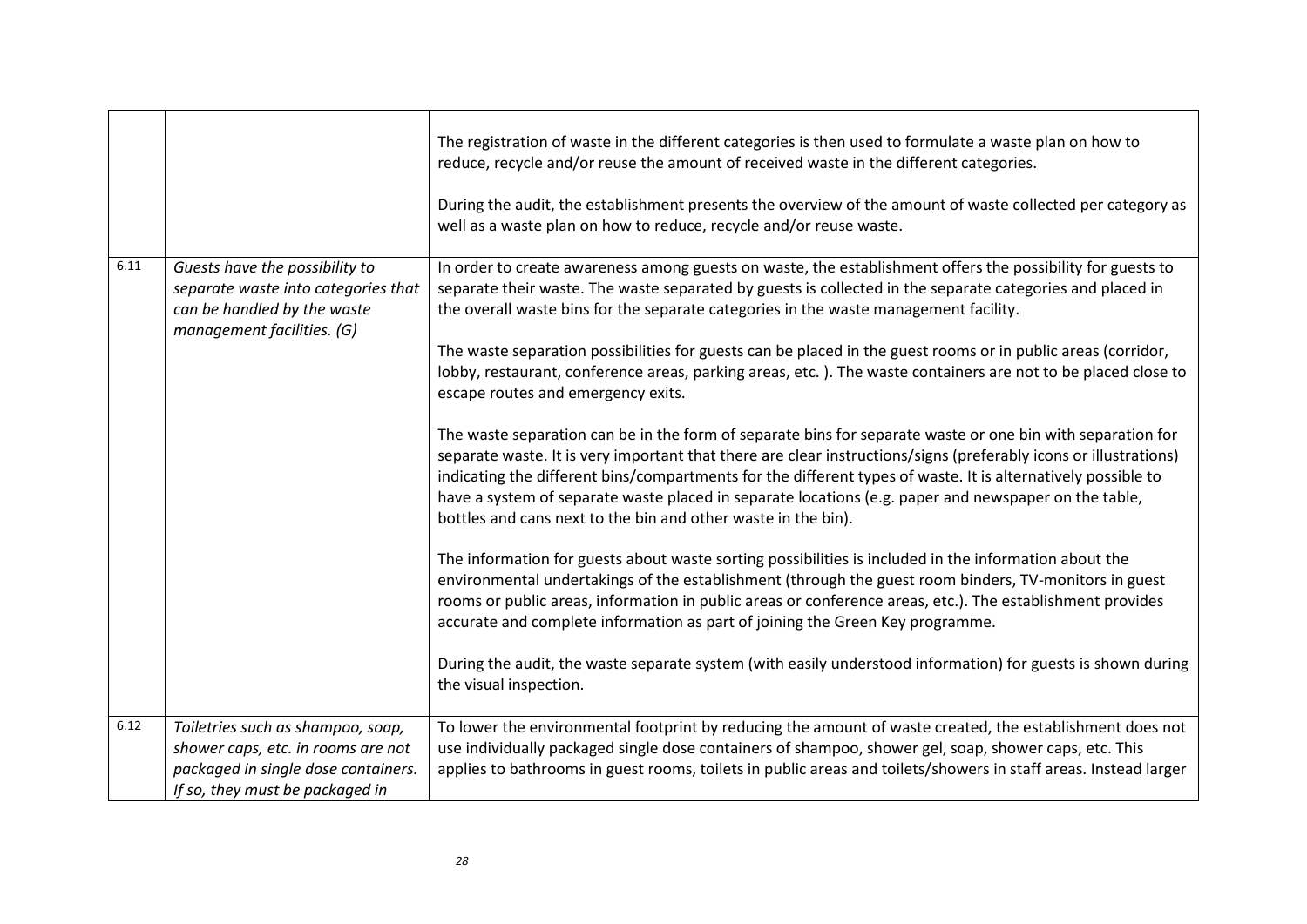| | | |
|---|---|---|
| | | The registration of waste in the different categories is then used to formulate a waste plan on how to reduce, recycle and/or reuse the amount of received waste in the different categories.<br><br>During the audit, the establishment presents the overview of the amount of waste collected per category as well as a waste plan on how to reduce, recycle and/or reuse waste. |
| 6.11 | *Guests have the possibility to separate waste into categories that can be handled by the waste management facilities. (G)* | In order to create awareness among guests on waste, the establishment offers the possibility for guests to separate their waste. The waste separated by guests is collected in the separate categories and placed in the overall waste bins for the separate categories in the waste management facility.<br><br>The waste separation possibilities for guests can be placed in the guest rooms or in public areas (corridor, lobby, restaurant, conference areas, parking areas, etc. ). The waste containers are not to be placed close to escape routes and emergency exits.<br><br>The waste separation can be in the form of separate bins for separate waste or one bin with separation for separate waste. It is very important that there are clear instructions/signs (preferably icons or illustrations) indicating the different bins/compartments for the different types of waste. It is alternatively possible to have a system of separate waste placed in separate locations (e.g. paper and newspaper on the table, bottles and cans next to the bin and other waste in the bin).<br><br>The information for guests about waste sorting possibilities is included in the information about the environmental undertakings of the establishment (through the guest room binders, TV-monitors in guest rooms or public areas, information in public areas or conference areas, etc.). The establishment provides accurate and complete information as part of joining the Green Key programme.<br><br>During the audit, the waste separate system (with easily understood information) for guests is shown during the visual inspection. |
| 6.12 | *Toiletries such as shampoo, soap, shower caps, etc. in rooms are not packaged in single dose containers. If so, they must be packaged in* | To lower the environmental footprint by reducing the amount of waste created, the establishment does not use individually packaged single dose containers of shampoo, shower gel, soap, shower caps, etc. This applies to bathrooms in guest rooms, toilets in public areas and toilets/showers in staff areas. Instead larger |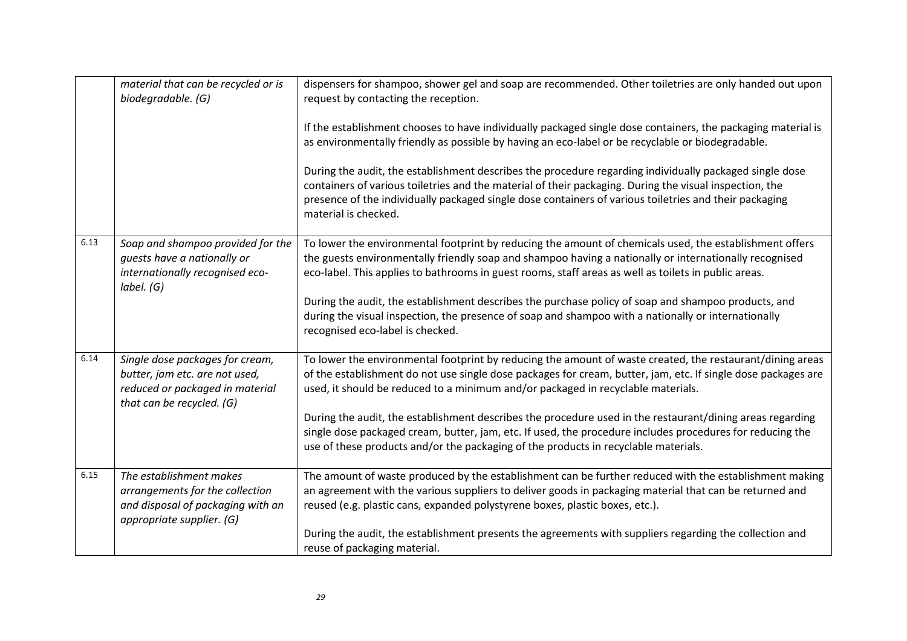| | | |
|---|---|---|
| | *material that can be recycled or is biodegradable. (G)* | dispensers for shampoo, shower gel and soap are recommended. Other toiletries are only handed out upon request by contacting the reception.<br><br>If the establishment chooses to have individually packaged single dose containers, the packaging material is as environmentally friendly as possible by having an eco-label or be recyclable or biodegradable.<br><br>During the audit, the establishment describes the procedure regarding individually packaged single dose containers of various toiletries and the material of their packaging. During the visual inspection, the presence of the individually packaged single dose containers of various toiletries and their packaging material is checked. |
| 6.13 | *Soap and shampoo provided for the guests have a nationally or internationally recognised eco-label. (G)* | To lower the environmental footprint by reducing the amount of chemicals used, the establishment offers the guests environmentally friendly soap and shampoo having a nationally or internationally recognised eco-label. This applies to bathrooms in guest rooms, staff areas as well as toilets in public areas.<br><br>During the audit, the establishment describes the purchase policy of soap and shampoo products, and during the visual inspection, the presence of soap and shampoo with a nationally or internationally recognised eco-label is checked. |
| 6.14 | *Single dose packages for cream, butter, jam etc. are not used, reduced or packaged in material that can be recycled. (G)* | To lower the environmental footprint by reducing the amount of waste created, the restaurant/dining areas of the establishment do not use single dose packages for cream, butter, jam, etc. If single dose packages are used, it should be reduced to a minimum and/or packaged in recyclable materials.<br><br>During the audit, the establishment describes the procedure used in the restaurant/dining areas regarding single dose packaged cream, butter, jam, etc. If used, the procedure includes procedures for reducing the use of these products and/or the packaging of the products in recyclable materials. |
| 6.15 | *The establishment makes arrangements for the collection and disposal of packaging with an appropriate supplier. (G)* | The amount of waste produced by the establishment can be further reduced with the establishment making an agreement with the various suppliers to deliver goods in packaging material that can be returned and reused (e.g. plastic cans, expanded polystyrene boxes, plastic boxes, etc.).<br><br>During the audit, the establishment presents the agreements with suppliers regarding the collection and reuse of packaging material. |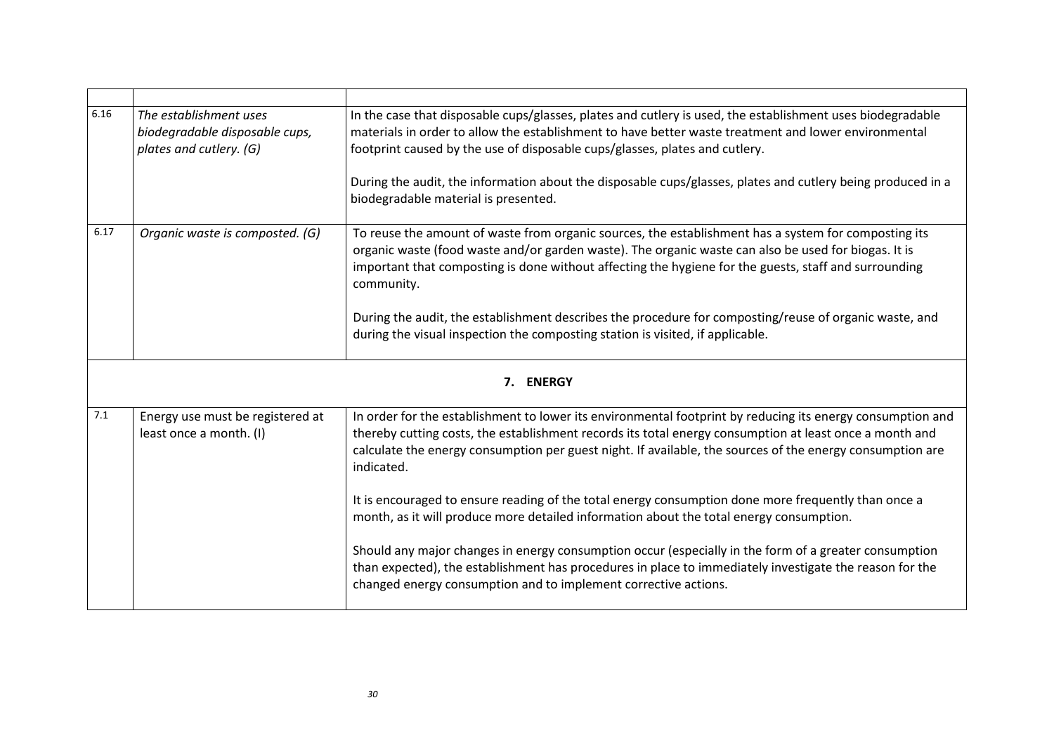| | | |
|---|---|---|
| 6.16 | *The establishment uses biodegradable disposable cups, plates and cutlery. (G)* | In the case that disposable cups/glasses, plates and cutlery is used, the establishment uses biodegradable materials in order to allow the establishment to have better waste treatment and lower environmental footprint caused by the use of disposable cups/glasses, plates and cutlery.<br><br>During the audit, the information about the disposable cups/glasses, plates and cutlery being produced in a biodegradable material is presented. |
| 6.17 | *Organic waste is composted. (G)* | To reuse the amount of waste from organic sources, the establishment has a system for composting its organic waste (food waste and/or garden waste). The organic waste can also be used for biogas. It is important that composting is done without affecting the hygiene for the guests, staff and surrounding community.<br><br>During the audit, the establishment describes the procedure for composting/reuse of organic waste, and during the visual inspection the composting station is visited, if applicable. |
| | | **7. ENERGY** |
| 7.1 | Energy use must be registered at least once a month. (I) | In order for the establishment to lower its environmental footprint by reducing its energy consumption and thereby cutting costs, the establishment records its total energy consumption at least once a month and calculate the energy consumption per guest night. If available, the sources of the energy consumption are indicated.<br><br>It is encouraged to ensure reading of the total energy consumption done more frequently than once a month, as it will produce more detailed information about the total energy consumption.<br><br>Should any major changes in energy consumption occur (especially in the form of a greater consumption than expected), the establishment has procedures in place to immediately investigate the reason for the changed energy consumption and to implement corrective actions. |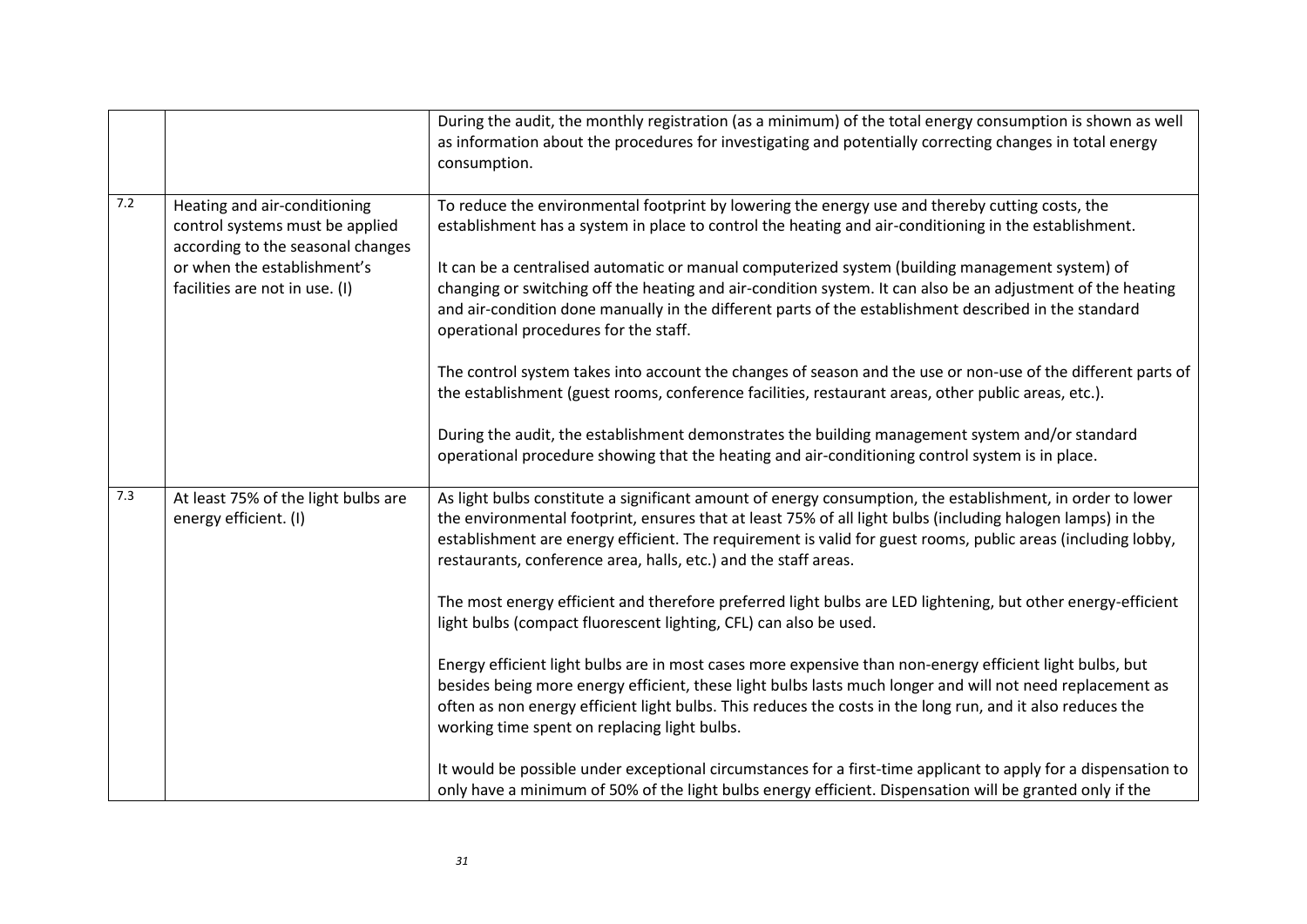| | | |
|---|---|---|
| | | During the audit, the monthly registration (as a minimum) of the total energy consumption is shown as well as information about the procedures for investigating and potentially correcting changes in total energy consumption. |
| 7.2 | Heating and air-conditioning control systems must be applied according to the seasonal changes or when the establishment's facilities are not in use. (I) | To reduce the environmental footprint by lowering the energy use and thereby cutting costs, the establishment has a system in place to control the heating and air-conditioning in the establishment.<br><br>It can be a centralised automatic or manual computerized system (building management system) of changing or switching off the heating and air-condition system. It can also be an adjustment of the heating and air-condition done manually in the different parts of the establishment described in the standard operational procedures for the staff.<br><br>The control system takes into account the changes of season and the use or non-use of the different parts of the establishment (guest rooms, conference facilities, restaurant areas, other public areas, etc.).<br><br>During the audit, the establishment demonstrates the building management system and/or standard operational procedure showing that the heating and air-conditioning control system is in place. |
| 7.3 | At least 75% of the light bulbs are energy efficient. (I) | As light bulbs constitute a significant amount of energy consumption, the establishment, in order to lower the environmental footprint, ensures that at least 75% of all light bulbs (including halogen lamps) in the establishment are energy efficient. The requirement is valid for guest rooms, public areas (including lobby, restaurants, conference area, halls, etc.) and the staff areas.<br><br>The most energy efficient and therefore preferred light bulbs are LED lightening, but other energy-efficient light bulbs (compact fluorescent lighting, CFL) can also be used.<br><br>Energy efficient light bulbs are in most cases more expensive than non-energy efficient light bulbs, but besides being more energy efficient, these light bulbs lasts much longer and will not need replacement as often as non energy efficient light bulbs. This reduces the costs in the long run, and it also reduces the working time spent on replacing light bulbs.<br><br>It would be possible under exceptional circumstances for a first-time applicant to apply for a dispensation to only have a minimum of 50% of the light bulbs energy efficient. Dispensation will be granted only if the |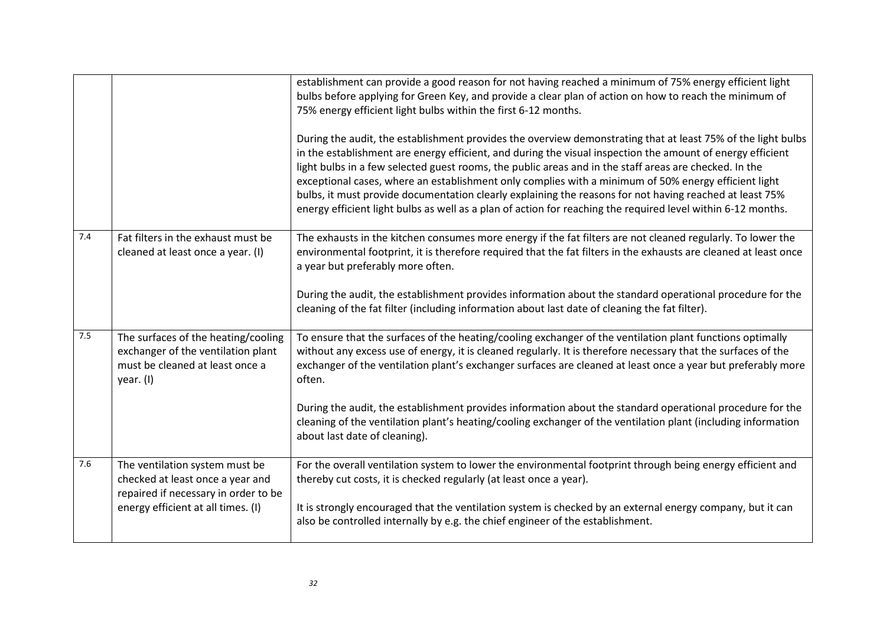|  |  |  |
|---|---|---|
|  |  | establishment can provide a good reason for not having reached a minimum of 75% energy efficient light bulbs before applying for Green Key, and provide a clear plan of action on how to reach the minimum of 75% energy efficient light bulbs within the first 6-12 months.<br><br>During the audit, the establishment provides the overview demonstrating that at least 75% of the light bulbs in the establishment are energy efficient, and during the visual inspection the amount of energy efficient light bulbs in a few selected guest rooms, the public areas and in the staff areas are checked. In the exceptional cases, where an establishment only complies with a minimum of 50% energy efficient light bulbs, it must provide documentation clearly explaining the reasons for not having reached at least 75% energy efficient light bulbs as well as a plan of action for reaching the required level within 6-12 months. |
| 7.4 | Fat filters in the exhaust must be cleaned at least once a year. (I) | The exhausts in the kitchen consumes more energy if the fat filters are not cleaned regularly. To lower the environmental footprint, it is therefore required that the fat filters in the exhausts are cleaned at least once a year but preferably more often.<br><br>During the audit, the establishment provides information about the standard operational procedure for the cleaning of the fat filter (including information about last date of cleaning the fat filter). |
| 7.5 | The surfaces of the heating/cooling exchanger of the ventilation plant must be cleaned at least once a year. (I) | To ensure that the surfaces of the heating/cooling exchanger of the ventilation plant functions optimally without any excess use of energy, it is cleaned regularly. It is therefore necessary that the surfaces of the exchanger of the ventilation plant's exchanger surfaces are cleaned at least once a year but preferably more often.<br><br>During the audit, the establishment provides information about the standard operational procedure for the cleaning of the ventilation plant's heating/cooling exchanger of the ventilation plant (including information about last date of cleaning). |
| 7.6 | The ventilation system must be checked at least once a year and repaired if necessary in order to be energy efficient at all times. (I) | For the overall ventilation system to lower the environmental footprint through being energy efficient and thereby cut costs, it is checked regularly (at least once a year).<br><br>It is strongly encouraged that the ventilation system is checked by an external energy company, but it can also be controlled internally by e.g. the chief engineer of the establishment. |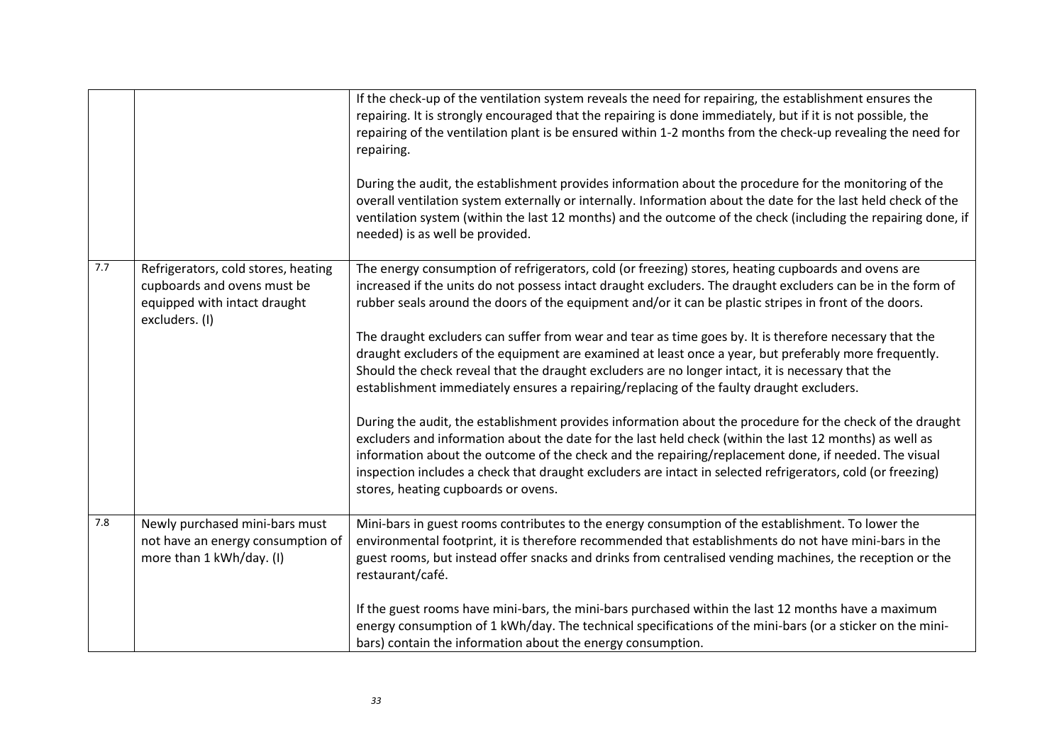|  |  |  |
|---|---|---|
|  |  | If the check-up of the ventilation system reveals the need for repairing, the establishment ensures the repairing. It is strongly encouraged that the repairing is done immediately, but if it is not possible, the repairing of the ventilation plant is be ensured within 1-2 months from the check-up revealing the need for repairing.<br><br>During the audit, the establishment provides information about the procedure for the monitoring of the overall ventilation system externally or internally. Information about the date for the last held check of the ventilation system (within the last 12 months) and the outcome of the check (including the repairing done, if needed) is as well be provided. |
| 7.7 | Refrigerators, cold stores, heating cupboards and ovens must be equipped with intact draught excluders. (I) | The energy consumption of refrigerators, cold (or freezing) stores, heating cupboards and ovens are increased if the units do not possess intact draught excluders. The draught excluders can be in the form of rubber seals around the doors of the equipment and/or it can be plastic stripes in front of the doors.<br><br>The draught excluders can suffer from wear and tear as time goes by. It is therefore necessary that the draught excluders of the equipment are examined at least once a year, but preferably more frequently. Should the check reveal that the draught excluders are no longer intact, it is necessary that the establishment immediately ensures a repairing/replacing of the faulty draught excluders.<br><br>During the audit, the establishment provides information about the procedure for the check of the draught excluders and information about the date for the last held check (within the last 12 months) as well as information about the outcome of the check and the repairing/replacement done, if needed. The visual inspection includes a check that draught excluders are intact in selected refrigerators, cold (or freezing) stores, heating cupboards or ovens. |
| 7.8 | Newly purchased mini-bars must not have an energy consumption of more than 1 kWh/day. (I) | Mini-bars in guest rooms contributes to the energy consumption of the establishment. To lower the environmental footprint, it is therefore recommended that establishments do not have mini-bars in the guest rooms, but instead offer snacks and drinks from centralised vending machines, the reception or the restaurant/café.<br><br>If the guest rooms have mini-bars, the mini-bars purchased within the last 12 months have a maximum energy consumption of 1 kWh/day. The technical specifications of the mini-bars (or a sticker on the mini-bars) contain the information about the energy consumption. |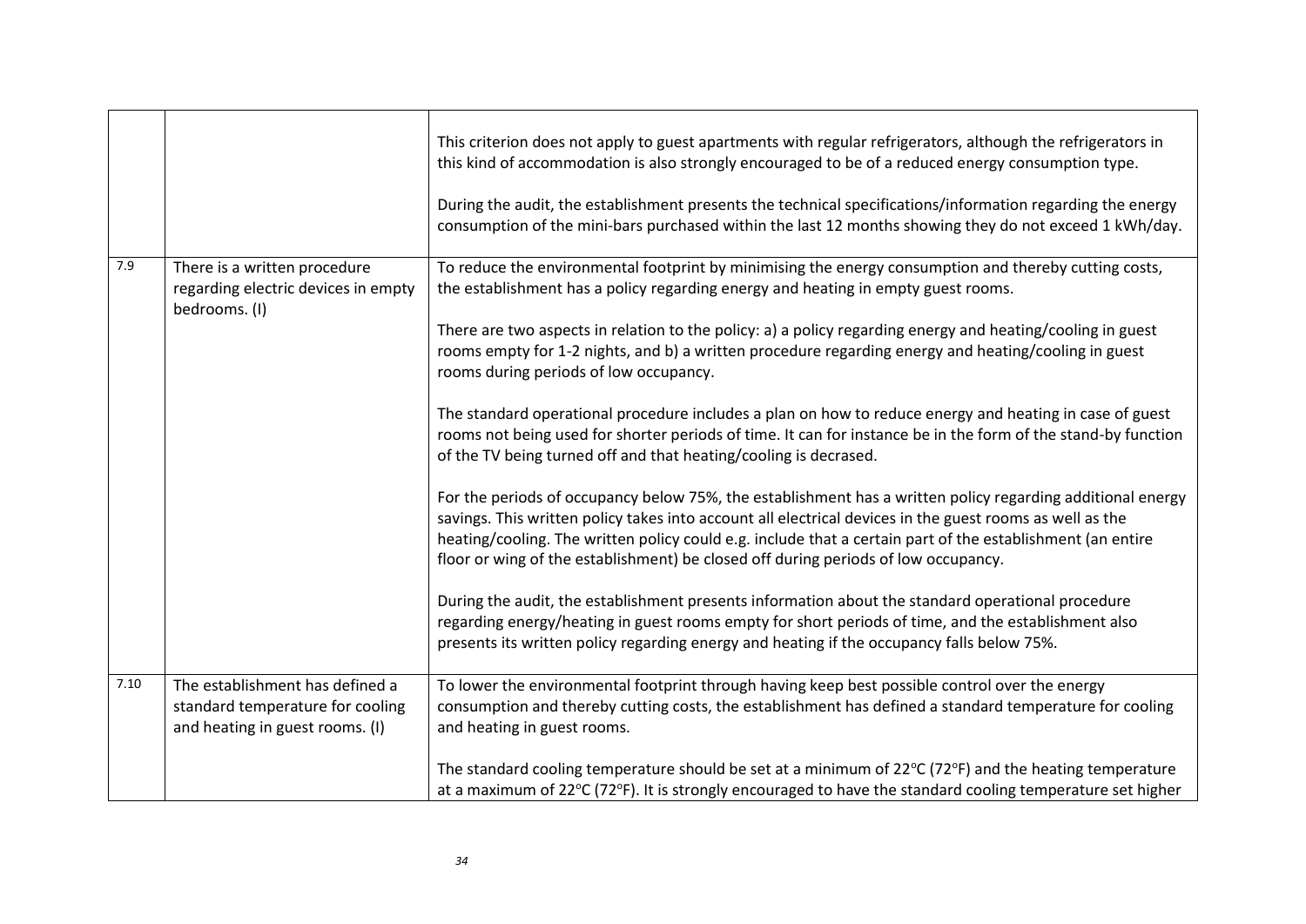| | | |
|---|---|---|
| | | This criterion does not apply to guest apartments with regular refrigerators, although the refrigerators in this kind of accommodation is also strongly encouraged to be of a reduced energy consumption type.<br><br>During the audit, the establishment presents the technical specifications/information regarding the energy consumption of the mini-bars purchased within the last 12 months showing they do not exceed 1 kWh/day. |
| 7.9 | There is a written procedure regarding electric devices in empty bedrooms. (I) | To reduce the environmental footprint by minimising the energy consumption and thereby cutting costs, the establishment has a policy regarding energy and heating in empty guest rooms.<br><br>There are two aspects in relation to the policy: a) a policy regarding energy and heating/cooling in guest rooms empty for 1-2 nights, and b) a written procedure regarding energy and heating/cooling in guest rooms during periods of low occupancy.<br><br>The standard operational procedure includes a plan on how to reduce energy and heating in case of guest rooms not being used for shorter periods of time. It can for instance be in the form of the stand-by function of the TV being turned off and that heating/cooling is decrased.<br><br>For the periods of occupancy below 75%, the establishment has a written policy regarding additional energy savings. This written policy takes into account all electrical devices in the guest rooms as well as the heating/cooling. The written policy could e.g. include that a certain part of the establishment (an entire floor or wing of the establishment) be closed off during periods of low occupancy.<br><br>During the audit, the establishment presents information about the standard operational procedure regarding energy/heating in guest rooms empty for short periods of time, and the establishment also presents its written policy regarding energy and heating if the occupancy falls below 75%. |
| 7.10 | The establishment has defined a standard temperature for cooling and heating in guest rooms. (I) | To lower the environmental footprint through having keep best possible control over the energy consumption and thereby cutting costs, the establishment has defined a standard temperature for cooling and heating in guest rooms.<br><br>The standard cooling temperature should be set at a minimum of 22°C (72°F) and the heating temperature at a maximum of 22°C (72°F). It is strongly encouraged to have the standard cooling temperature set higher |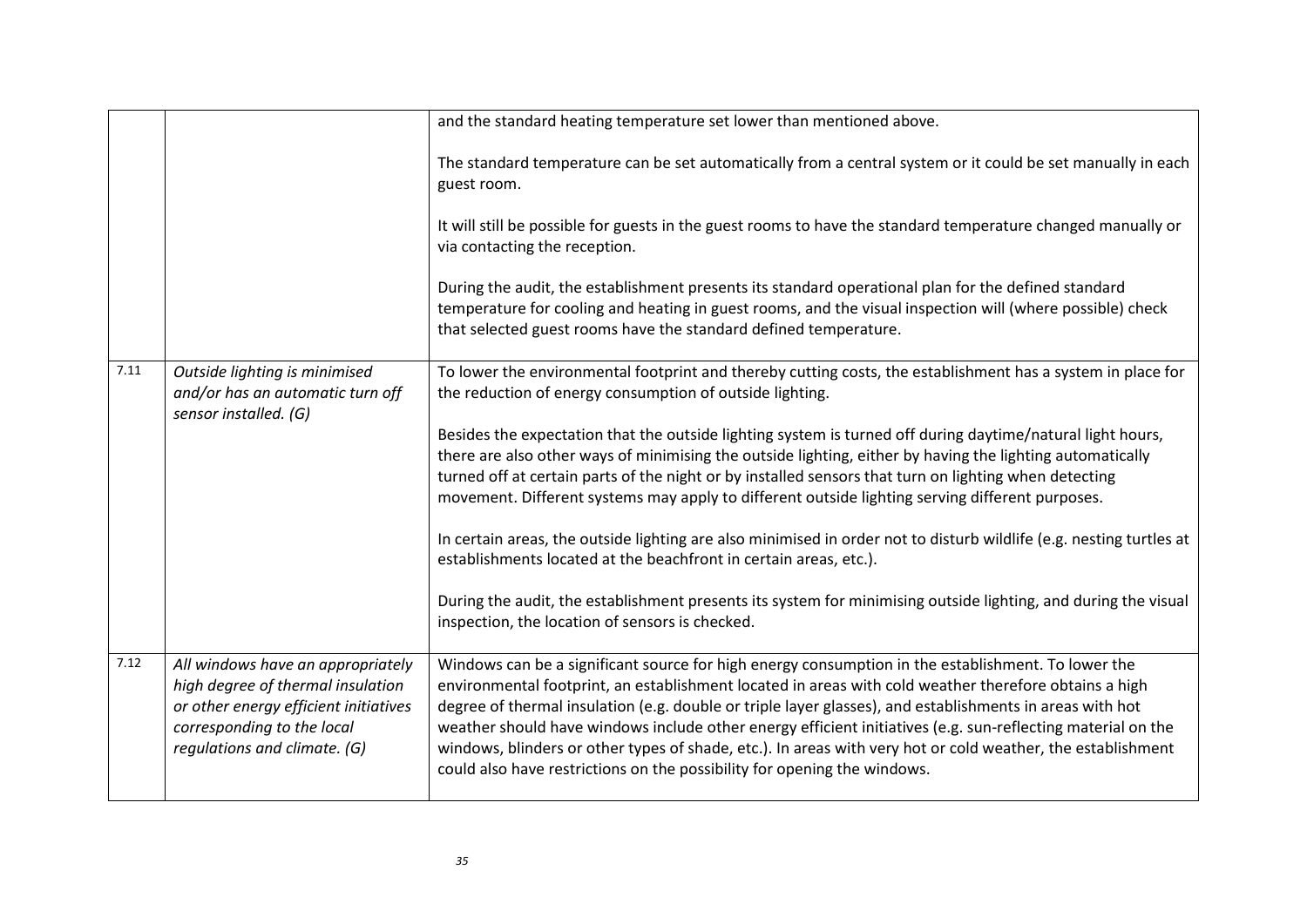| | | |
|---|---|---|
| | | and the standard heating temperature set lower than mentioned above.<br><br>The standard temperature can be set automatically from a central system or it could be set manually in each guest room.<br><br>It will still be possible for guests in the guest rooms to have the standard temperature changed manually or via contacting the reception.<br><br>During the audit, the establishment presents its standard operational plan for the defined standard temperature for cooling and heating in guest rooms, and the visual inspection will (where possible) check that selected guest rooms have the standard defined temperature. |
| 7.11 | *Outside lighting is minimised and/or has an automatic turn off sensor installed. (G)* | To lower the environmental footprint and thereby cutting costs, the establishment has a system in place for the reduction of energy consumption of outside lighting.<br><br>Besides the expectation that the outside lighting system is turned off during daytime/natural light hours, there are also other ways of minimising the outside lighting, either by having the lighting automatically turned off at certain parts of the night or by installed sensors that turn on lighting when detecting movement. Different systems may apply to different outside lighting serving different purposes.<br><br>In certain areas, the outside lighting are also minimised in order not to disturb wildlife (e.g. nesting turtles at establishments located at the beachfront in certain areas, etc.).<br><br>During the audit, the establishment presents its system for minimising outside lighting, and during the visual inspection, the location of sensors is checked. |
| 7.12 | *All windows have an appropriately high degree of thermal insulation or other energy efficient initiatives corresponding to the local regulations and climate. (G)* | Windows can be a significant source for high energy consumption in the establishment. To lower the environmental footprint, an establishment located in areas with cold weather therefore obtains a high degree of thermal insulation (e.g. double or triple layer glasses), and establishments in areas with hot weather should have windows include other energy efficient initiatives (e.g. sun-reflecting material on the windows, blinders or other types of shade, etc.). In areas with very hot or cold weather, the establishment could also have restrictions on the possibility for opening the windows. |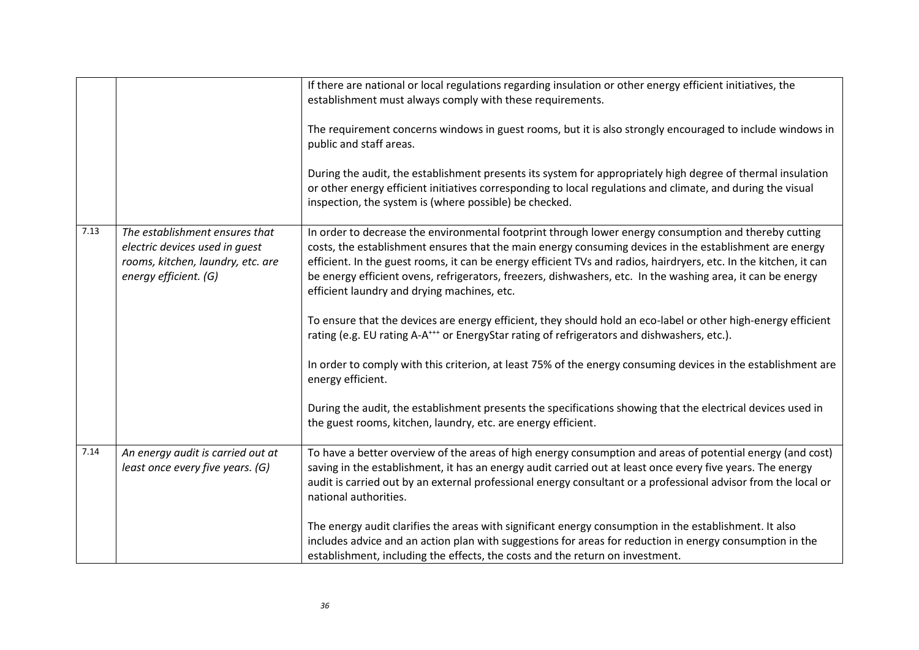| | | |
|---|---|---|
| | | If there are national or local regulations regarding insulation or other energy efficient initiatives, the establishment must always comply with these requirements.<br><br>The requirement concerns windows in guest rooms, but it is also strongly encouraged to include windows in public and staff areas.<br><br>During the audit, the establishment presents its system for appropriately high degree of thermal insulation or other energy efficient initiatives corresponding to local regulations and climate, and during the visual inspection, the system is (where possible) be checked. |
| 7.13 | *The establishment ensures that electric devices used in guest rooms, kitchen, laundry, etc. are energy efficient. (G)* | In order to decrease the environmental footprint through lower energy consumption and thereby cutting costs, the establishment ensures that the main energy consuming devices in the establishment are energy efficient. In the guest rooms, it can be energy efficient TVs and radios, hairdryers, etc. In the kitchen, it can be energy efficient ovens, refrigerators, freezers, dishwashers, etc. In the washing area, it can be energy efficient laundry and drying machines, etc.<br><br>To ensure that the devices are energy efficient, they should hold an eco-label or other high-energy efficient rating (e.g. EU rating A-A+++ or EnergyStar rating of refrigerators and dishwashers, etc.).<br><br>In order to comply with this criterion, at least 75% of the energy consuming devices in the establishment are energy efficient.<br><br>During the audit, the establishment presents the specifications showing that the electrical devices used in the guest rooms, kitchen, laundry, etc. are energy efficient. |
| 7.14 | *An energy audit is carried out at least once every five years. (G)* | To have a better overview of the areas of high energy consumption and areas of potential energy (and cost) saving in the establishment, it has an energy audit carried out at least once every five years. The energy audit is carried out by an external professional energy consultant or a professional advisor from the local or national authorities.<br><br>The energy audit clarifies the areas with significant energy consumption in the establishment. It also includes advice and an action plan with suggestions for areas for reduction in energy consumption in the establishment, including the effects, the costs and the return on investment. |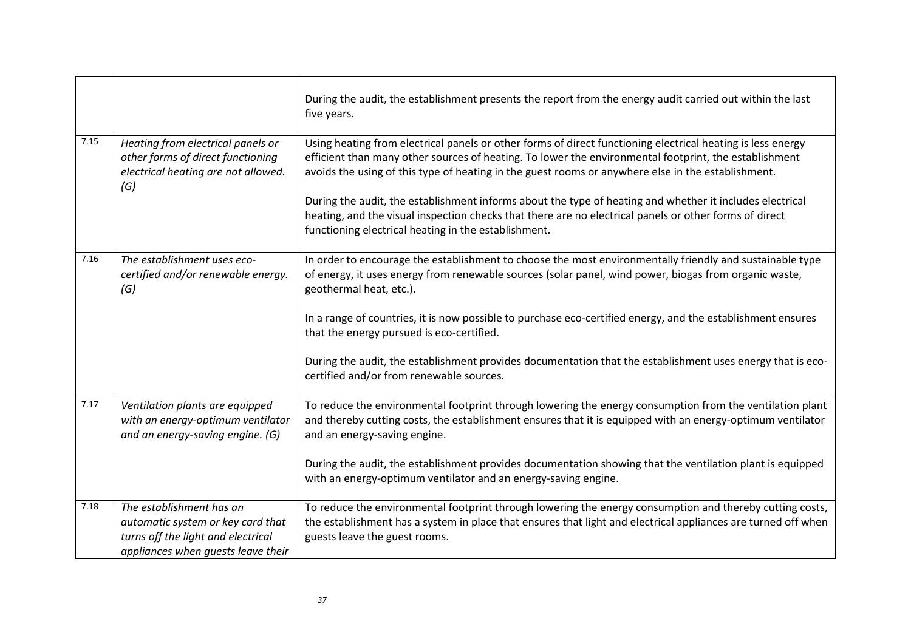| | | |
|---|---|---|
| | | During the audit, the establishment presents the report from the energy audit carried out within the last five years. |
| 7.15 | *Heating from electrical panels or other forms of direct functioning electrical heating are not allowed. (G)* | Using heating from electrical panels or other forms of direct functioning electrical heating is less energy efficient than many other sources of heating. To lower the environmental footprint, the establishment avoids the using of this type of heating in the guest rooms or anywhere else in the establishment.<br><br>During the audit, the establishment informs about the type of heating and whether it includes electrical heating, and the visual inspection checks that there are no electrical panels or other forms of direct functioning electrical heating in the establishment. |
| 7.16 | *The establishment uses eco-certified and/or renewable energy. (G)* | In order to encourage the establishment to choose the most environmentally friendly and sustainable type of energy, it uses energy from renewable sources (solar panel, wind power, biogas from organic waste, geothermal heat, etc.).<br><br>In a range of countries, it is now possible to purchase eco-certified energy, and the establishment ensures that the energy pursued is eco-certified.<br><br>During the audit, the establishment provides documentation that the establishment uses energy that is eco-certified and/or from renewable sources. |
| 7.17 | *Ventilation plants are equipped with an energy-optimum ventilator and an energy-saving engine. (G)* | To reduce the environmental footprint through lowering the energy consumption from the ventilation plant and thereby cutting costs, the establishment ensures that it is equipped with an energy-optimum ventilator and an energy-saving engine.<br><br>During the audit, the establishment provides documentation showing that the ventilation plant is equipped with an energy-optimum ventilator and an energy-saving engine. |
| 7.18 | *The establishment has an automatic system or key card that turns off the light and electrical appliances when guests leave their* | To reduce the environmental footprint through lowering the energy consumption and thereby cutting costs, the establishment has a system in place that ensures that light and electrical appliances are turned off when guests leave the guest rooms. |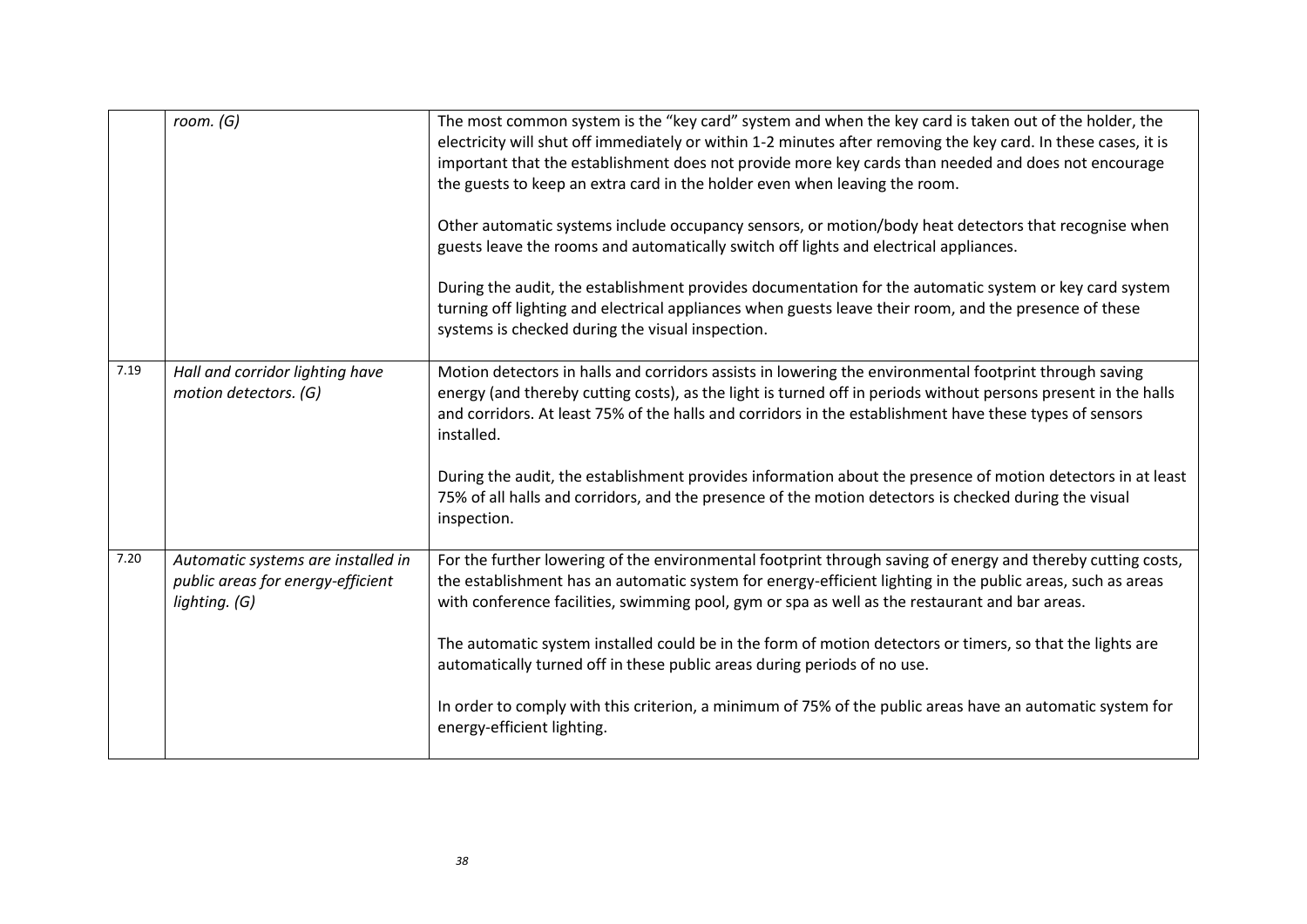| | | |
|---|---|---|
| | *room. (G)* | The most common system is the "key card" system and when the key card is taken out of the holder, the electricity will shut off immediately or within 1-2 minutes after removing the key card. In these cases, it is important that the establishment does not provide more key cards than needed and does not encourage the guests to keep an extra card in the holder even when leaving the room.<br><br>Other automatic systems include occupancy sensors, or motion/body heat detectors that recognise when guests leave the rooms and automatically switch off lights and electrical appliances.<br><br>During the audit, the establishment provides documentation for the automatic system or key card system turning off lighting and electrical appliances when guests leave their room, and the presence of these systems is checked during the visual inspection. |
| 7.19 | *Hall and corridor lighting have motion detectors. (G)* | Motion detectors in halls and corridors assists in lowering the environmental footprint through saving energy (and thereby cutting costs), as the light is turned off in periods without persons present in the halls and corridors. At least 75% of the halls and corridors in the establishment have these types of sensors installed.<br><br>During the audit, the establishment provides information about the presence of motion detectors in at least 75% of all halls and corridors, and the presence of the motion detectors is checked during the visual inspection. |
| 7.20 | *Automatic systems are installed in public areas for energy-efficient lighting. (G)* | For the further lowering of the environmental footprint through saving of energy and thereby cutting costs, the establishment has an automatic system for energy-efficient lighting in the public areas, such as areas with conference facilities, swimming pool, gym or spa as well as the restaurant and bar areas.<br><br>The automatic system installed could be in the form of motion detectors or timers, so that the lights are automatically turned off in these public areas during periods of no use.<br><br>In order to comply with this criterion, a minimum of 75% of the public areas have an automatic system for energy-efficient lighting. |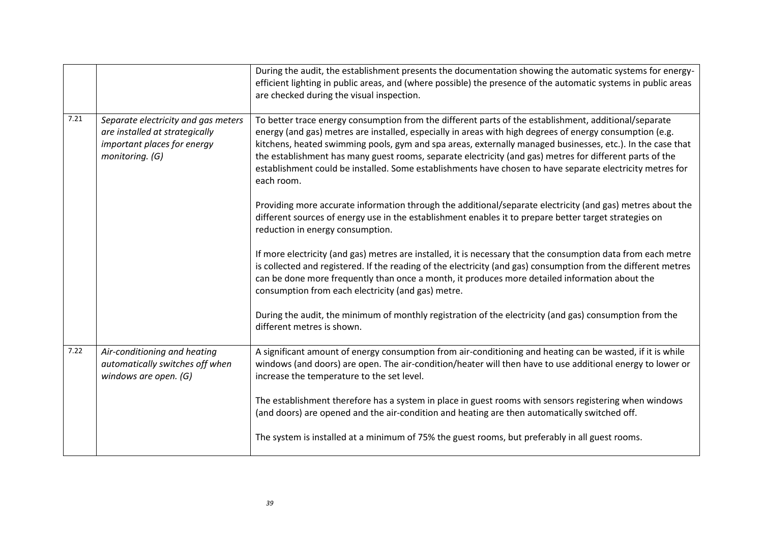| | | |
|---|---|---|
| | | During the audit, the establishment presents the documentation showing the automatic systems for energy-efficient lighting in public areas, and (where possible) the presence of the automatic systems in public areas are checked during the visual inspection. |
| 7.21 | *Separate electricity and gas meters are installed at strategically important places for energy monitoring. (G)* | To better trace energy consumption from the different parts of the establishment, additional/separate energy (and gas) metres are installed, especially in areas with high degrees of energy consumption (e.g. kitchens, heated swimming pools, gym and spa areas, externally managed businesses, etc.). In the case that the establishment has many guest rooms, separate electricity (and gas) metres for different parts of the establishment could be installed. Some establishments have chosen to have separate electricity metres for each room.<br><br>Providing more accurate information through the additional/separate electricity (and gas) metres about the different sources of energy use in the establishment enables it to prepare better target strategies on reduction in energy consumption.<br><br>If more electricity (and gas) metres are installed, it is necessary that the consumption data from each metre is collected and registered. If the reading of the electricity (and gas) consumption from the different metres can be done more frequently than once a month, it produces more detailed information about the consumption from each electricity (and gas) metre.<br><br>During the audit, the minimum of monthly registration of the electricity (and gas) consumption from the different metres is shown. |
| 7.22 | *Air-conditioning and heating automatically switches off when windows are open. (G)* | A significant amount of energy consumption from air-conditioning and heating can be wasted, if it is while windows (and doors) are open. The air-condition/heater will then have to use additional energy to lower or increase the temperature to the set level.<br><br>The establishment therefore has a system in place in guest rooms with sensors registering when windows (and doors) are opened and the air-condition and heating are then automatically switched off.<br><br>The system is installed at a minimum of 75% the guest rooms, but preferably in all guest rooms. |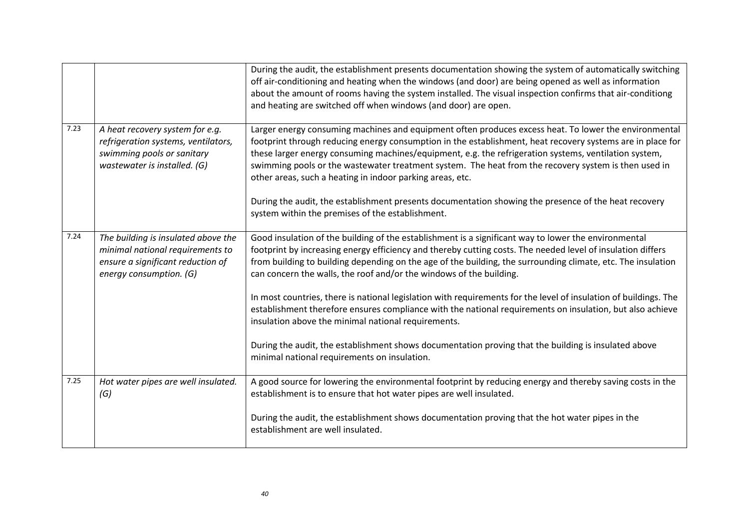| | | |
|---|---|---|
| | | During the audit, the establishment presents documentation showing the system of automatically switching off air-conditioning and heating when the windows (and door) are being opened as well as information about the amount of rooms having the system installed. The visual inspection confirms that air-conditiong and heating are switched off when windows (and door) are open. |
| 7.23 | *A heat recovery system for e.g. refrigeration systems, ventilators, swimming pools or sanitary wastewater is installed. (G)* | Larger energy consuming machines and equipment often produces excess heat. To lower the environmental footprint through reducing energy consumption in the establishment, heat recovery systems are in place for these larger energy consuming machines/equipment, e.g. the refrigeration systems, ventilation system, swimming pools or the wastewater treatment system. The heat from the recovery system is then used in other areas, such a heating in indoor parking areas, etc.<br><br>During the audit, the establishment presents documentation showing the presence of the heat recovery system within the premises of the establishment. |
| 7.24 | *The building is insulated above the minimal national requirements to ensure a significant reduction of energy consumption. (G)* | Good insulation of the building of the establishment is a significant way to lower the environmental footprint by increasing energy efficiency and thereby cutting costs. The needed level of insulation differs from building to building depending on the age of the building, the surrounding climate, etc. The insulation can concern the walls, the roof and/or the windows of the building.<br><br>In most countries, there is national legislation with requirements for the level of insulation of buildings. The establishment therefore ensures compliance with the national requirements on insulation, but also achieve insulation above the minimal national requirements.<br><br>During the audit, the establishment shows documentation proving that the building is insulated above minimal national requirements on insulation. |
| 7.25 | *Hot water pipes are well insulated. (G)* | A good source for lowering the environmental footprint by reducing energy and thereby saving costs in the establishment is to ensure that hot water pipes are well insulated.<br><br>During the audit, the establishment shows documentation proving that the hot water pipes in the establishment are well insulated. |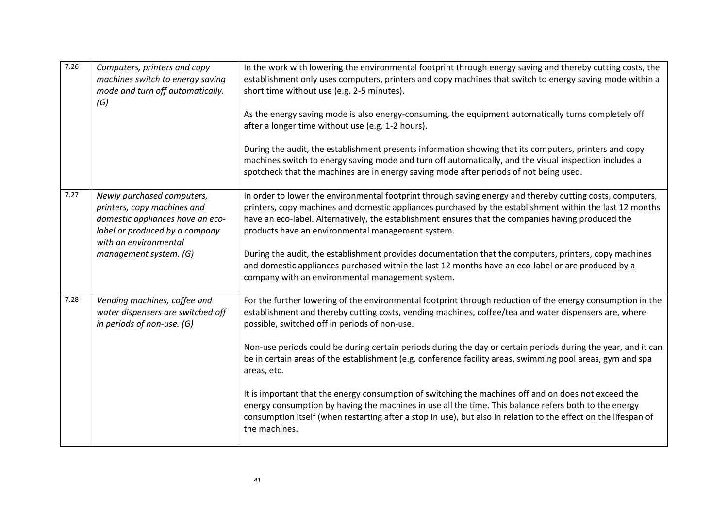| | | |
|---|---|---|
| 7.26 | *Computers, printers and copy machines switch to energy saving mode and turn off automatically. (G)* | In the work with lowering the environmental footprint through energy saving and thereby cutting costs, the establishment only uses computers, printers and copy machines that switch to energy saving mode within a short time without use (e.g. 2-5 minutes).<br><br>As the energy saving mode is also energy-consuming, the equipment automatically turns completely off after a longer time without use (e.g. 1-2 hours).<br><br>During the audit, the establishment presents information showing that its computers, printers and copy machines switch to energy saving mode and turn off automatically, and the visual inspection includes a spotcheck that the machines are in energy saving mode after periods of not being used. |
| 7.27 | *Newly purchased computers, printers, copy machines and domestic appliances have an eco-label or produced by a company with an environmental management system. (G)* | In order to lower the environmental footprint through saving energy and thereby cutting costs, computers, printers, copy machines and domestic appliances purchased by the establishment within the last 12 months have an eco-label. Alternatively, the establishment ensures that the companies having produced the products have an environmental management system.<br><br>During the audit, the establishment provides documentation that the computers, printers, copy machines and domestic appliances purchased within the last 12 months have an eco-label or are produced by a company with an environmental management system. |
| 7.28 | *Vending machines, coffee and water dispensers are switched off in periods of non-use. (G)* | For the further lowering of the environmental footprint through reduction of the energy consumption in the establishment and thereby cutting costs, vending machines, coffee/tea and water dispensers are, where possible, switched off in periods of non-use.<br><br>Non-use periods could be during certain periods during the day or certain periods during the year, and it can be in certain areas of the establishment (e.g. conference facility areas, swimming pool areas, gym and spa areas, etc.<br><br>It is important that the energy consumption of switching the machines off and on does not exceed the energy consumption by having the machines in use all the time. This balance refers both to the energy consumption itself (when restarting after a stop in use), but also in relation to the effect on the lifespan of the machines. |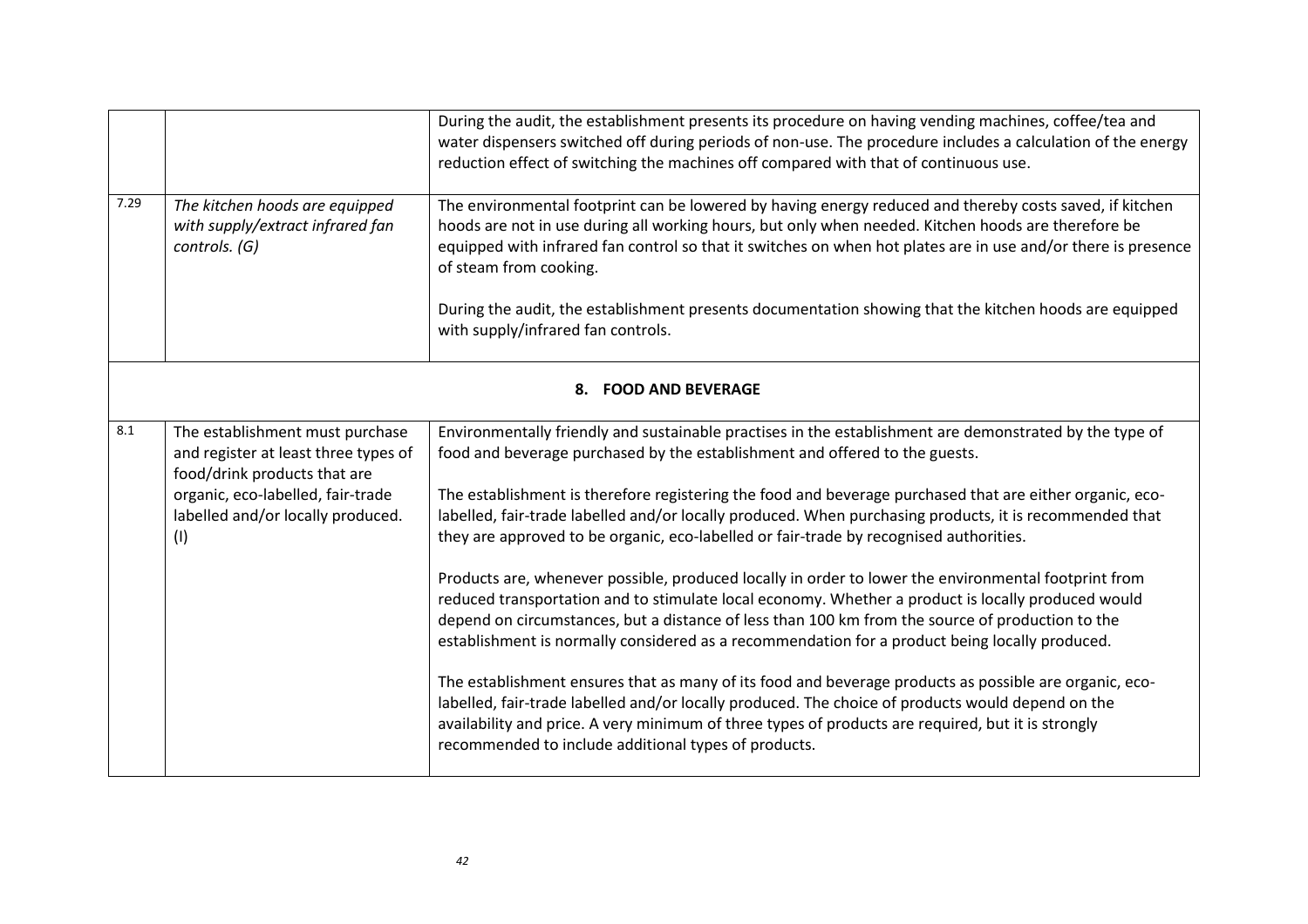| | | |
|---|---|---|
| | | During the audit, the establishment presents its procedure on having vending machines, coffee/tea and water dispensers switched off during periods of non-use. The procedure includes a calculation of the energy reduction effect of switching the machines off compared with that of continuous use. |
| 7.29 | *The kitchen hoods are equipped with supply/extract infrared fan controls. (G)* | The environmental footprint can be lowered by having energy reduced and thereby costs saved, if kitchen hoods are not in use during all working hours, but only when needed. Kitchen hoods are therefore be equipped with infrared fan control so that it switches on when hot plates are in use and/or there is presence of steam from cooking.<br><br>During the audit, the establishment presents documentation showing that the kitchen hoods are equipped with supply/infrared fan controls. |
| | | **8. FOOD AND BEVERAGE** |
| 8.1 | The establishment must purchase and register at least three types of food/drink products that are organic, eco-labelled, fair-trade labelled and/or locally produced. (I) | Environmentally friendly and sustainable practises in the establishment are demonstrated by the type of food and beverage purchased by the establishment and offered to the guests.<br><br>The establishment is therefore registering the food and beverage purchased that are either organic, eco-labelled, fair-trade labelled and/or locally produced. When purchasing products, it is recommended that they are approved to be organic, eco-labelled or fair-trade by recognised authorities.<br><br>Products are, whenever possible, produced locally in order to lower the environmental footprint from reduced transportation and to stimulate local economy. Whether a product is locally produced would depend on circumstances, but a distance of less than 100 km from the source of production to the establishment is normally considered as a recommendation for a product being locally produced.<br><br>The establishment ensures that as many of its food and beverage products as possible are organic, eco-labelled, fair-trade labelled and/or locally produced. The choice of products would depend on the availability and price. A very minimum of three types of products are required, but it is strongly recommended to include additional types of products. |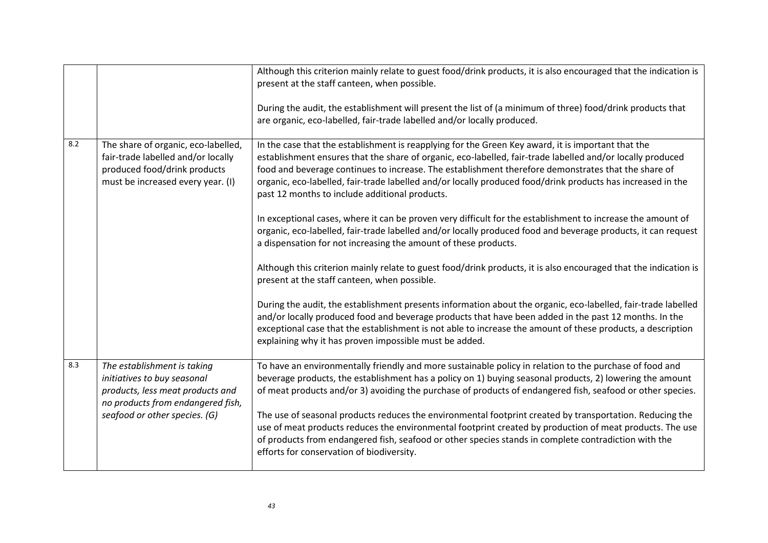| | | |
|---|---|---|
| | | Although this criterion mainly relate to guest food/drink products, it is also encouraged that the indication is present at the staff canteen, when possible.<br><br>During the audit, the establishment will present the list of (a minimum of three) food/drink products that are organic, eco-labelled, fair-trade labelled and/or locally produced. |
| 8.2 | The share of organic, eco-labelled, fair-trade labelled and/or locally produced food/drink products must be increased every year. (I) | In the case that the establishment is reapplying for the Green Key award, it is important that the establishment ensures that the share of organic, eco-labelled, fair-trade labelled and/or locally produced food and beverage continues to increase. The establishment therefore demonstrates that the share of organic, eco-labelled, fair-trade labelled and/or locally produced food/drink products has increased in the past 12 months to include additional products.<br><br>In exceptional cases, where it can be proven very difficult for the establishment to increase the amount of organic, eco-labelled, fair-trade labelled and/or locally produced food and beverage products, it can request a dispensation for not increasing the amount of these products.<br><br>Although this criterion mainly relate to guest food/drink products, it is also encouraged that the indication is present at the staff canteen, when possible.<br><br>During the audit, the establishment presents information about the organic, eco-labelled, fair-trade labelled and/or locally produced food and beverage products that have been added in the past 12 months. In the exceptional case that the establishment is not able to increase the amount of these products, a description explaining why it has proven impossible must be added. |
| 8.3 | *The establishment is taking initiatives to buy seasonal products, less meat products and no products from endangered fish, seafood or other species. (G)* | To have an environmentally friendly and more sustainable policy in relation to the purchase of food and beverage products, the establishment has a policy on 1) buying seasonal products, 2) lowering the amount of meat products and/or 3) avoiding the purchase of products of endangered fish, seafood or other species.<br><br>The use of seasonal products reduces the environmental footprint created by transportation. Reducing the use of meat products reduces the environmental footprint created by production of meat products. The use of products from endangered fish, seafood or other species stands in complete contradiction with the efforts for conservation of biodiversity. |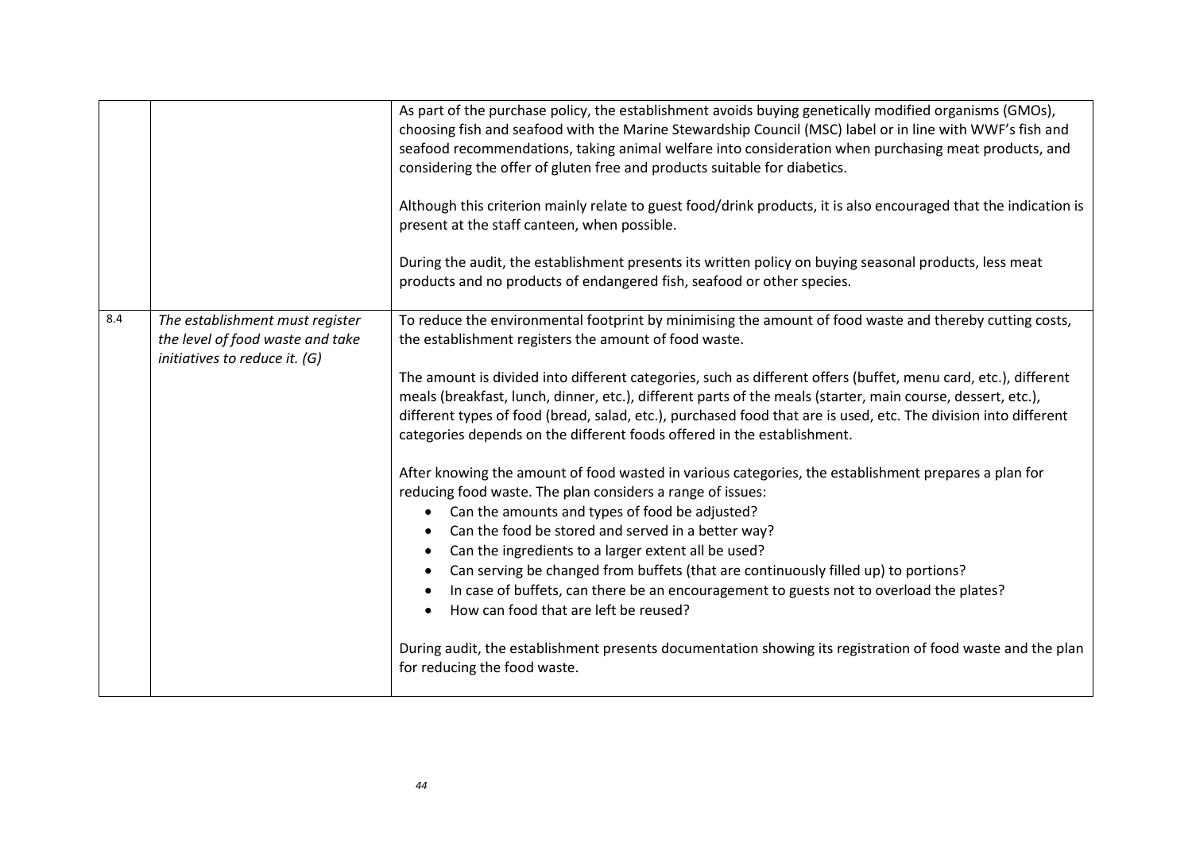|  |  |  |
| --- | --- | --- |
|  |  | As part of the purchase policy, the establishment avoids buying genetically modified organisms (GMOs), choosing fish and seafood with the Marine Stewardship Council (MSC) label or in line with WWF's fish and seafood recommendations, taking animal welfare into consideration when purchasing meat products, and considering the offer of gluten free and products suitable for diabetics.<br><br>Although this criterion mainly relate to guest food/drink products, it is also encouraged that the indication is present at the staff canteen, when possible.<br><br>During the audit, the establishment presents its written policy on buying seasonal products, less meat products and no products of endangered fish, seafood or other species. |
| 8.4 | *The establishment must register the level of food waste and take initiatives to reduce it. (G)* | To reduce the environmental footprint by minimising the amount of food waste and thereby cutting costs, the establishment registers the amount of food waste.<br><br>The amount is divided into different categories, such as different offers (buffet, menu card, etc.), different meals (breakfast, lunch, dinner, etc.), different parts of the meals (starter, main course, dessert, etc.), different types of food (bread, salad, etc.), purchased food that are is used, etc. The division into different categories depends on the different foods offered in the establishment.<br><br>After knowing the amount of food wasted in various categories, the establishment prepares a plan for reducing food waste. The plan considers a range of issues:<br>• Can the amounts and types of food be adjusted?<br>• Can the food be stored and served in a better way?<br>• Can the ingredients to a larger extent all be used?<br>• Can serving be changed from buffets (that are continuously filled up) to portions?<br>• In case of buffets, can there be an encouragement to guests not to overload the plates?<br>• How can food that are left be reused?<br><br>During audit, the establishment presents documentation showing its registration of food waste and the plan for reducing the food waste. |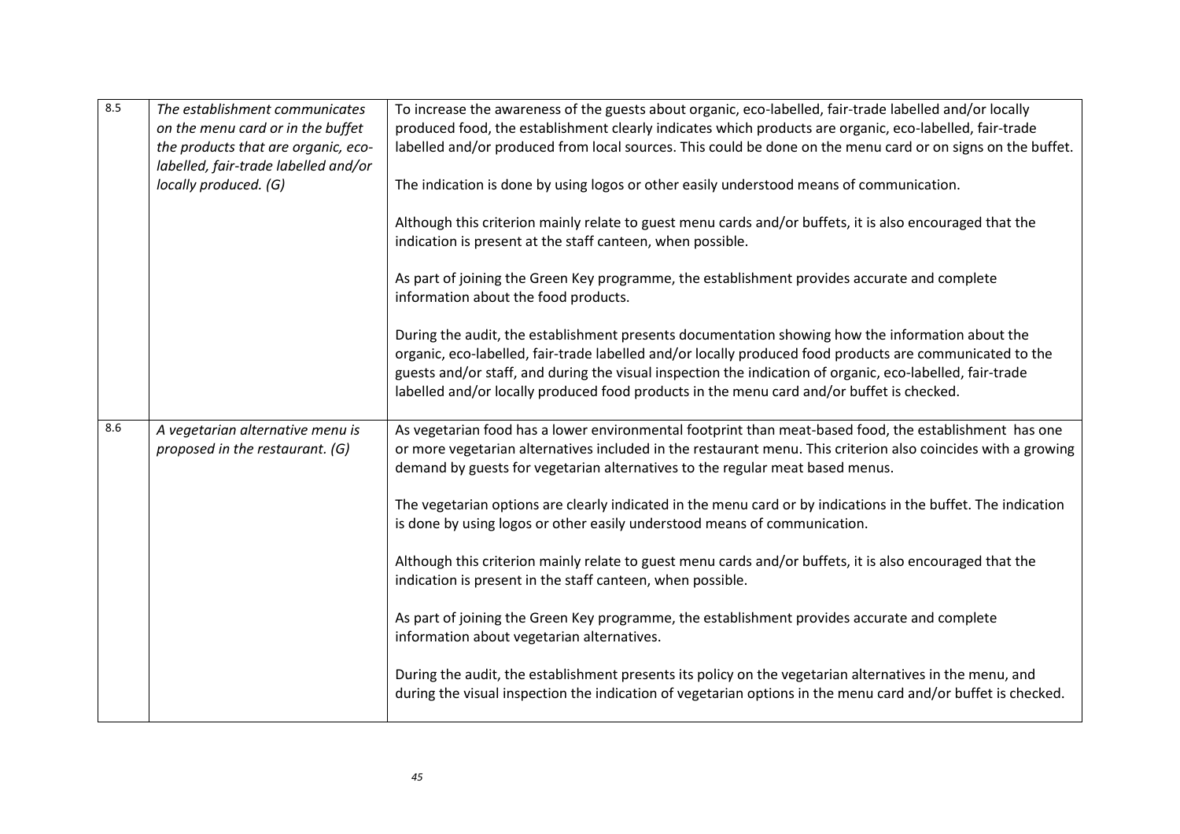| | | |
|---|---|---|
| 8.5 | *The establishment communicates on the menu card or in the buffet the products that are organic, eco-labelled, fair-trade labelled and/or locally produced. (G)* | To increase the awareness of the guests about organic, eco-labelled, fair-trade labelled and/or locally produced food, the establishment clearly indicates which products are organic, eco-labelled, fair-trade labelled and/or produced from local sources. This could be done on the menu card or on signs on the buffet.<br><br>The indication is done by using logos or other easily understood means of communication.<br><br>Although this criterion mainly relate to guest menu cards and/or buffets, it is also encouraged that the indication is present at the staff canteen, when possible.<br><br>As part of joining the Green Key programme, the establishment provides accurate and complete information about the food products.<br><br>During the audit, the establishment presents documentation showing how the information about the organic, eco-labelled, fair-trade labelled and/or locally produced food products are communicated to the guests and/or staff, and during the visual inspection the indication of organic, eco-labelled, fair-trade labelled and/or locally produced food products in the menu card and/or buffet is checked. |
| 8.6 | *A vegetarian alternative menu is proposed in the restaurant. (G)* | As vegetarian food has a lower environmental footprint than meat-based food, the establishment has one or more vegetarian alternatives included in the restaurant menu. This criterion also coincides with a growing demand by guests for vegetarian alternatives to the regular meat based menus.<br><br>The vegetarian options are clearly indicated in the menu card or by indications in the buffet. The indication is done by using logos or other easily understood means of communication.<br><br>Although this criterion mainly relate to guest menu cards and/or buffets, it is also encouraged that the indication is present in the staff canteen, when possible.<br><br>As part of joining the Green Key programme, the establishment provides accurate and complete information about vegetarian alternatives.<br><br>During the audit, the establishment presents its policy on the vegetarian alternatives in the menu, and during the visual inspection the indication of vegetarian options in the menu card and/or buffet is checked. |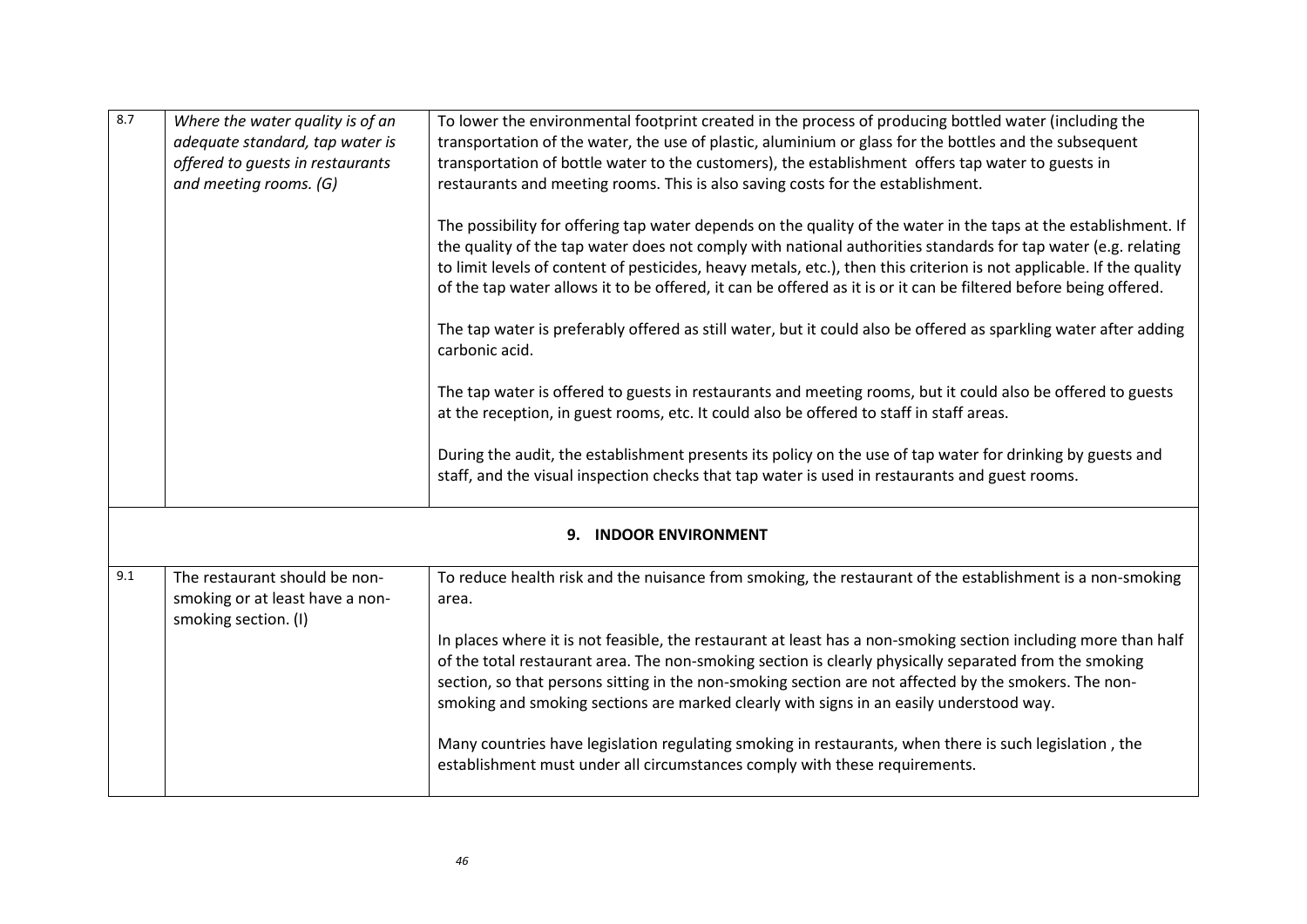| | | |
|---|---|---|
| 8.7 | *Where the water quality is of an adequate standard, tap water is offered to guests in restaurants and meeting rooms. (G)* | To lower the environmental footprint created in the process of producing bottled water (including the transportation of the water, the use of plastic, aluminium or glass for the bottles and the subsequent transportation of bottle water to the customers), the establishment offers tap water to guests in restaurants and meeting rooms. This is also saving costs for the establishment.<br><br>The possibility for offering tap water depends on the quality of the water in the taps at the establishment. If the quality of the tap water does not comply with national authorities standards for tap water (e.g. relating to limit levels of content of pesticides, heavy metals, etc.), then this criterion is not applicable. If the quality of the tap water allows it to be offered, it can be offered as it is or it can be filtered before being offered.<br><br>The tap water is preferably offered as still water, but it could also be offered as sparkling water after adding carbonic acid.<br><br>The tap water is offered to guests in restaurants and meeting rooms, but it could also be offered to guests at the reception, in guest rooms, etc. It could also be offered to staff in staff areas.<br><br>During the audit, the establishment presents its policy on the use of tap water for drinking by guests and staff, and the visual inspection checks that tap water is used in restaurants and guest rooms. |
| | | **9. INDOOR ENVIRONMENT** |
| 9.1 | The restaurant should be non-smoking or at least have a non-smoking section. (I) | To reduce health risk and the nuisance from smoking, the restaurant of the establishment is a non-smoking area.<br><br>In places where it is not feasible, the restaurant at least has a non-smoking section including more than half of the total restaurant area. The non-smoking section is clearly physically separated from the smoking section, so that persons sitting in the non-smoking section are not affected by the smokers. The non-smoking and smoking sections are marked clearly with signs in an easily understood way.<br><br>Many countries have legislation regulating smoking in restaurants, when there is such legislation , the establishment must under all circumstances comply with these requirements. |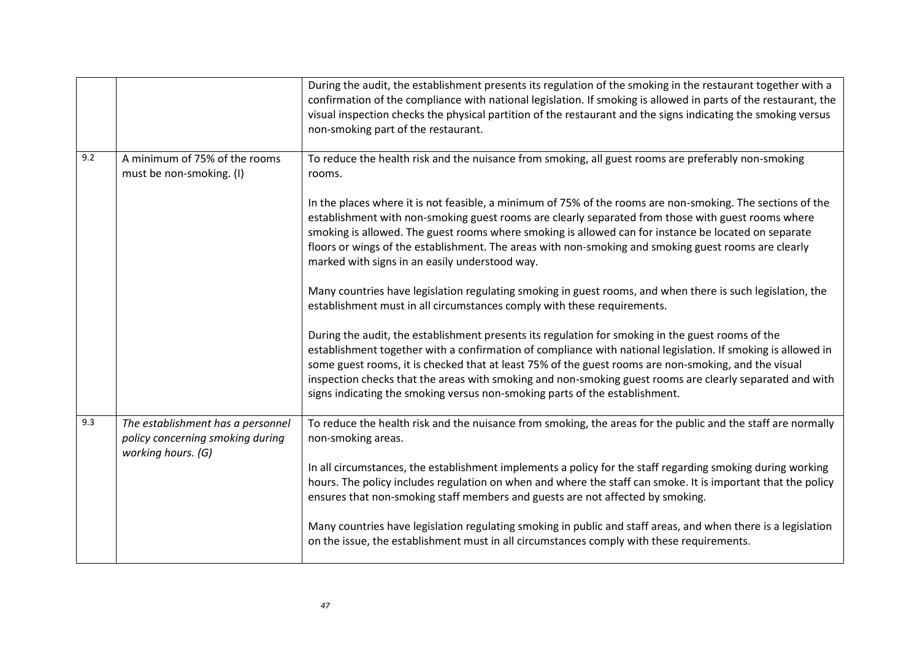| | | |
|---|---|---|
| | | During the audit, the establishment presents its regulation of the smoking in the restaurant together with a confirmation of the compliance with national legislation. If smoking is allowed in parts of the restaurant, the visual inspection checks the physical partition of the restaurant and the signs indicating the smoking versus non-smoking part of the restaurant. |
| 9.2 | A minimum of 75% of the rooms must be non-smoking. (I) | To reduce the health risk and the nuisance from smoking, all guest rooms are preferably non-smoking rooms.<br><br>In the places where it is not feasible, a minimum of 75% of the rooms are non-smoking. The sections of the establishment with non-smoking guest rooms are clearly separated from those with guest rooms where smoking is allowed. The guest rooms where smoking is allowed can for instance be located on separate floors or wings of the establishment. The areas with non-smoking and smoking guest rooms are clearly marked with signs in an easily understood way.<br><br>Many countries have legislation regulating smoking in guest rooms, and when there is such legislation, the establishment must in all circumstances comply with these requirements.<br><br>During the audit, the establishment presents its regulation for smoking in the guest rooms of the establishment together with a confirmation of compliance with national legislation. If smoking is allowed in some guest rooms, it is checked that at least 75% of the guest rooms are non-smoking, and the visual inspection checks that the areas with smoking and non-smoking guest rooms are clearly separated and with signs indicating the smoking versus non-smoking parts of the establishment. |
| 9.3 | *The establishment has a personnel policy concerning smoking during working hours. (G)* | To reduce the health risk and the nuisance from smoking, the areas for the public and the staff are normally non-smoking areas.<br><br>In all circumstances, the establishment implements a policy for the staff regarding smoking during working hours. The policy includes regulation on when and where the staff can smoke. It is important that the policy ensures that non-smoking staff members and guests are not affected by smoking.<br><br>Many countries have legislation regulating smoking in public and staff areas, and when there is a legislation on the issue, the establishment must in all circumstances comply with these requirements. |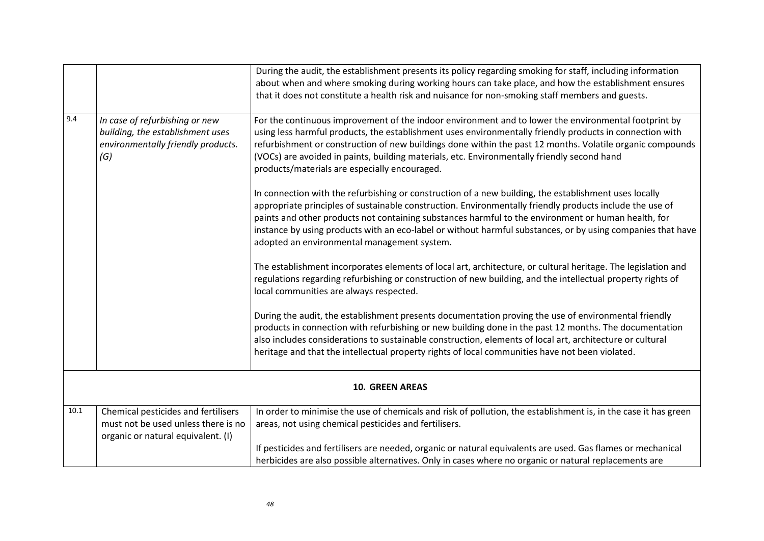| | | |
|---|---|---|
| | | During the audit, the establishment presents its policy regarding smoking for staff, including information about when and where smoking during working hours can take place, and how the establishment ensures that it does not constitute a health risk and nuisance for non-smoking staff members and guests. |
| 9.4 | *In case of refurbishing or new building, the establishment uses environmentally friendly products. (G)* | For the continuous improvement of the indoor environment and to lower the environmental footprint by using less harmful products, the establishment uses environmentally friendly products in connection with refurbishment or construction of new buildings done within the past 12 months. Volatile organic compounds (VOCs) are avoided in paints, building materials, etc. Environmentally friendly second hand products/materials are especially encouraged.<br><br>In connection with the refurbishing or construction of a new building, the establishment uses locally appropriate principles of sustainable construction. Environmentally friendly products include the use of paints and other products not containing substances harmful to the environment or human health, for instance by using products with an eco-label or without harmful substances, or by using companies that have adopted an environmental management system.<br><br>The establishment incorporates elements of local art, architecture, or cultural heritage. The legislation and regulations regarding refurbishing or construction of new building, and the intellectual property rights of local communities are always respected.<br><br>During the audit, the establishment presents documentation proving the use of environmental friendly products in connection with refurbishing or new building done in the past 12 months. The documentation also includes considerations to sustainable construction, elements of local art, architecture or cultural heritage and that the intellectual property rights of local communities have not been violated. |
| | | **10. GREEN AREAS** |
| 10.1 | Chemical pesticides and fertilisers must not be used unless there is no organic or natural equivalent. (I) | In order to minimise the use of chemicals and risk of pollution, the establishment is, in the case it has green areas, not using chemical pesticides and fertilisers.<br><br>If pesticides and fertilisers are needed, organic or natural equivalents are used. Gas flames or mechanical herbicides are also possible alternatives. Only in cases where no organic or natural replacements are |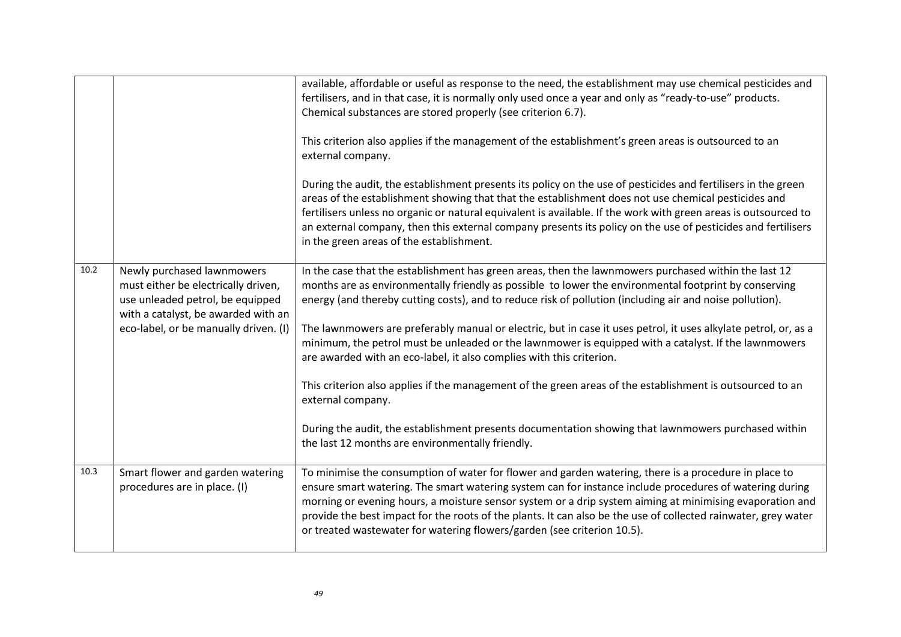| | | |
|---|---|---|
| | | available, affordable or useful as response to the need, the establishment may use chemical pesticides and fertilisers, and in that case, it is normally only used once a year and only as "ready-to-use" products. Chemical substances are stored properly (see criterion 6.7).<br><br>This criterion also applies if the management of the establishment's green areas is outsourced to an external company.<br><br>During the audit, the establishment presents its policy on the use of pesticides and fertilisers in the green areas of the establishment showing that that the establishment does not use chemical pesticides and fertilisers unless no organic or natural equivalent is available. If the work with green areas is outsourced to an external company, then this external company presents its policy on the use of pesticides and fertilisers in the green areas of the establishment. |
| 10.2 | Newly purchased lawnmowers must either be electrically driven, use unleaded petrol, be equipped with a catalyst, be awarded with an eco-label, or be manually driven. (I) | In the case that the establishment has green areas, then the lawnmowers purchased within the last 12 months are as environmentally friendly as possible to lower the environmental footprint by conserving energy (and thereby cutting costs), and to reduce risk of pollution (including air and noise pollution).<br><br>The lawnmowers are preferably manual or electric, but in case it uses petrol, it uses alkylate petrol, or, as a minimum, the petrol must be unleaded or the lawnmower is equipped with a catalyst. If the lawnmowers are awarded with an eco-label, it also complies with this criterion.<br><br>This criterion also applies if the management of the green areas of the establishment is outsourced to an external company.<br><br>During the audit, the establishment presents documentation showing that lawnmowers purchased within the last 12 months are environmentally friendly. |
| 10.3 | Smart flower and garden watering procedures are in place. (I) | To minimise the consumption of water for flower and garden watering, there is a procedure in place to ensure smart watering. The smart watering system can for instance include procedures of watering during morning or evening hours, a moisture sensor system or a drip system aiming at minimising evaporation and provide the best impact for the roots of the plants. It can also be the use of collected rainwater, grey water or treated wastewater for watering flowers/garden (see criterion 10.5). |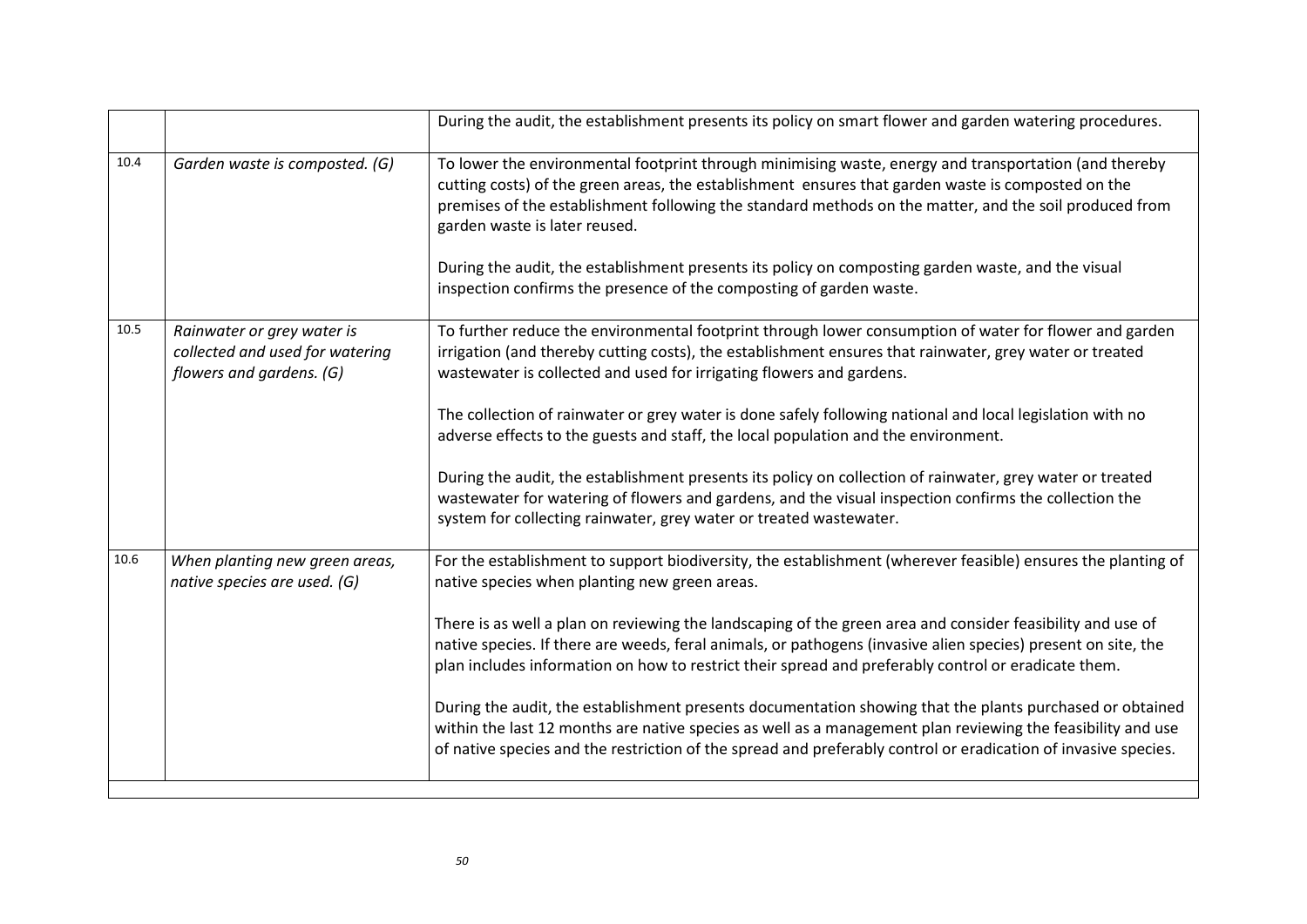| | | |
|---|---|---|
| | | During the audit, the establishment presents its policy on smart flower and garden watering procedures. |
| 10.4 | *Garden waste is composted. (G)* | To lower the environmental footprint through minimising waste, energy and transportation (and thereby cutting costs) of the green areas, the establishment ensures that garden waste is composted on the premises of the establishment following the standard methods on the matter, and the soil produced from garden waste is later reused.<br><br>During the audit, the establishment presents its policy on composting garden waste, and the visual inspection confirms the presence of the composting of garden waste. |
| 10.5 | *Rainwater or grey water is collected and used for watering flowers and gardens. (G)* | To further reduce the environmental footprint through lower consumption of water for flower and garden irrigation (and thereby cutting costs), the establishment ensures that rainwater, grey water or treated wastewater is collected and used for irrigating flowers and gardens.<br><br>The collection of rainwater or grey water is done safely following national and local legislation with no adverse effects to the guests and staff, the local population and the environment.<br><br>During the audit, the establishment presents its policy on collection of rainwater, grey water or treated wastewater for watering of flowers and gardens, and the visual inspection confirms the collection the system for collecting rainwater, grey water or treated wastewater. |
| 10.6 | *When planting new green areas, native species are used. (G)* | For the establishment to support biodiversity, the establishment (wherever feasible) ensures the planting of native species when planting new green areas.<br><br>There is as well a plan on reviewing the landscaping of the green area and consider feasibility and use of native species. If there are weeds, feral animals, or pathogens (invasive alien species) present on site, the plan includes information on how to restrict their spread and preferably control or eradicate them.<br><br>During the audit, the establishment presents documentation showing that the plants purchased or obtained within the last 12 months are native species as well as a management plan reviewing the feasibility and use of native species and the restriction of the spread and preferably control or eradication of invasive species. |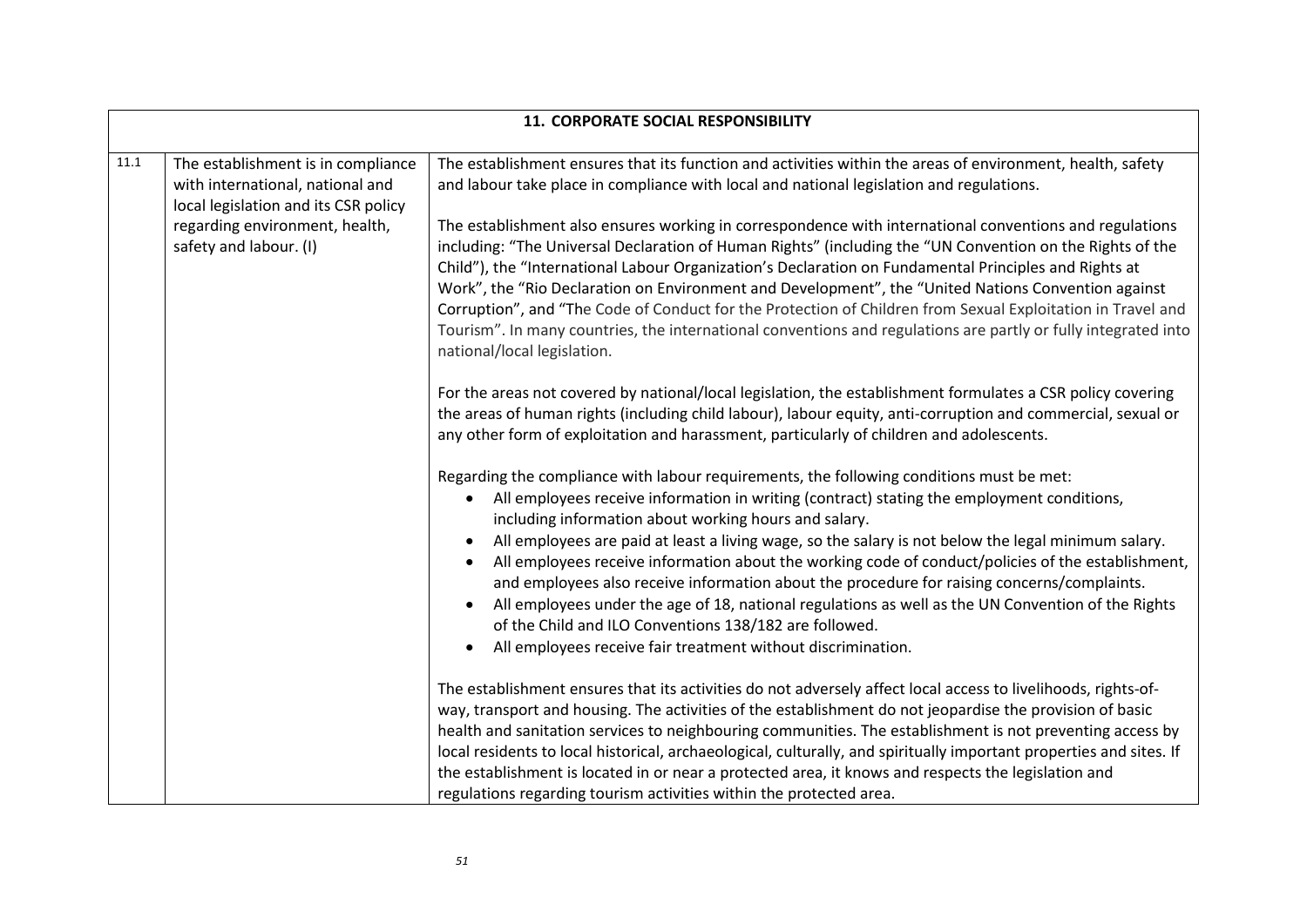| 11. CORPORATE SOCIAL RESPONSIBILITY | | |
|---|---|---|
| 11.1 | The establishment is in compliance with international, national and local legislation and its CSR policy regarding environment, health, safety and labour. (I) | The establishment ensures that its function and activities within the areas of environment, health, safety and labour take place in compliance with local and national legislation and regulations.<br><br>The establishment also ensures working in correspondence with international conventions and regulations including: "The Universal Declaration of Human Rights" (including the "UN Convention on the Rights of the Child"), the "International Labour Organization's Declaration on Fundamental Principles and Rights at Work", the "Rio Declaration on Environment and Development", the "United Nations Convention against Corruption", and "The Code of Conduct for the Protection of Children from Sexual Exploitation in Travel and Tourism". In many countries, the international conventions and regulations are partly or fully integrated into national/local legislation.<br><br>For the areas not covered by national/local legislation, the establishment formulates a CSR policy covering the areas of human rights (including child labour), labour equity, anti-corruption and commercial, sexual or any other form of exploitation and harassment, particularly of children and adolescents.<br><br>Regarding the compliance with labour requirements, the following conditions must be met:<br>• All employees receive information in writing (contract) stating the employment conditions, including information about working hours and salary.<br>• All employees are paid at least a living wage, so the salary is not below the legal minimum salary.<br>• All employees receive information about the working code of conduct/policies of the establishment, and employees also receive information about the procedure for raising concerns/complaints.<br>• All employees under the age of 18, national regulations as well as the UN Convention of the Rights of the Child and ILO Conventions 138/182 are followed.<br>• All employees receive fair treatment without discrimination.<br><br>The establishment ensures that its activities do not adversely affect local access to livelihoods, rights-of-way, transport and housing. The activities of the establishment do not jeopardise the provision of basic health and sanitation services to neighbouring communities. The establishment is not preventing access by local residents to local historical, archaeological, culturally, and spiritually important properties and sites. If the establishment is located in or near a protected area, it knows and respects the legislation and regulations regarding tourism activities within the protected area. |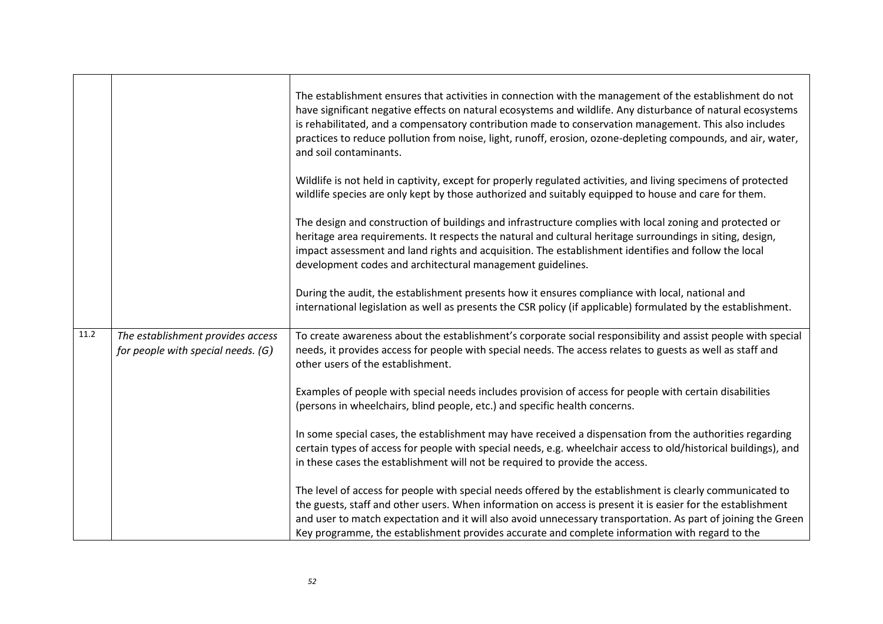| | | |
|---|---|---|
| | | The establishment ensures that activities in connection with the management of the establishment do not have significant negative effects on natural ecosystems and wildlife. Any disturbance of natural ecosystems is rehabilitated, and a compensatory contribution made to conservation management. This also includes practices to reduce pollution from noise, light, runoff, erosion, ozone-depleting compounds, and air, water, and soil contaminants.<br><br>Wildlife is not held in captivity, except for properly regulated activities, and living specimens of protected wildlife species are only kept by those authorized and suitably equipped to house and care for them.<br><br>The design and construction of buildings and infrastructure complies with local zoning and protected or heritage area requirements. It respects the natural and cultural heritage surroundings in siting, design, impact assessment and land rights and acquisition. The establishment identifies and follow the local development codes and architectural management guidelines.<br><br>During the audit, the establishment presents how it ensures compliance with local, national and international legislation as well as presents the CSR policy (if applicable) formulated by the establishment. |
| 11.2 | *The establishment provides access for people with special needs. (G)* | To create awareness about the establishment's corporate social responsibility and assist people with special needs, it provides access for people with special needs. The access relates to guests as well as staff and other users of the establishment.<br><br>Examples of people with special needs includes provision of access for people with certain disabilities (persons in wheelchairs, blind people, etc.) and specific health concerns.<br><br>In some special cases, the establishment may have received a dispensation from the authorities regarding certain types of access for people with special needs, e.g. wheelchair access to old/historical buildings), and in these cases the establishment will not be required to provide the access.<br><br>The level of access for people with special needs offered by the establishment is clearly communicated to the guests, staff and other users. When information on access is present it is easier for the establishment and user to match expectation and it will also avoid unnecessary transportation. As part of joining the Green Key programme, the establishment provides accurate and complete information with regard to the |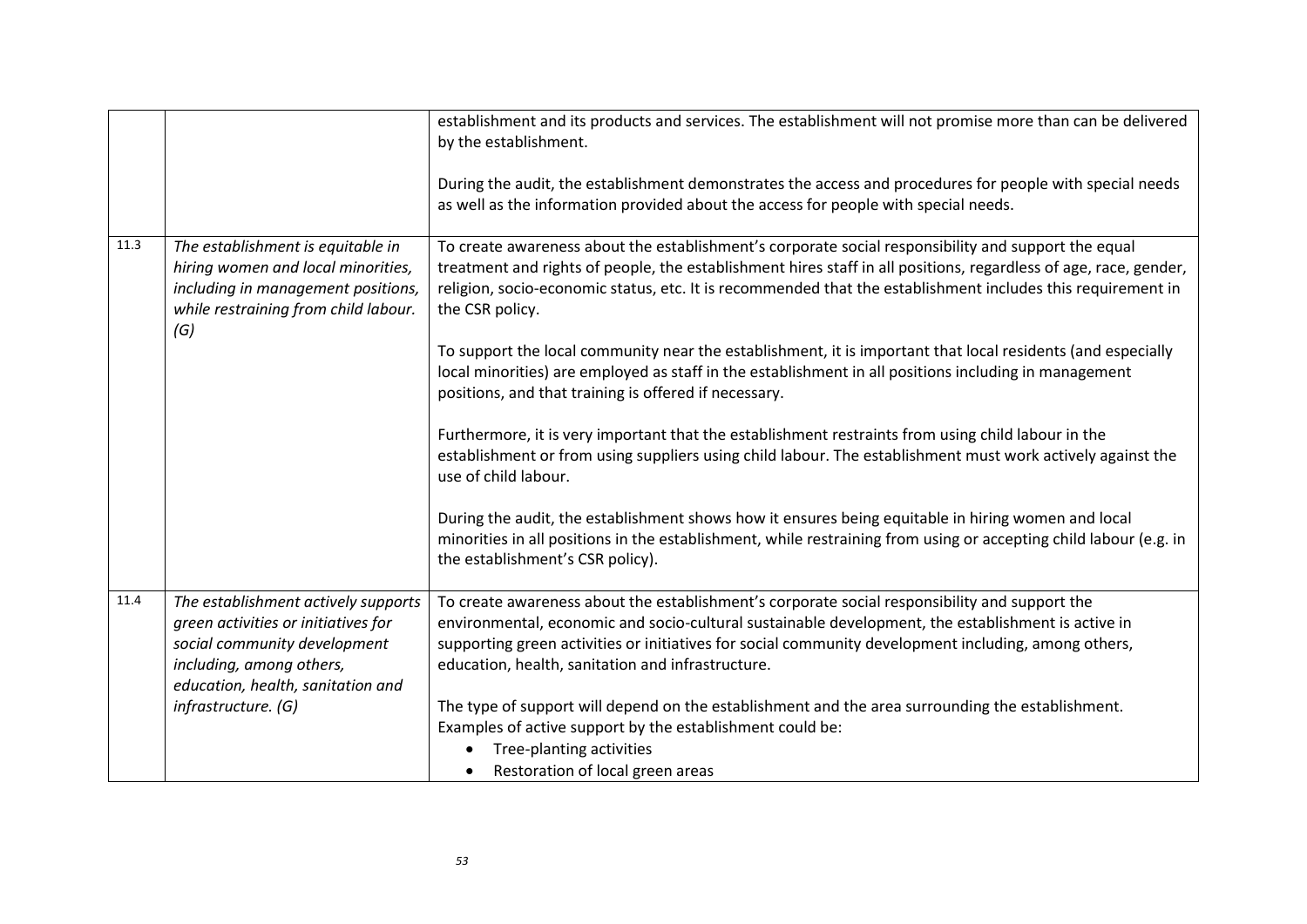| | | |
|---|---|---|
| | | establishment and its products and services. The establishment will not promise more than can be delivered by the establishment.<br><br>During the audit, the establishment demonstrates the access and procedures for people with special needs as well as the information provided about the access for people with special needs. |
| 11.3 | *The establishment is equitable in hiring women and local minorities, including in management positions, while restraining from child labour. (G)* | To create awareness about the establishment's corporate social responsibility and support the equal treatment and rights of people, the establishment hires staff in all positions, regardless of age, race, gender, religion, socio-economic status, etc. It is recommended that the establishment includes this requirement in the CSR policy.<br><br>To support the local community near the establishment, it is important that local residents (and especially local minorities) are employed as staff in the establishment in all positions including in management positions, and that training is offered if necessary.<br><br>Furthermore, it is very important that the establishment restraints from using child labour in the establishment or from using suppliers using child labour. The establishment must work actively against the use of child labour.<br><br>During the audit, the establishment shows how it ensures being equitable in hiring women and local minorities in all positions in the establishment, while restraining from using or accepting child labour (e.g. in the establishment's CSR policy). |
| 11.4 | *The establishment actively supports green activities or initiatives for social community development including, among others, education, health, sanitation and infrastructure. (G)* | To create awareness about the establishment's corporate social responsibility and support the environmental, economic and socio-cultural sustainable development, the establishment is active in supporting green activities or initiatives for social community development including, among others, education, health, sanitation and infrastructure.<br><br>The type of support will depend on the establishment and the area surrounding the establishment. Examples of active support by the establishment could be:<br>• Tree-planting activities<br>• Restoration of local green areas |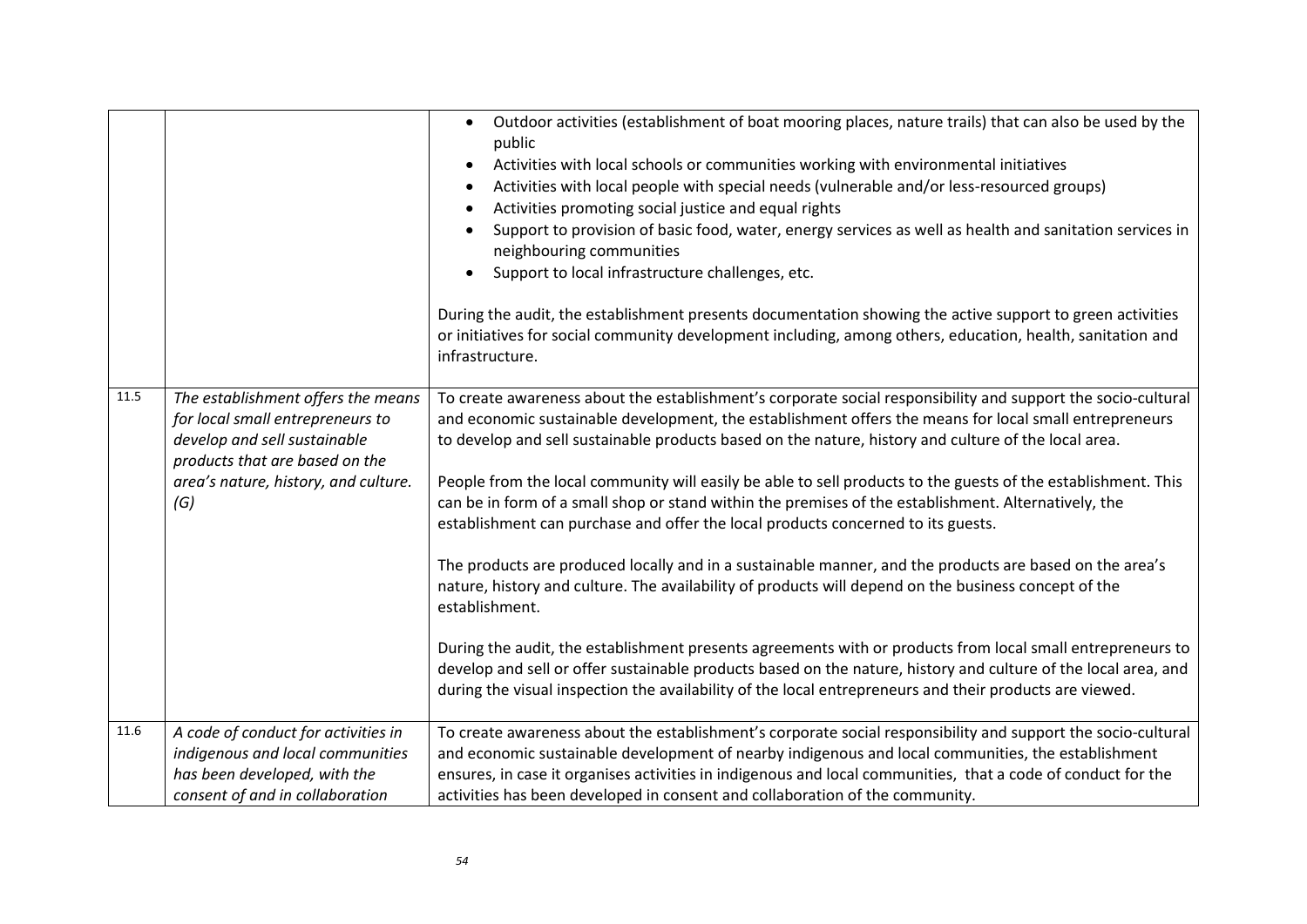| | | |
|---|---|---|
| | | • Outdoor activities (establishment of boat mooring places, nature trails) that can also be used by the public<br>• Activities with local schools or communities working with environmental initiatives<br>• Activities with local people with special needs (vulnerable and/or less-resourced groups)<br>• Activities promoting social justice and equal rights<br>• Support to provision of basic food, water, energy services as well as health and sanitation services in neighbouring communities<br>• Support to local infrastructure challenges, etc.<br><br>During the audit, the establishment presents documentation showing the active support to green activities or initiatives for social community development including, among others, education, health, sanitation and infrastructure. |
| 11.5 | *The establishment offers the means for local small entrepreneurs to develop and sell sustainable products that are based on the area's nature, history, and culture. (G)* | To create awareness about the establishment's corporate social responsibility and support the socio-cultural and economic sustainable development, the establishment offers the means for local small entrepreneurs to develop and sell sustainable products based on the nature, history and culture of the local area.<br><br>People from the local community will easily be able to sell products to the guests of the establishment. This can be in form of a small shop or stand within the premises of the establishment. Alternatively, the establishment can purchase and offer the local products concerned to its guests.<br><br>The products are produced locally and in a sustainable manner, and the products are based on the area's nature, history and culture. The availability of products will depend on the business concept of the establishment.<br><br>During the audit, the establishment presents agreements with or products from local small entrepreneurs to develop and sell or offer sustainable products based on the nature, history and culture of the local area, and during the visual inspection the availability of the local entrepreneurs and their products are viewed. |
| 11.6 | *A code of conduct for activities in indigenous and local communities has been developed, with the consent of and in collaboration* | To create awareness about the establishment's corporate social responsibility and support the socio-cultural and economic sustainable development of nearby indigenous and local communities, the establishment ensures, in case it organises activities in indigenous and local communities, that a code of conduct for the activities has been developed in consent and collaboration of the community. |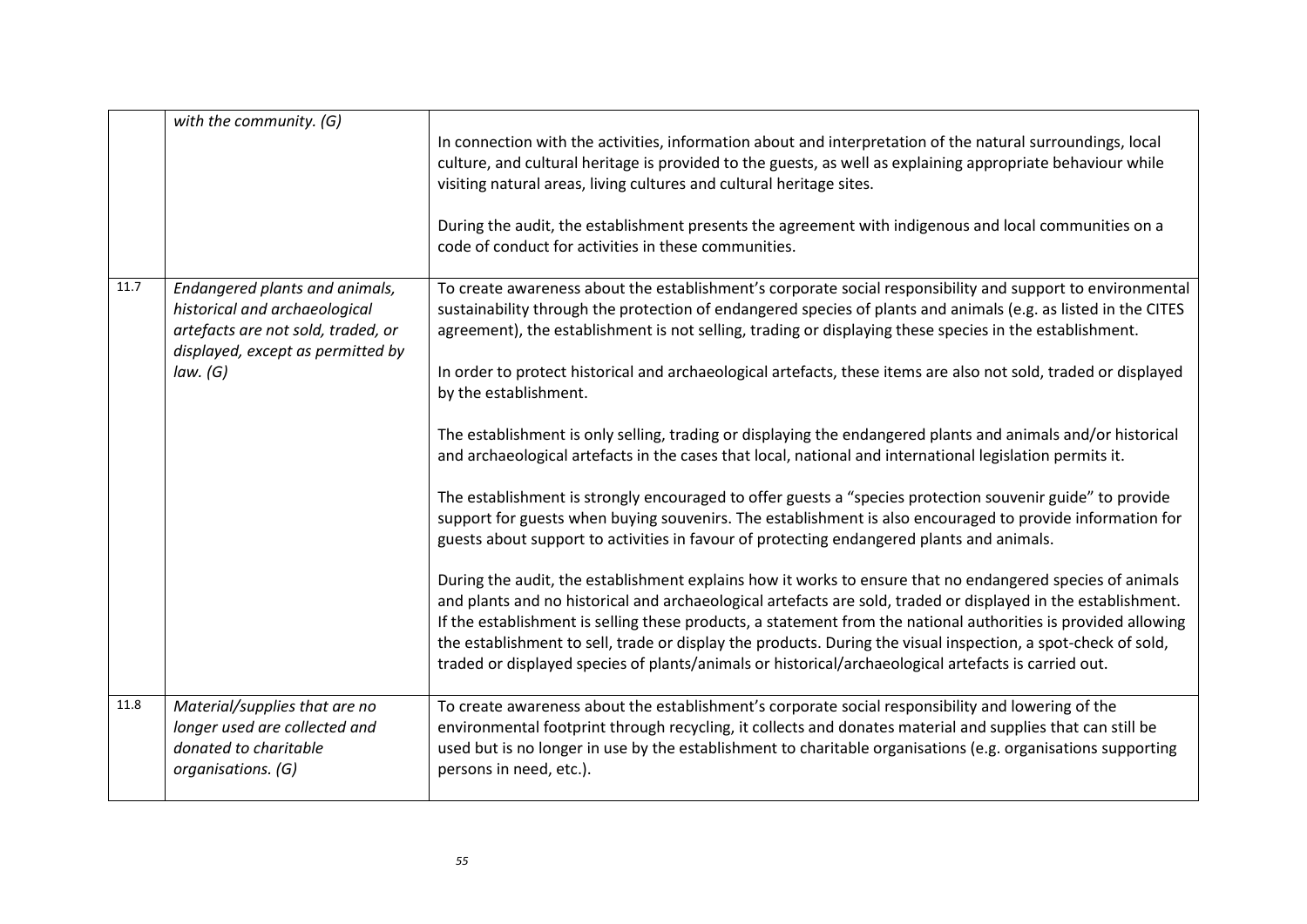|  |  |  |
|---|---|---|
|  | *with the community. (G)* | In connection with the activities, information about and interpretation of the natural surroundings, local culture, and cultural heritage is provided to the guests, as well as explaining appropriate behaviour while visiting natural areas, living cultures and cultural heritage sites.<br><br>During the audit, the establishment presents the agreement with indigenous and local communities on a code of conduct for activities in these communities. |
| 11.7 | *Endangered plants and animals, historical and archaeological artefacts are not sold, traded, or displayed, except as permitted by law. (G)* | To create awareness about the establishment's corporate social responsibility and support to environmental sustainability through the protection of endangered species of plants and animals (e.g. as listed in the CITES agreement), the establishment is not selling, trading or displaying these species in the establishment.<br><br>In order to protect historical and archaeological artefacts, these items are also not sold, traded or displayed by the establishment.<br><br>The establishment is only selling, trading or displaying the endangered plants and animals and/or historical and archaeological artefacts in the cases that local, national and international legislation permits it.<br><br>The establishment is strongly encouraged to offer guests a "species protection souvenir guide" to provide support for guests when buying souvenirs. The establishment is also encouraged to provide information for guests about support to activities in favour of protecting endangered plants and animals.<br><br>During the audit, the establishment explains how it works to ensure that no endangered species of animals and plants and no historical and archaeological artefacts are sold, traded or displayed in the establishment. If the establishment is selling these products, a statement from the national authorities is provided allowing the establishment to sell, trade or display the products. During the visual inspection, a spot-check of sold, traded or displayed species of plants/animals or historical/archaeological artefacts is carried out. |
| 11.8 | *Material/supplies that are no longer used are collected and donated to charitable organisations. (G)* | To create awareness about the establishment's corporate social responsibility and lowering of the environmental footprint through recycling, it collects and donates material and supplies that can still be used but is no longer in use by the establishment to charitable organisations (e.g. organisations supporting persons in need, etc.). |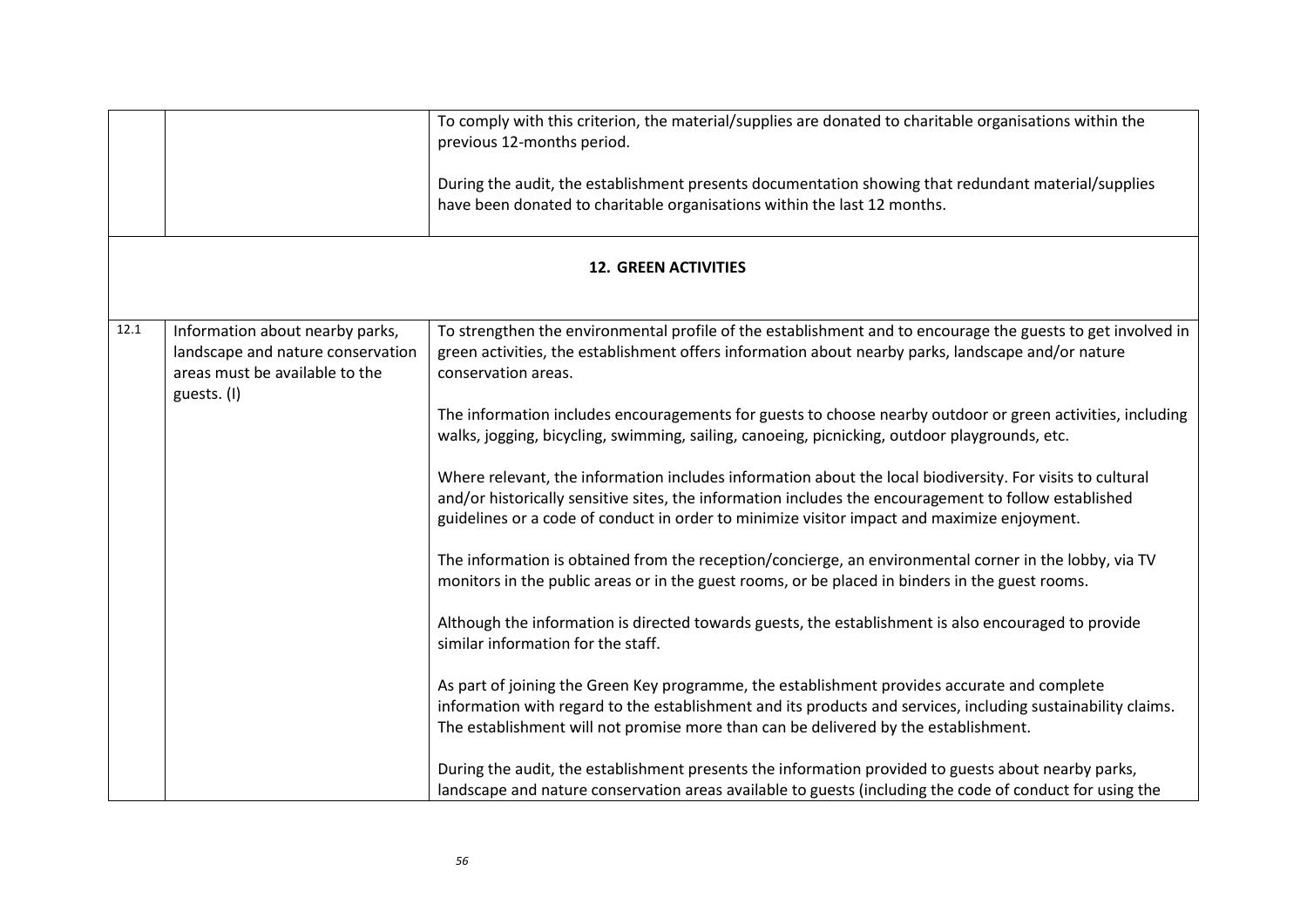| | | |
|---|---|---|
| | | To comply with this criterion, the material/supplies are donated to charitable organisations within the previous 12-months period.<br><br>During the audit, the establishment presents documentation showing that redundant material/supplies have been donated to charitable organisations within the last 12 months. |
| | | **12. GREEN ACTIVITIES** |
| 12.1 | Information about nearby parks, landscape and nature conservation areas must be available to the guests. (I) | To strengthen the environmental profile of the establishment and to encourage the guests to get involved in green activities, the establishment offers information about nearby parks, landscape and/or nature conservation areas.<br><br>The information includes encouragements for guests to choose nearby outdoor or green activities, including walks, jogging, bicycling, swimming, sailing, canoeing, picnicking, outdoor playgrounds, etc.<br><br>Where relevant, the information includes information about the local biodiversity. For visits to cultural and/or historically sensitive sites, the information includes the encouragement to follow established guidelines or a code of conduct in order to minimize visitor impact and maximize enjoyment.<br><br>The information is obtained from the reception/concierge, an environmental corner in the lobby, via TV monitors in the public areas or in the guest rooms, or be placed in binders in the guest rooms.<br><br>Although the information is directed towards guests, the establishment is also encouraged to provide similar information for the staff.<br><br>As part of joining the Green Key programme, the establishment provides accurate and complete information with regard to the establishment and its products and services, including sustainability claims. The establishment will not promise more than can be delivered by the establishment.<br><br>During the audit, the establishment presents the information provided to guests about nearby parks, landscape and nature conservation areas available to guests (including the code of conduct for using the |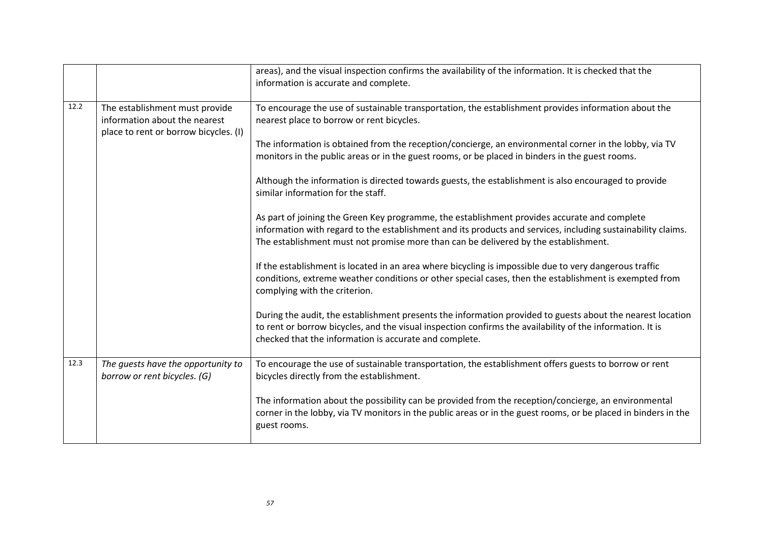| | | |
|---|---|---|
| | | areas), and the visual inspection confirms the availability of the information. It is checked that the information is accurate and complete. |
| 12.2 | The establishment must provide information about the nearest place to rent or borrow bicycles. (I) | To encourage the use of sustainable transportation, the establishment provides information about the nearest place to borrow or rent bicycles.<br><br>The information is obtained from the reception/concierge, an environmental corner in the lobby, via TV monitors in the public areas or in the guest rooms, or be placed in binders in the guest rooms.<br><br>Although the information is directed towards guests, the establishment is also encouraged to provide similar information for the staff.<br><br>As part of joining the Green Key programme, the establishment provides accurate and complete information with regard to the establishment and its products and services, including sustainability claims. The establishment must not promise more than can be delivered by the establishment.<br><br>If the establishment is located in an area where bicycling is impossible due to very dangerous traffic conditions, extreme weather conditions or other special cases, then the establishment is exempted from complying with the criterion.<br><br>During the audit, the establishment presents the information provided to guests about the nearest location to rent or borrow bicycles, and the visual inspection confirms the availability of the information. It is checked that the information is accurate and complete. |
| 12.3 | *The guests have the opportunity to borrow or rent bicycles. (G)* | To encourage the use of sustainable transportation, the establishment offers guests to borrow or rent bicycles directly from the establishment.<br><br>The information about the possibility can be provided from the reception/concierge, an environmental corner in the lobby, via TV monitors in the public areas or in the guest rooms, or be placed in binders in the guest rooms. |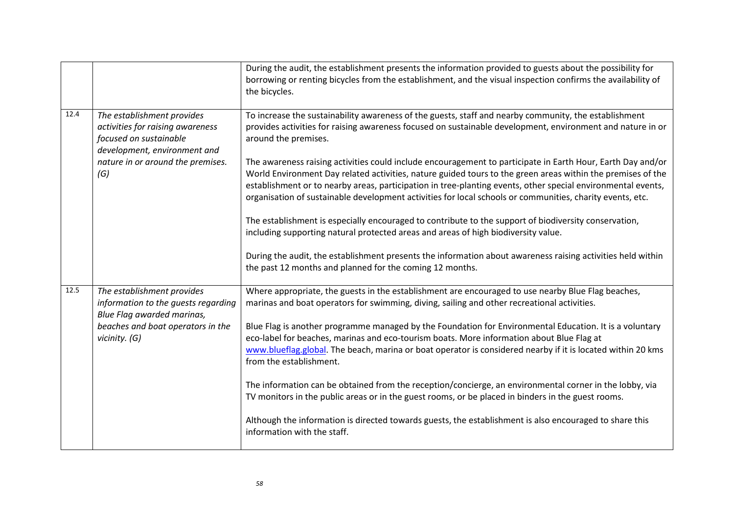| | | |
|---|---|---|
| | | During the audit, the establishment presents the information provided to guests about the possibility for borrowing or renting bicycles from the establishment, and the visual inspection confirms the availability of the bicycles. |
| 12.4 | *The establishment provides activities for raising awareness focused on sustainable development, environment and nature in or around the premises. (G)* | To increase the sustainability awareness of the guests, staff and nearby community, the establishment provides activities for raising awareness focused on sustainable development, environment and nature in or around the premises.<br><br>The awareness raising activities could include encouragement to participate in Earth Hour, Earth Day and/or World Environment Day related activities, nature guided tours to the green areas within the premises of the establishment or to nearby areas, participation in tree-planting events, other special environmental events, organisation of sustainable development activities for local schools or communities, charity events, etc.<br><br>The establishment is especially encouraged to contribute to the support of biodiversity conservation, including supporting natural protected areas and areas of high biodiversity value.<br><br>During the audit, the establishment presents the information about awareness raising activities held within the past 12 months and planned for the coming 12 months. |
| 12.5 | *The establishment provides information to the guests regarding Blue Flag awarded marinas, beaches and boat operators in the vicinity. (G)* | Where appropriate, the guests in the establishment are encouraged to use nearby Blue Flag beaches, marinas and boat operators for swimming, diving, sailing and other recreational activities.<br><br>Blue Flag is another programme managed by the Foundation for Environmental Education. It is a voluntary eco-label for beaches, marinas and eco-tourism boats. More information about Blue Flag at [www.blueflag.global](http://www.blueflag.global). The beach, marina or boat operator is considered nearby if it is located within 20 kms from the establishment.<br><br>The information can be obtained from the reception/concierge, an environmental corner in the lobby, via TV monitors in the public areas or in the guest rooms, or be placed in binders in the guest rooms.<br><br>Although the information is directed towards guests, the establishment is also encouraged to share this information with the staff. |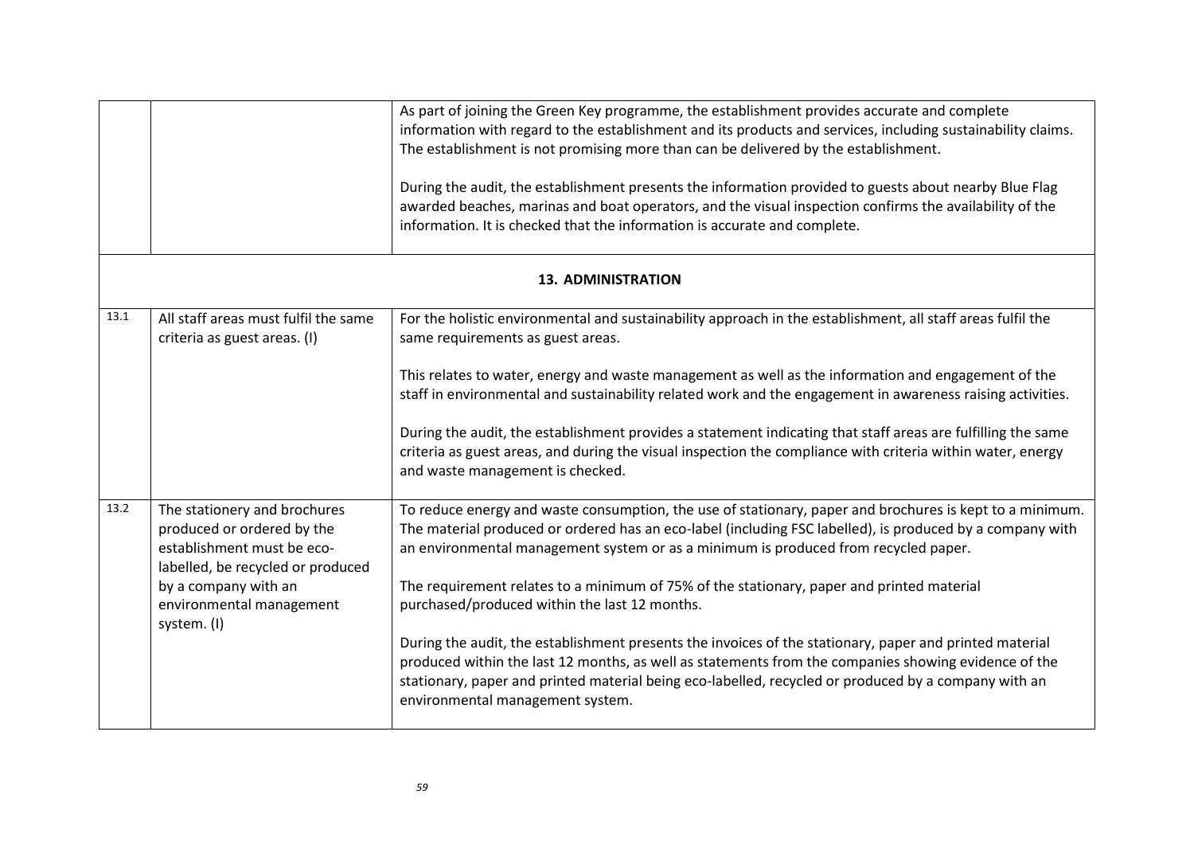| | | |
|---|---|---|
| | | As part of joining the Green Key programme, the establishment provides accurate and complete information with regard to the establishment and its products and services, including sustainability claims. The establishment is not promising more than can be delivered by the establishment.<br><br>During the audit, the establishment presents the information provided to guests about nearby Blue Flag awarded beaches, marinas and boat operators, and the visual inspection confirms the availability of the information. It is checked that the information is accurate and complete. |
| | | **13. ADMINISTRATION** |
| 13.1 | All staff areas must fulfil the same criteria as guest areas. (I) | For the holistic environmental and sustainability approach in the establishment, all staff areas fulfil the same requirements as guest areas.<br><br>This relates to water, energy and waste management as well as the information and engagement of the staff in environmental and sustainability related work and the engagement in awareness raising activities.<br><br>During the audit, the establishment provides a statement indicating that staff areas are fulfilling the same criteria as guest areas, and during the visual inspection the compliance with criteria within water, energy and waste management is checked. |
| 13.2 | The stationery and brochures produced or ordered by the establishment must be eco-labelled, be recycled or produced by a company with an environmental management system. (I) | To reduce energy and waste consumption, the use of stationary, paper and brochures is kept to a minimum. The material produced or ordered has an eco-label (including FSC labelled), is produced by a company with an environmental management system or as a minimum is produced from recycled paper.<br><br>The requirement relates to a minimum of 75% of the stationary, paper and printed material purchased/produced within the last 12 months.<br><br>During the audit, the establishment presents the invoices of the stationary, paper and printed material produced within the last 12 months, as well as statements from the companies showing evidence of the stationary, paper and printed material being eco-labelled, recycled or produced by a company with an environmental management system. |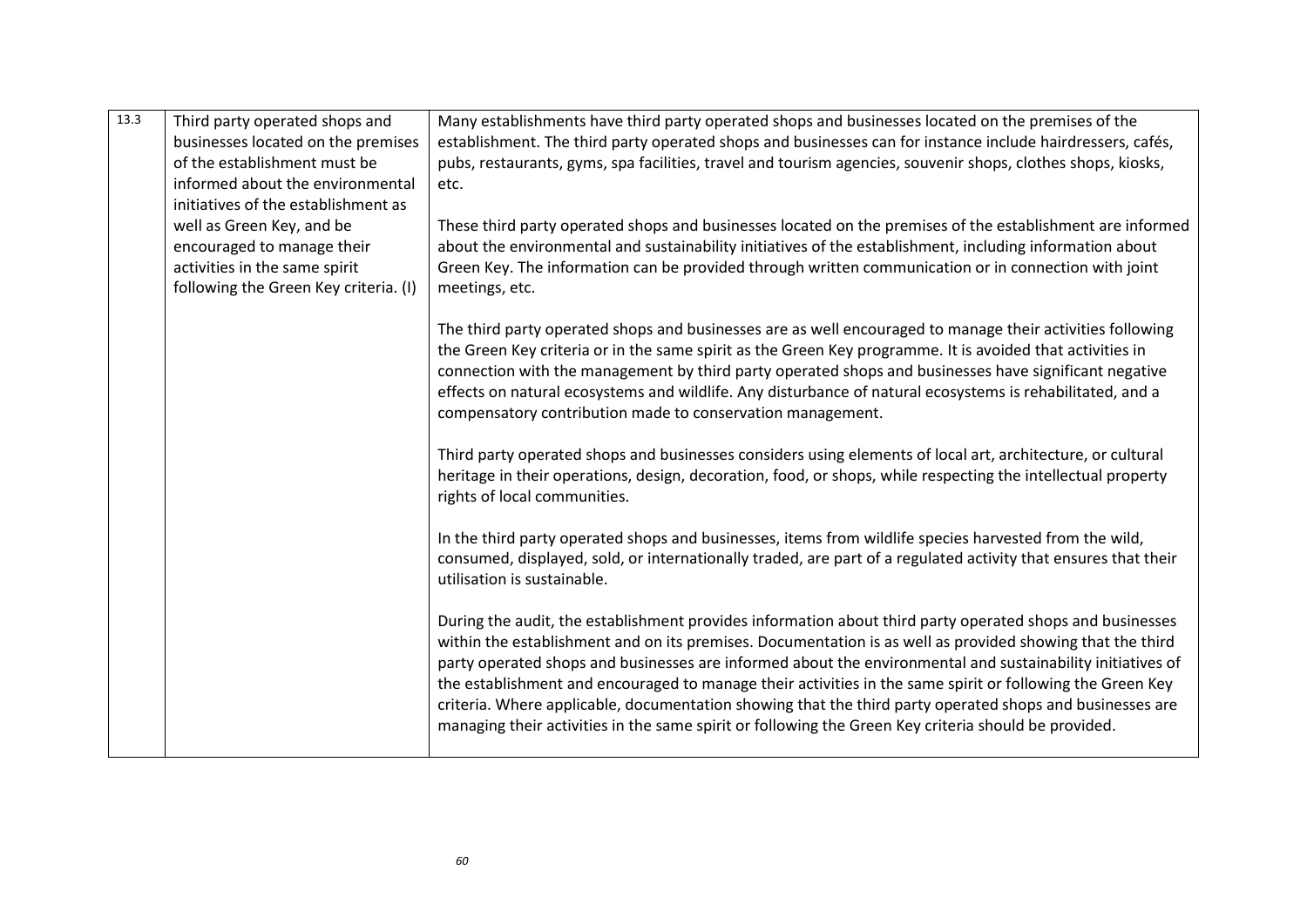| 13.3 | Third party operated shops and businesses located on the premises of the establishment must be informed about the environmental initiatives of the establishment as well as Green Key, and be encouraged to manage their activities in the same spirit following the Green Key criteria. (I) | Many establishments have third party operated shops and businesses located on the premises of the establishment. The third party operated shops and businesses can for instance include hairdressers, cafés, pubs, restaurants, gyms, spa facilities, travel and tourism agencies, souvenir shops, clothes shops, kiosks, etc.<br><br>These third party operated shops and businesses located on the premises of the establishment are informed about the environmental and sustainability initiatives of the establishment, including information about Green Key. The information can be provided through written communication or in connection with joint meetings, etc.<br><br>The third party operated shops and businesses are as well encouraged to manage their activities following the Green Key criteria or in the same spirit as the Green Key programme. It is avoided that activities in connection with the management by third party operated shops and businesses have significant negative effects on natural ecosystems and wildlife. Any disturbance of natural ecosystems is rehabilitated, and a compensatory contribution made to conservation management.<br><br>Third party operated shops and businesses considers using elements of local art, architecture, or cultural heritage in their operations, design, decoration, food, or shops, while respecting the intellectual property rights of local communities.<br><br>In the third party operated shops and businesses, items from wildlife species harvested from the wild, consumed, displayed, sold, or internationally traded, are part of a regulated activity that ensures that their utilisation is sustainable.<br><br>During the audit, the establishment provides information about third party operated shops and businesses within the establishment and on its premises. Documentation is as well as provided showing that the third party operated shops and businesses are informed about the environmental and sustainability initiatives of the establishment and encouraged to manage their activities in the same spirit or following the Green Key criteria. Where applicable, documentation showing that the third party operated shops and businesses are managing their activities in the same spirit or following the Green Key criteria should be provided. |
|---|---|---|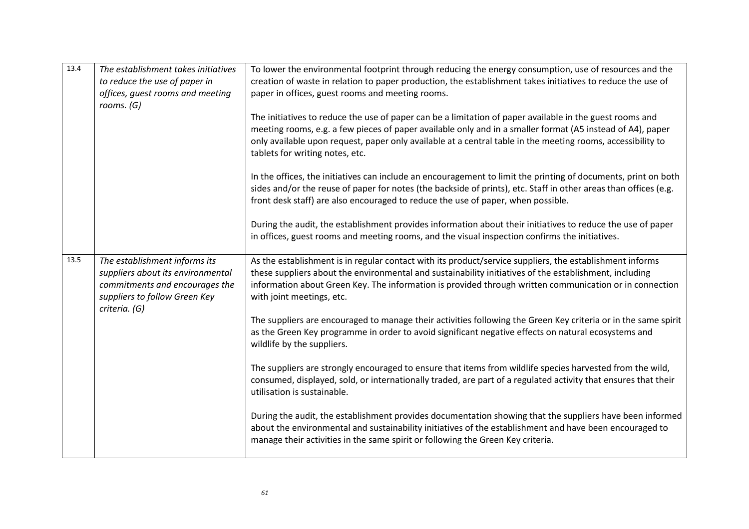| | | |
|---|---|---|
| 13.4 | *The establishment takes initiatives to reduce the use of paper in offices, guest rooms and meeting rooms. (G)* | To lower the environmental footprint through reducing the energy consumption, use of resources and the creation of waste in relation to paper production, the establishment takes initiatives to reduce the use of paper in offices, guest rooms and meeting rooms.<br><br>The initiatives to reduce the use of paper can be a limitation of paper available in the guest rooms and meeting rooms, e.g. a few pieces of paper available only and in a smaller format (A5 instead of A4), paper only available upon request, paper only available at a central table in the meeting rooms, accessibility to tablets for writing notes, etc.<br><br>In the offices, the initiatives can include an encouragement to limit the printing of documents, print on both sides and/or the reuse of paper for notes (the backside of prints), etc. Staff in other areas than offices (e.g. front desk staff) are also encouraged to reduce the use of paper, when possible.<br><br>During the audit, the establishment provides information about their initiatives to reduce the use of paper in offices, guest rooms and meeting rooms, and the visual inspection confirms the initiatives. |
| 13.5 | *The establishment informs its suppliers about its environmental commitments and encourages the suppliers to follow Green Key criteria. (G)* | As the establishment is in regular contact with its product/service suppliers, the establishment informs these suppliers about the environmental and sustainability initiatives of the establishment, including information about Green Key. The information is provided through written communication or in connection with joint meetings, etc.<br><br>The suppliers are encouraged to manage their activities following the Green Key criteria or in the same spirit as the Green Key programme in order to avoid significant negative effects on natural ecosystems and wildlife by the suppliers.<br><br>The suppliers are strongly encouraged to ensure that items from wildlife species harvested from the wild, consumed, displayed, sold, or internationally traded, are part of a regulated activity that ensures that their utilisation is sustainable.<br><br>During the audit, the establishment provides documentation showing that the suppliers have been informed about the environmental and sustainability initiatives of the establishment and have been encouraged to manage their activities in the same spirit or following the Green Key criteria. |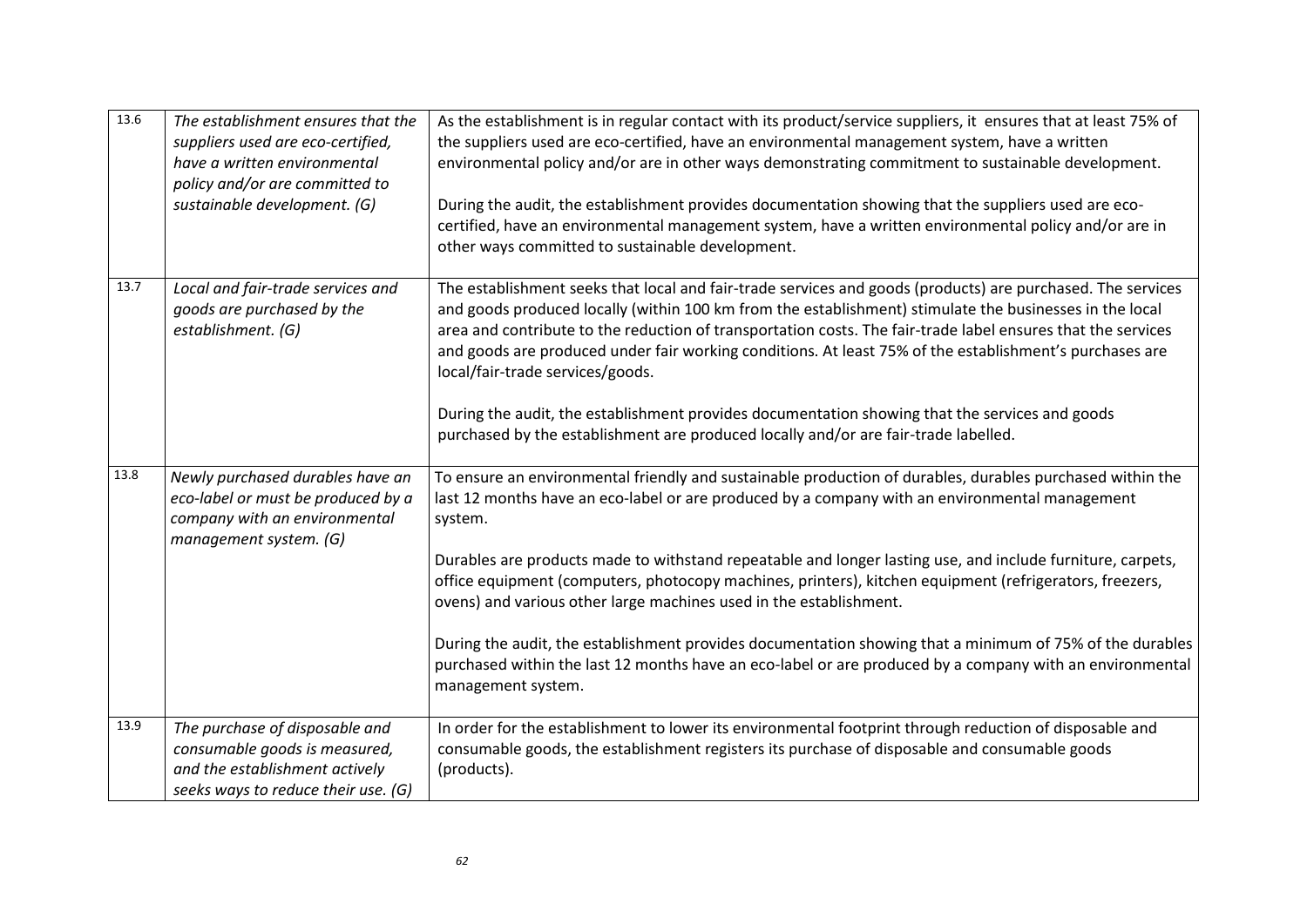| | | |
|---|---|---|
| 13.6 | *The establishment ensures that the suppliers used are eco-certified, have a written environmental policy and/or are committed to sustainable development. (G)* | As the establishment is in regular contact with its product/service suppliers, it ensures that at least 75% of the suppliers used are eco-certified, have an environmental management system, have a written environmental policy and/or are in other ways demonstrating commitment to sustainable development.<br><br>During the audit, the establishment provides documentation showing that the suppliers used are eco-certified, have an environmental management system, have a written environmental policy and/or are in other ways committed to sustainable development. |
| 13.7 | *Local and fair-trade services and goods are purchased by the establishment. (G)* | The establishment seeks that local and fair-trade services and goods (products) are purchased. The services and goods produced locally (within 100 km from the establishment) stimulate the businesses in the local area and contribute to the reduction of transportation costs. The fair-trade label ensures that the services and goods are produced under fair working conditions. At least 75% of the establishment's purchases are local/fair-trade services/goods.<br><br>During the audit, the establishment provides documentation showing that the services and goods purchased by the establishment are produced locally and/or are fair-trade labelled. |
| 13.8 | *Newly purchased durables have an eco-label or must be produced by a company with an environmental management system. (G)* | To ensure an environmental friendly and sustainable production of durables, durables purchased within the last 12 months have an eco-label or are produced by a company with an environmental management system.<br><br>Durables are products made to withstand repeatable and longer lasting use, and include furniture, carpets, office equipment (computers, photocopy machines, printers), kitchen equipment (refrigerators, freezers, ovens) and various other large machines used in the establishment.<br><br>During the audit, the establishment provides documentation showing that a minimum of 75% of the durables purchased within the last 12 months have an eco-label or are produced by a company with an environmental management system. |
| 13.9 | *The purchase of disposable and consumable goods is measured, and the establishment actively seeks ways to reduce their use. (G)* | In order for the establishment to lower its environmental footprint through reduction of disposable and consumable goods, the establishment registers its purchase of disposable and consumable goods (products). |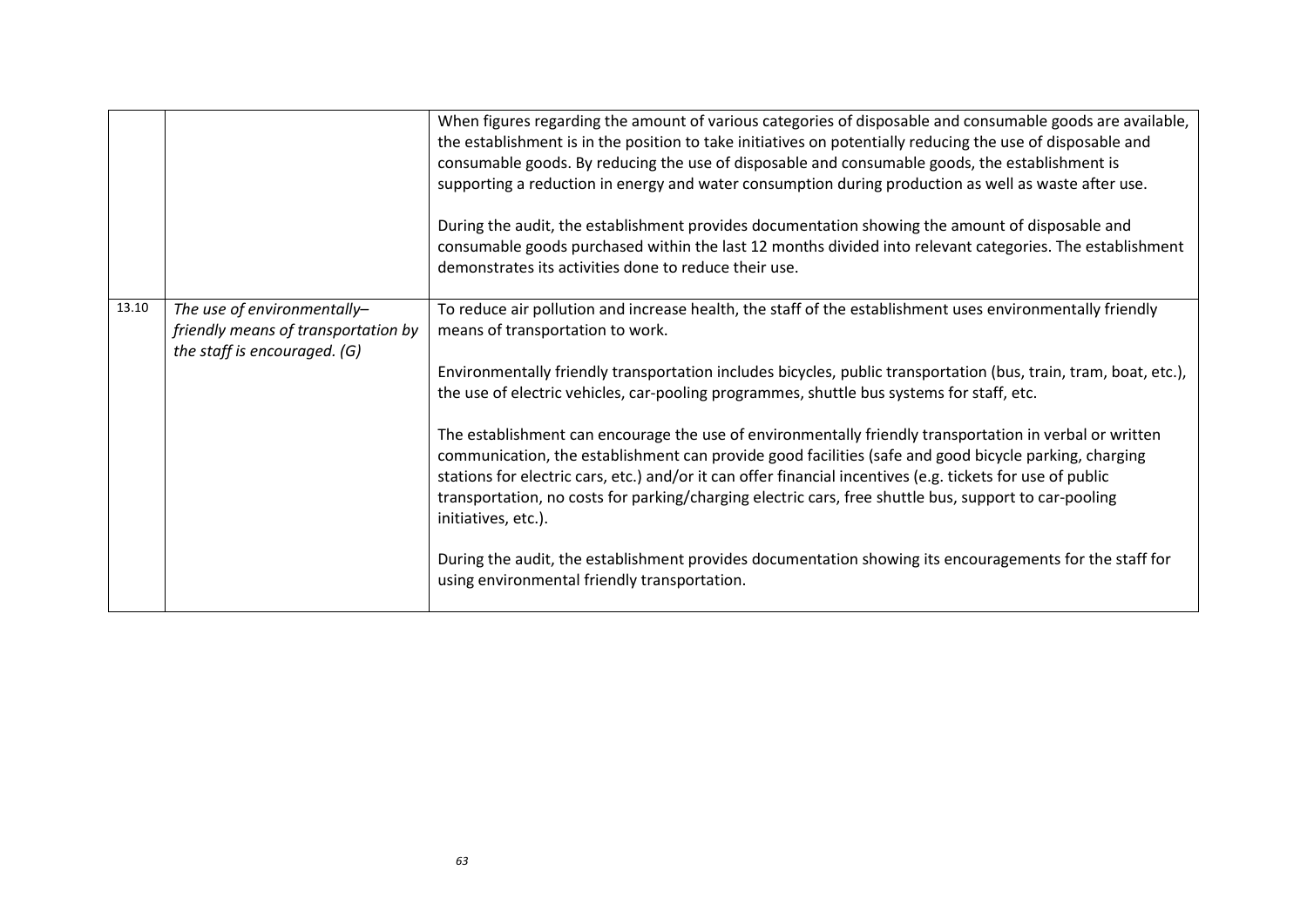| | | |
|---|---|---|
| | | When figures regarding the amount of various categories of disposable and consumable goods are available, the establishment is in the position to take initiatives on potentially reducing the use of disposable and consumable goods. By reducing the use of disposable and consumable goods, the establishment is supporting a reduction in energy and water consumption during production as well as waste after use.<br><br>During the audit, the establishment provides documentation showing the amount of disposable and consumable goods purchased within the last 12 months divided into relevant categories. The establishment demonstrates its activities done to reduce their use. |
| 13.10 | *The use of environmentally–friendly means of transportation by the staff is encouraged. (G)* | To reduce air pollution and increase health, the staff of the establishment uses environmentally friendly means of transportation to work.<br><br>Environmentally friendly transportation includes bicycles, public transportation (bus, train, tram, boat, etc.), the use of electric vehicles, car-pooling programmes, shuttle bus systems for staff, etc.<br><br>The establishment can encourage the use of environmentally friendly transportation in verbal or written communication, the establishment can provide good facilities (safe and good bicycle parking, charging stations for electric cars, etc.) and/or it can offer financial incentives (e.g. tickets for use of public transportation, no costs for parking/charging electric cars, free shuttle bus, support to car-pooling initiatives, etc.).<br><br>During the audit, the establishment provides documentation showing its encouragements for the staff for using environmental friendly transportation. |